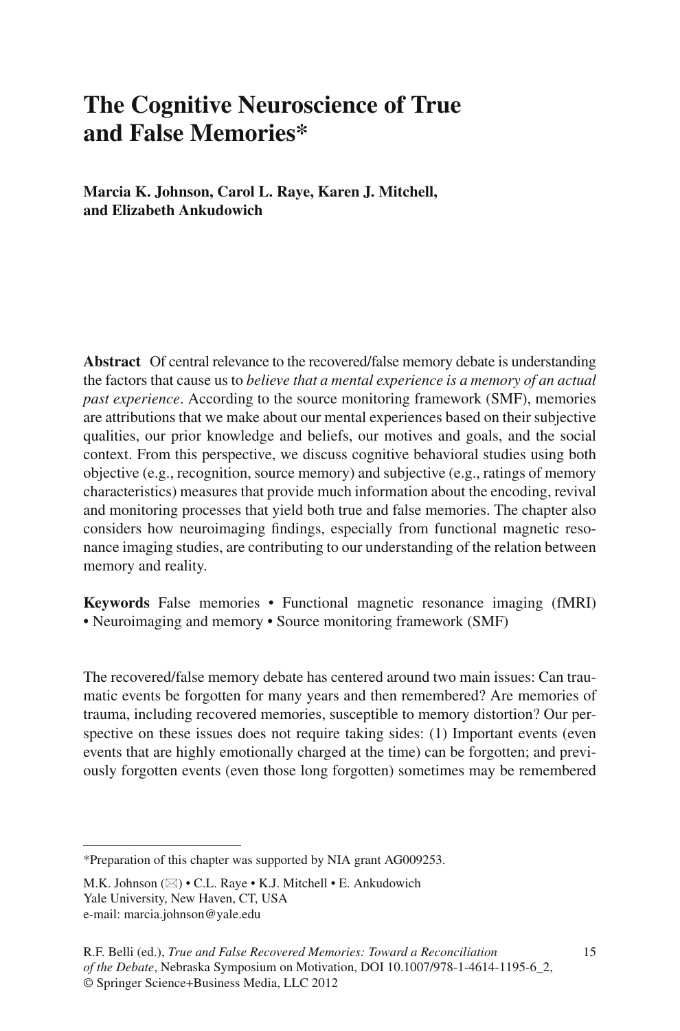# The Cognitive Neuroscience of True and False Memories*

**Marcia K. Johnson, Carol L. Raye, Karen J. Mitchell, and Elizabeth Ankudowich**

**Abstract** Of central relevance to the recovered/false memory debate is understanding the factors that cause us to *believe that a mental experience is a memory of an actual past experience*. According to the source monitoring framework (SMF), memories are attributions that we make about our mental experiences based on their subjective qualities, our prior knowledge and beliefs, our motives and goals, and the social context. From this perspective, we discuss cognitive behavioral studies using both objective (e.g., recognition, source memory) and subjective (e.g., ratings of memory characteristics) measures that provide much information about the encoding, revival and monitoring processes that yield both true and false memories. The chapter also considers how neuroimaging findings, especially from functional magnetic resonance imaging studies, are contributing to our understanding of the relation between memory and reality.

**Keywords** False memories • Functional magnetic resonance imaging (fMRI) • Neuroimaging and memory • Source monitoring framework (SMF)

The recovered/false memory debate has centered around two main issues: Can traumatic events be forgotten for many years and then remembered? Are memories of trauma, including recovered memories, susceptible to memory distortion? Our perspective on these issues does not require taking sides: (1) Important events (even events that are highly emotionally charged at the time) can be forgotten; and previously forgotten events (even those long forgotten) sometimes may be remembered

---

*Preparation of this chapter was supported by NIA grant AG009253.

M.K. Johnson (✉) • C.L. Raye • K.J. Mitchell • E. Ankudowich
Yale University, New Haven, CT, USA
e-mail: marcia.johnson@yale.edu

R.F. Belli (ed.), *True and False Recovered Memories: Toward a Reconciliation of the Debate*, Nebraska Symposium on Motivation, DOI 10.1007/978-1-4614-1195-6_2, © Springer Science+Business Media, LLC 2012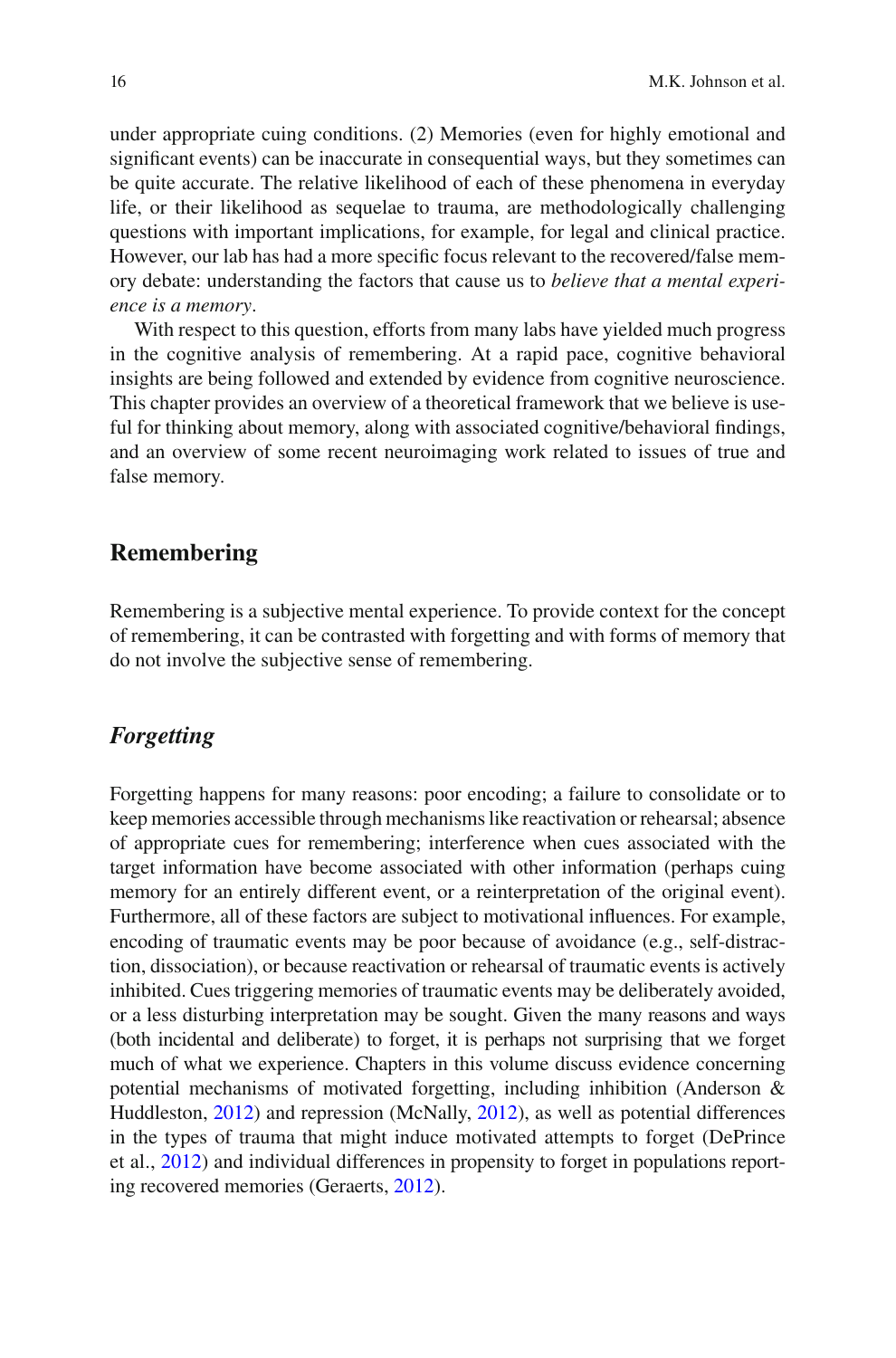under appropriate cuing conditions. (2) Memories (even for highly emotional and significant events) can be inaccurate in consequential ways, but they sometimes can be quite accurate. The relative likelihood of each of these phenomena in everyday life, or their likelihood as sequelae to trauma, are methodologically challenging questions with important implications, for example, for legal and clinical practice. However, our lab has had a more specific focus relevant to the recovered/false memory debate: understanding the factors that cause us to *believe that a mental experience is a memory*.

With respect to this question, efforts from many labs have yielded much progress in the cognitive analysis of remembering. At a rapid pace, cognitive behavioral insights are being followed and extended by evidence from cognitive neuroscience. This chapter provides an overview of a theoretical framework that we believe is useful for thinking about memory, along with associated cognitive/behavioral findings, and an overview of some recent neuroimaging work related to issues of true and false memory.

## Remembering

Remembering is a subjective mental experience. To provide context for the concept of remembering, it can be contrasted with forgetting and with forms of memory that do not involve the subjective sense of remembering.

### *Forgetting*

Forgetting happens for many reasons: poor encoding; a failure to consolidate or to keep memories accessible through mechanisms like reactivation or rehearsal; absence of appropriate cues for remembering; interference when cues associated with the target information have become associated with other information (perhaps cuing memory for an entirely different event, or a reinterpretation of the original event). Furthermore, all of these factors are subject to motivational influences. For example, encoding of traumatic events may be poor because of avoidance (e.g., self-distraction, dissociation), or because reactivation or rehearsal of traumatic events is actively inhibited. Cues triggering memories of traumatic events may be deliberately avoided, or a less disturbing interpretation may be sought. Given the many reasons and ways (both incidental and deliberate) to forget, it is perhaps not surprising that we forget much of what we experience. Chapters in this volume discuss evidence concerning potential mechanisms of motivated forgetting, including inhibition (Anderson & Huddleston, 2012) and repression (McNally, 2012), as well as potential differences in the types of trauma that might induce motivated attempts to forget (DePrince et al., 2012) and individual differences in propensity to forget in populations reporting recovered memories (Geraerts, 2012).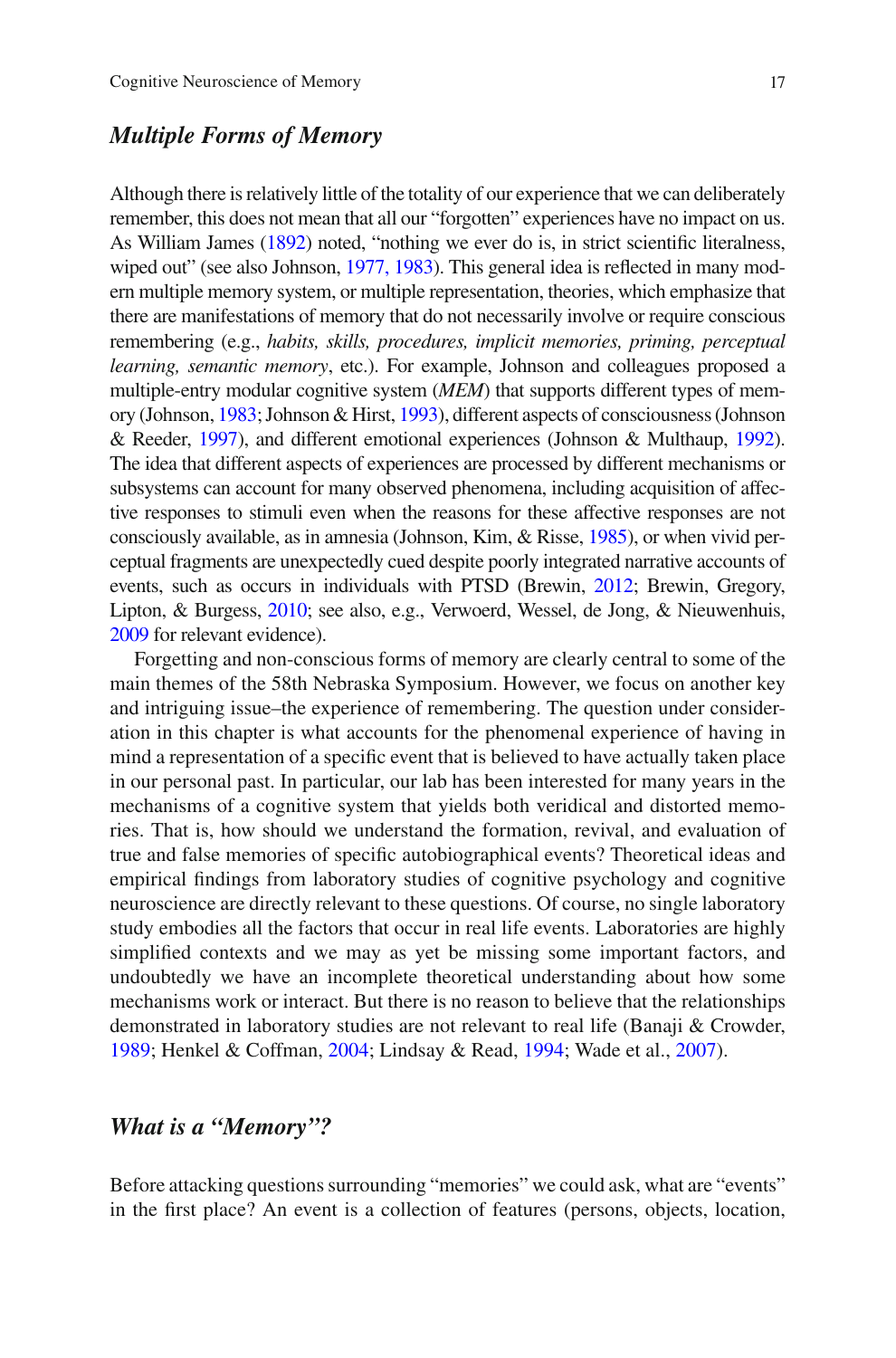## *Multiple Forms of Memory*

Although there is relatively little of the totality of our experience that we can deliberately remember, this does not mean that all our "forgotten" experiences have no impact on us. As William James (1892) noted, "nothing we ever do is, in strict scientific literalness, wiped out" (see also Johnson, 1977, 1983). This general idea is reflected in many modern multiple memory system, or multiple representation, theories, which emphasize that there are manifestations of memory that do not necessarily involve or require conscious remembering (e.g., *habits, skills, procedures, implicit memories, priming, perceptual learning, semantic memory*, etc.). For example, Johnson and colleagues proposed a multiple-entry modular cognitive system (*MEM*) that supports different types of memory (Johnson, 1983; Johnson & Hirst, 1993), different aspects of consciousness (Johnson & Reeder, 1997), and different emotional experiences (Johnson & Multhaup, 1992). The idea that different aspects of experiences are processed by different mechanisms or subsystems can account for many observed phenomena, including acquisition of affective responses to stimuli even when the reasons for these affective responses are not consciously available, as in amnesia (Johnson, Kim, & Risse, 1985), or when vivid perceptual fragments are unexpectedly cued despite poorly integrated narrative accounts of events, such as occurs in individuals with PTSD (Brewin, 2012; Brewin, Gregory, Lipton, & Burgess, 2010; see also, e.g., Verwoerd, Wessel, de Jong, & Nieuwenhuis, 2009 for relevant evidence).

Forgetting and non-conscious forms of memory are clearly central to some of the main themes of the 58th Nebraska Symposium. However, we focus on another key and intriguing issue–the experience of remembering. The question under consideration in this chapter is what accounts for the phenomenal experience of having in mind a representation of a specific event that is believed to have actually taken place in our personal past. In particular, our lab has been interested for many years in the mechanisms of a cognitive system that yields both veridical and distorted memories. That is, how should we understand the formation, revival, and evaluation of true and false memories of specific autobiographical events? Theoretical ideas and empirical findings from laboratory studies of cognitive psychology and cognitive neuroscience are directly relevant to these questions. Of course, no single laboratory study embodies all the factors that occur in real life events. Laboratories are highly simplified contexts and we may as yet be missing some important factors, and undoubtedly we have an incomplete theoretical understanding about how some mechanisms work or interact. But there is no reason to believe that the relationships demonstrated in laboratory studies are not relevant to real life (Banaji & Crowder, 1989; Henkel & Coffman, 2004; Lindsay & Read, 1994; Wade et al., 2007).

## *What is a "Memory"?*

Before attacking questions surrounding "memories" we could ask, what are "events" in the first place? An event is a collection of features (persons, objects, location,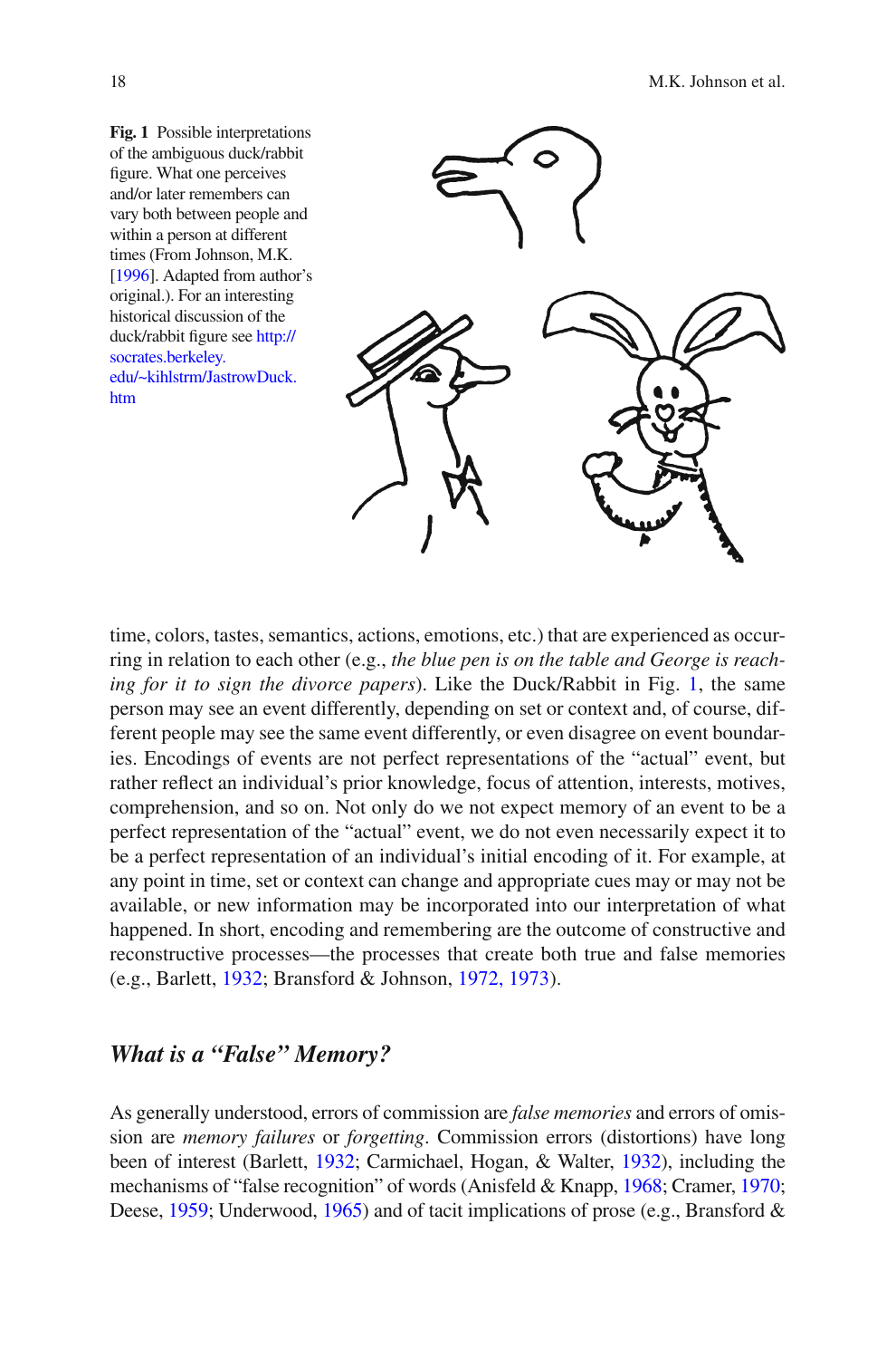**Fig. 1** Possible interpretations of the ambiguous duck/rabbit figure. What one perceives and/or later remembers can vary both between people and within a person at different times (From Johnson, M.K. [1996]. Adapted from author's original.). For an interesting historical discussion of the duck/rabbit figure see http://socrates.berkeley.edu/~kihlstrm/JastrowDuck.htm

time, colors, tastes, semantics, actions, emotions, etc.) that are experienced as occurring in relation to each other (e.g., *the blue pen is on the table and George is reaching for it to sign the divorce papers*). Like the Duck/Rabbit in Fig. 1, the same person may see an event differently, depending on set or context and, of course, different people may see the same event differently, or even disagree on event boundaries. Encodings of events are not perfect representations of the "actual" event, but rather reflect an individual's prior knowledge, focus of attention, interests, motives, comprehension, and so on. Not only do we not expect memory of an event to be a perfect representation of the "actual" event, we do not even necessarily expect it to be a perfect representation of an individual's initial encoding of it. For example, at any point in time, set or context can change and appropriate cues may or may not be available, or new information may be incorporated into our interpretation of what happened. In short, encoding and remembering are the outcome of constructive and reconstructive processes—the processes that create both true and false memories (e.g., Barlett, 1932; Bransford & Johnson, 1972, 1973).

## *What is a "False" Memory?*

As generally understood, errors of commission are *false memories* and errors of omission are *memory failures* or *forgetting*. Commission errors (distortions) have long been of interest (Barlett, 1932; Carmichael, Hogan, & Walter, 1932), including the mechanisms of "false recognition" of words (Anisfeld & Knapp, 1968; Cramer, 1970; Deese, 1959; Underwood, 1965) and of tacit implications of prose (e.g., Bransford &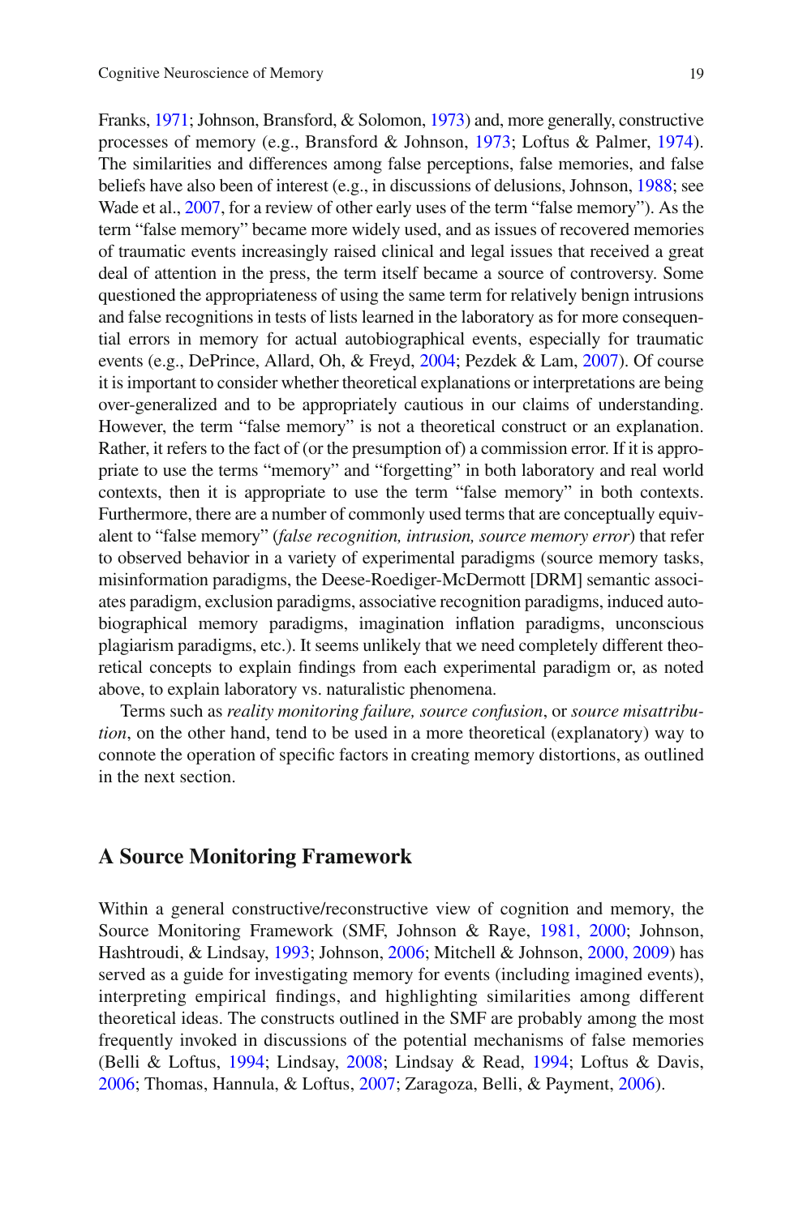Franks, 1971; Johnson, Bransford, & Solomon, 1973) and, more generally, constructive processes of memory (e.g., Bransford & Johnson, 1973; Loftus & Palmer, 1974). The similarities and differences among false perceptions, false memories, and false beliefs have also been of interest (e.g., in discussions of delusions, Johnson, 1988; see Wade et al., 2007, for a review of other early uses of the term "false memory"). As the term "false memory" became more widely used, and as issues of recovered memories of traumatic events increasingly raised clinical and legal issues that received a great deal of attention in the press, the term itself became a source of controversy. Some questioned the appropriateness of using the same term for relatively benign intrusions and false recognitions in tests of lists learned in the laboratory as for more consequential errors in memory for actual autobiographical events, especially for traumatic events (e.g., DePrince, Allard, Oh, & Freyd, 2004; Pezdek & Lam, 2007). Of course it is important to consider whether theoretical explanations or interpretations are being over-generalized and to be appropriately cautious in our claims of understanding. However, the term "false memory" is not a theoretical construct or an explanation. Rather, it refers to the fact of (or the presumption of) a commission error. If it is appropriate to use the terms "memory" and "forgetting" in both laboratory and real world contexts, then it is appropriate to use the term "false memory" in both contexts. Furthermore, there are a number of commonly used terms that are conceptually equivalent to "false memory" (*false recognition, intrusion, source memory error*) that refer to observed behavior in a variety of experimental paradigms (source memory tasks, misinformation paradigms, the Deese-Roediger-McDermott [DRM] semantic associates paradigm, exclusion paradigms, associative recognition paradigms, induced autobiographical memory paradigms, imagination inflation paradigms, unconscious plagiarism paradigms, etc.). It seems unlikely that we need completely different theoretical concepts to explain findings from each experimental paradigm or, as noted above, to explain laboratory vs. naturalistic phenomena.

Terms such as *reality monitoring failure, source confusion*, or *source misattribution*, on the other hand, tend to be used in a more theoretical (explanatory) way to connote the operation of specific factors in creating memory distortions, as outlined in the next section.

## A Source Monitoring Framework

Within a general constructive/reconstructive view of cognition and memory, the Source Monitoring Framework (SMF, Johnson & Raye, 1981, 2000; Johnson, Hashtroudi, & Lindsay, 1993; Johnson, 2006; Mitchell & Johnson, 2000, 2009) has served as a guide for investigating memory for events (including imagined events), interpreting empirical findings, and highlighting similarities among different theoretical ideas. The constructs outlined in the SMF are probably among the most frequently invoked in discussions of the potential mechanisms of false memories (Belli & Loftus, 1994; Lindsay, 2008; Lindsay & Read, 1994; Loftus & Davis, 2006; Thomas, Hannula, & Loftus, 2007; Zaragoza, Belli, & Payment, 2006).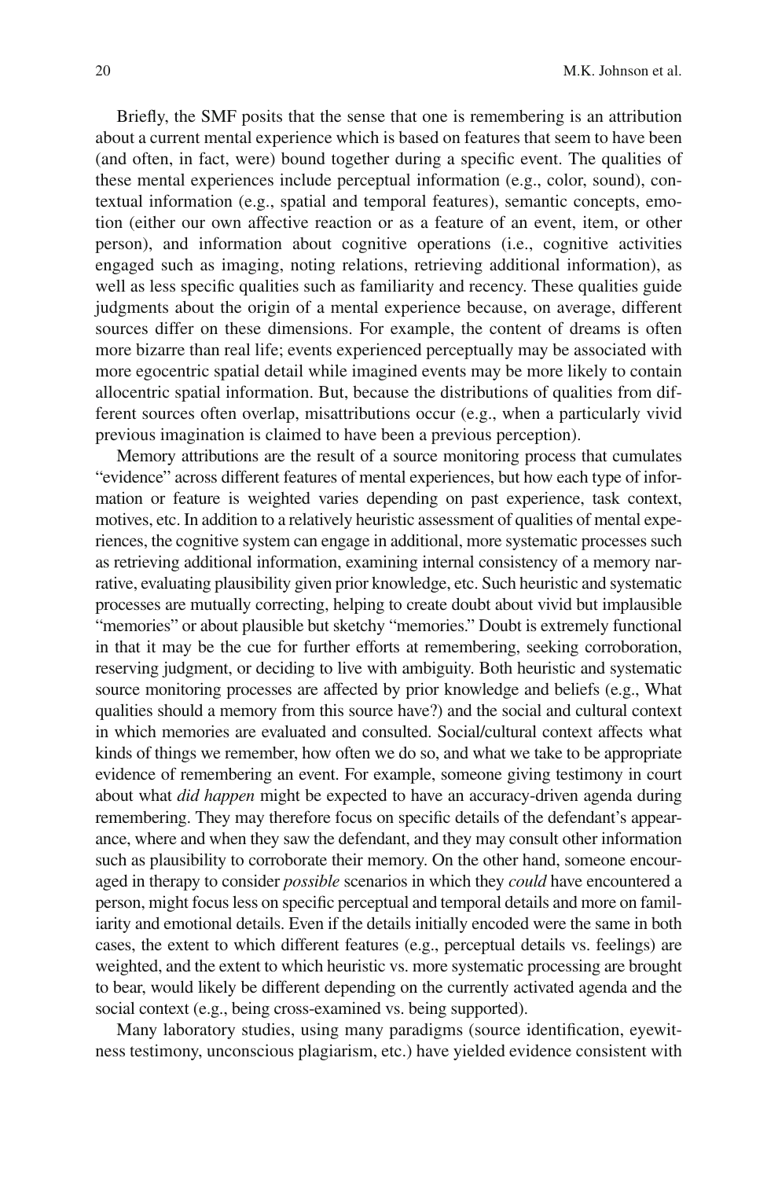Briefly, the SMF posits that the sense that one is remembering is an attribution about a current mental experience which is based on features that seem to have been (and often, in fact, were) bound together during a specific event. The qualities of these mental experiences include perceptual information (e.g., color, sound), contextual information (e.g., spatial and temporal features), semantic concepts, emotion (either our own affective reaction or as a feature of an event, item, or other person), and information about cognitive operations (i.e., cognitive activities engaged such as imaging, noting relations, retrieving additional information), as well as less specific qualities such as familiarity and recency. These qualities guide judgments about the origin of a mental experience because, on average, different sources differ on these dimensions. For example, the content of dreams is often more bizarre than real life; events experienced perceptually may be associated with more egocentric spatial detail while imagined events may be more likely to contain allocentric spatial information. But, because the distributions of qualities from different sources often overlap, misattributions occur (e.g., when a particularly vivid previous imagination is claimed to have been a previous perception).

Memory attributions are the result of a source monitoring process that cumulates "evidence" across different features of mental experiences, but how each type of information or feature is weighted varies depending on past experience, task context, motives, etc. In addition to a relatively heuristic assessment of qualities of mental experiences, the cognitive system can engage in additional, more systematic processes such as retrieving additional information, examining internal consistency of a memory narrative, evaluating plausibility given prior knowledge, etc. Such heuristic and systematic processes are mutually correcting, helping to create doubt about vivid but implausible "memories" or about plausible but sketchy "memories." Doubt is extremely functional in that it may be the cue for further efforts at remembering, seeking corroboration, reserving judgment, or deciding to live with ambiguity. Both heuristic and systematic source monitoring processes are affected by prior knowledge and beliefs (e.g., What qualities should a memory from this source have?) and the social and cultural context in which memories are evaluated and consulted. Social/cultural context affects what kinds of things we remember, how often we do so, and what we take to be appropriate evidence of remembering an event. For example, someone giving testimony in court about what *did happen* might be expected to have an accuracy-driven agenda during remembering. They may therefore focus on specific details of the defendant's appearance, where and when they saw the defendant, and they may consult other information such as plausibility to corroborate their memory. On the other hand, someone encouraged in therapy to consider *possible* scenarios in which they *could* have encountered a person, might focus less on specific perceptual and temporal details and more on familiarity and emotional details. Even if the details initially encoded were the same in both cases, the extent to which different features (e.g., perceptual details vs. feelings) are weighted, and the extent to which heuristic vs. more systematic processing are brought to bear, would likely be different depending on the currently activated agenda and the social context (e.g., being cross-examined vs. being supported).

Many laboratory studies, using many paradigms (source identification, eyewitness testimony, unconscious plagiarism, etc.) have yielded evidence consistent with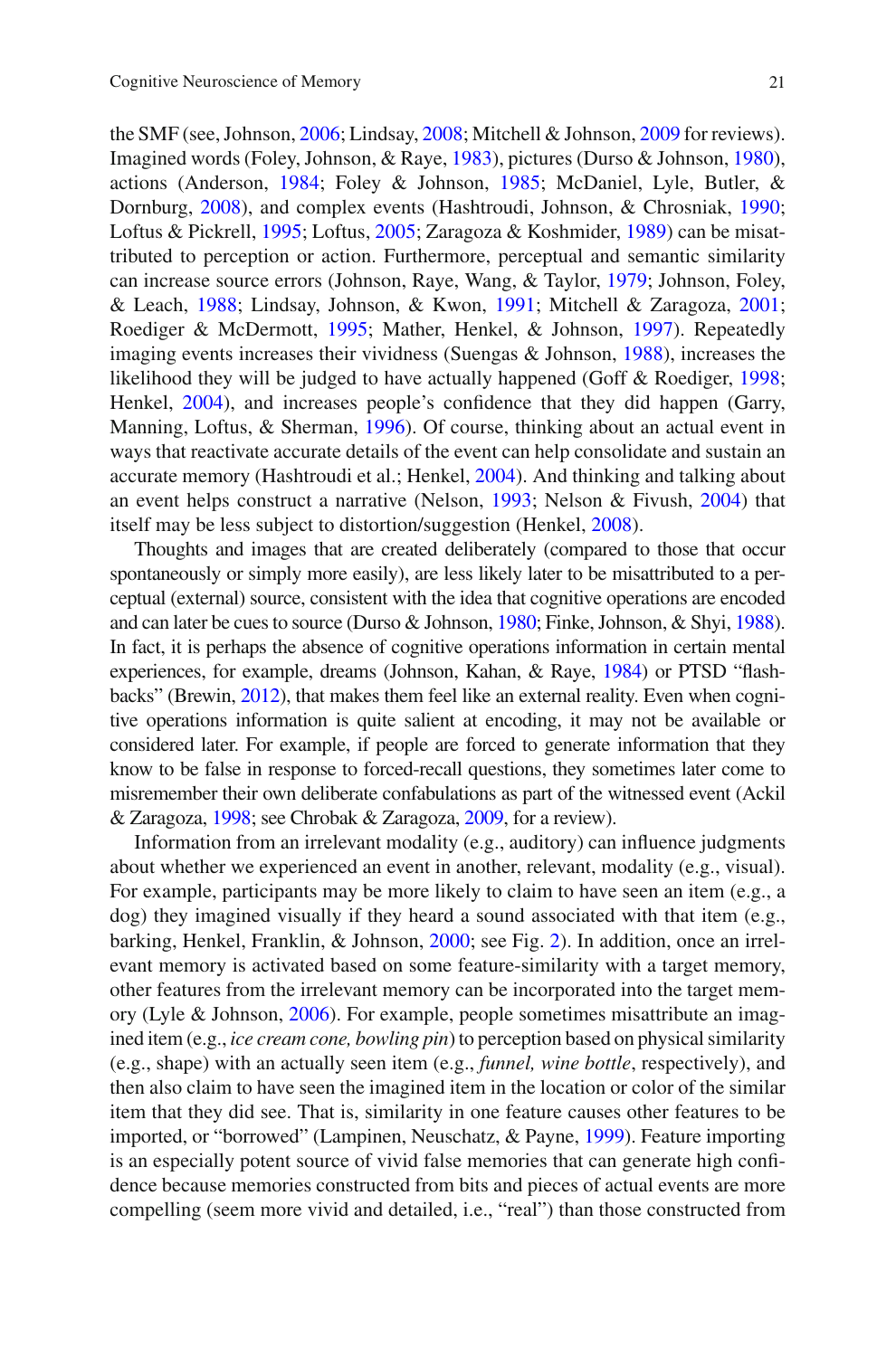the SMF (see, Johnson, 2006; Lindsay, 2008; Mitchell & Johnson, 2009 for reviews). Imagined words (Foley, Johnson, & Raye, 1983), pictures (Durso & Johnson, 1980), actions (Anderson, 1984; Foley & Johnson, 1985; McDaniel, Lyle, Butler, & Dornburg, 2008), and complex events (Hashtroudi, Johnson, & Chrosniak, 1990; Loftus & Pickrell, 1995; Loftus, 2005; Zaragoza & Koshmider, 1989) can be misattributed to perception or action. Furthermore, perceptual and semantic similarity can increase source errors (Johnson, Raye, Wang, & Taylor, 1979; Johnson, Foley, & Leach, 1988; Lindsay, Johnson, & Kwon, 1991; Mitchell & Zaragoza, 2001; Roediger & McDermott, 1995; Mather, Henkel, & Johnson, 1997). Repeatedly imaging events increases their vividness (Suengas & Johnson, 1988), increases the likelihood they will be judged to have actually happened (Goff & Roediger, 1998; Henkel, 2004), and increases people's confidence that they did happen (Garry, Manning, Loftus, & Sherman, 1996). Of course, thinking about an actual event in ways that reactivate accurate details of the event can help consolidate and sustain an accurate memory (Hashtroudi et al.; Henkel, 2004). And thinking and talking about an event helps construct a narrative (Nelson, 1993; Nelson & Fivush, 2004) that itself may be less subject to distortion/suggestion (Henkel, 2008).

Thoughts and images that are created deliberately (compared to those that occur spontaneously or simply more easily), are less likely later to be misattributed to a perceptual (external) source, consistent with the idea that cognitive operations are encoded and can later be cues to source (Durso & Johnson, 1980; Finke, Johnson, & Shyi, 1988). In fact, it is perhaps the absence of cognitive operations information in certain mental experiences, for example, dreams (Johnson, Kahan, & Raye, 1984) or PTSD "flashbacks" (Brewin, 2012), that makes them feel like an external reality. Even when cognitive operations information is quite salient at encoding, it may not be available or considered later. For example, if people are forced to generate information that they know to be false in response to forced-recall questions, they sometimes later come to misremember their own deliberate confabulations as part of the witnessed event (Ackil & Zaragoza, 1998; see Chrobak & Zaragoza, 2009, for a review).

Information from an irrelevant modality (e.g., auditory) can influence judgments about whether we experienced an event in another, relevant, modality (e.g., visual). For example, participants may be more likely to claim to have seen an item (e.g., a dog) they imagined visually if they heard a sound associated with that item (e.g., barking, Henkel, Franklin, & Johnson, 2000; see Fig. 2). In addition, once an irrelevant memory is activated based on some feature-similarity with a target memory, other features from the irrelevant memory can be incorporated into the target memory (Lyle & Johnson, 2006). For example, people sometimes misattribute an imagined item (e.g., *ice cream cone, bowling pin*) to perception based on physical similarity (e.g., shape) with an actually seen item (e.g., *funnel, wine bottle*, respectively), and then also claim to have seen the imagined item in the location or color of the similar item that they did see. That is, similarity in one feature causes other features to be imported, or "borrowed" (Lampinen, Neuschatz, & Payne, 1999). Feature importing is an especially potent source of vivid false memories that can generate high confidence because memories constructed from bits and pieces of actual events are more compelling (seem more vivid and detailed, i.e., "real") than those constructed from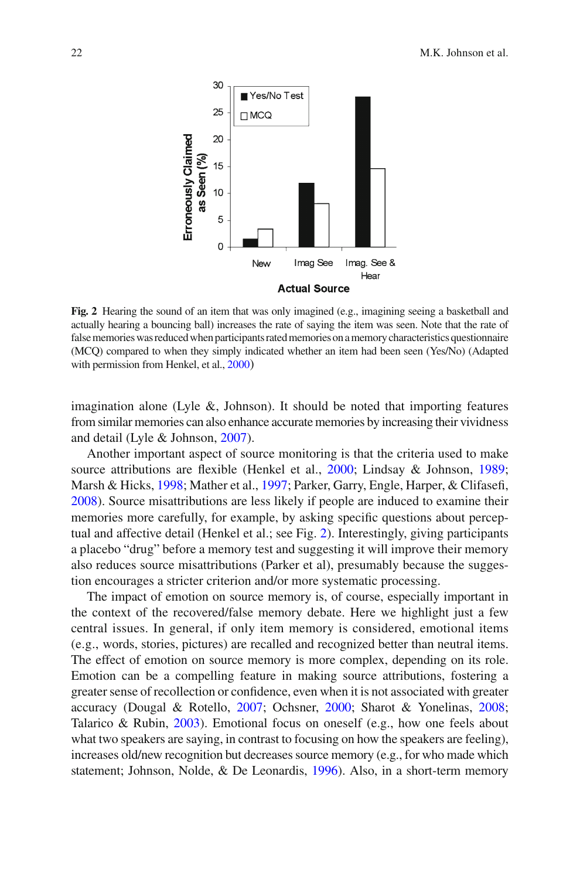Fig. 2 Hearing the sound of an item that was only imagined (e.g., imagining seeing a basketball and actually hearing a bouncing ball) increases the rate of saying the item was seen. Note that the rate of false memories was reduced when participants rated memories on a memory characteristics questionnaire (MCQ) compared to when they simply indicated whether an item had been seen (Yes/No) (Adapted with permission from Henkel, et al., 2000)

imagination alone (Lyle &, Johnson). It should be noted that importing features from similar memories can also enhance accurate memories by increasing their vividness and detail (Lyle & Johnson, 2007).

Another important aspect of source monitoring is that the criteria used to make source attributions are flexible (Henkel et al., 2000; Lindsay & Johnson, 1989; Marsh & Hicks, 1998; Mather et al., 1997; Parker, Garry, Engle, Harper, & Clifasefi, 2008). Source misattributions are less likely if people are induced to examine their memories more carefully, for example, by asking specific questions about perceptual and affective detail (Henkel et al.; see Fig. 2). Interestingly, giving participants a placebo "drug" before a memory test and suggesting it will improve their memory also reduces source misattributions (Parker et al), presumably because the suggestion encourages a stricter criterion and/or more systematic processing.

The impact of emotion on source memory is, of course, especially important in the context of the recovered/false memory debate. Here we highlight just a few central issues. In general, if only item memory is considered, emotional items (e.g., words, stories, pictures) are recalled and recognized better than neutral items. The effect of emotion on source memory is more complex, depending on its role. Emotion can be a compelling feature in making source attributions, fostering a greater sense of recollection or confidence, even when it is not associated with greater accuracy (Dougal & Rotello, 2007; Ochsner, 2000; Sharot & Yonelinas, 2008; Talarico & Rubin, 2003). Emotional focus on oneself (e.g., how one feels about what two speakers are saying, in contrast to focusing on how the speakers are feeling), increases old/new recognition but decreases source memory (e.g., for who made which statement; Johnson, Nolde, & De Leonardis, 1996). Also, in a short-term memory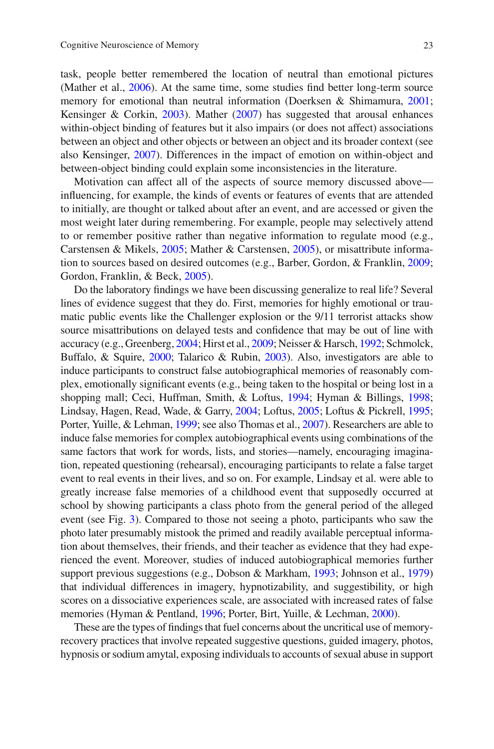task, people better remembered the location of neutral than emotional pictures (Mather et al., 2006). At the same time, some studies find better long-term source memory for emotional than neutral information (Doerksen & Shimamura, 2001; Kensinger & Corkin, 2003). Mather (2007) has suggested that arousal enhances within-object binding of features but it also impairs (or does not affect) associations between an object and other objects or between an object and its broader context (see also Kensinger, 2007). Differences in the impact of emotion on within-object and between-object binding could explain some inconsistencies in the literature.

Motivation can affect all of the aspects of source memory discussed above—influencing, for example, the kinds of events or features of events that are attended to initially, are thought or talked about after an event, and are accessed or given the most weight later during remembering. For example, people may selectively attend to or remember positive rather than negative information to regulate mood (e.g., Carstensen & Mikels, 2005; Mather & Carstensen, 2005), or misattribute information to sources based on desired outcomes (e.g., Barber, Gordon, & Franklin, 2009; Gordon, Franklin, & Beck, 2005).

Do the laboratory findings we have been discussing generalize to real life? Several lines of evidence suggest that they do. First, memories for highly emotional or traumatic public events like the Challenger explosion or the 9/11 terrorist attacks show source misattributions on delayed tests and confidence that may be out of line with accuracy (e.g., Greenberg, 2004; Hirst et al., 2009; Neisser & Harsch, 1992; Schmolck, Buffalo, & Squire, 2000; Talarico & Rubin, 2003). Also, investigators are able to induce participants to construct false autobiographical memories of reasonably complex, emotionally significant events (e.g., being taken to the hospital or being lost in a shopping mall; Ceci, Huffman, Smith, & Loftus, 1994; Hyman & Billings, 1998; Lindsay, Hagen, Read, Wade, & Garry, 2004; Loftus, 2005; Loftus & Pickrell, 1995; Porter, Yuille, & Lehman, 1999; see also Thomas et al., 2007). Researchers are able to induce false memories for complex autobiographical events using combinations of the same factors that work for words, lists, and stories—namely, encouraging imagination, repeated questioning (rehearsal), encouraging participants to relate a false target event to real events in their lives, and so on. For example, Lindsay et al. were able to greatly increase false memories of a childhood event that supposedly occurred at school by showing participants a class photo from the general period of the alleged event (see Fig. 3). Compared to those not seeing a photo, participants who saw the photo later presumably mistook the primed and readily available perceptual information about themselves, their friends, and their teacher as evidence that they had experienced the event. Moreover, studies of induced autobiographical memories further support previous suggestions (e.g., Dobson & Markham, 1993; Johnson et al., 1979) that individual differences in imagery, hypnotizability, and suggestibility, or high scores on a dissociative experiences scale, are associated with increased rates of false memories (Hyman & Pentland, 1996; Porter, Birt, Yuille, & Lechman, 2000).

These are the types of findings that fuel concerns about the uncritical use of memory-recovery practices that involve repeated suggestive questions, guided imagery, photos, hypnosis or sodium amytal, exposing individuals to accounts of sexual abuse in support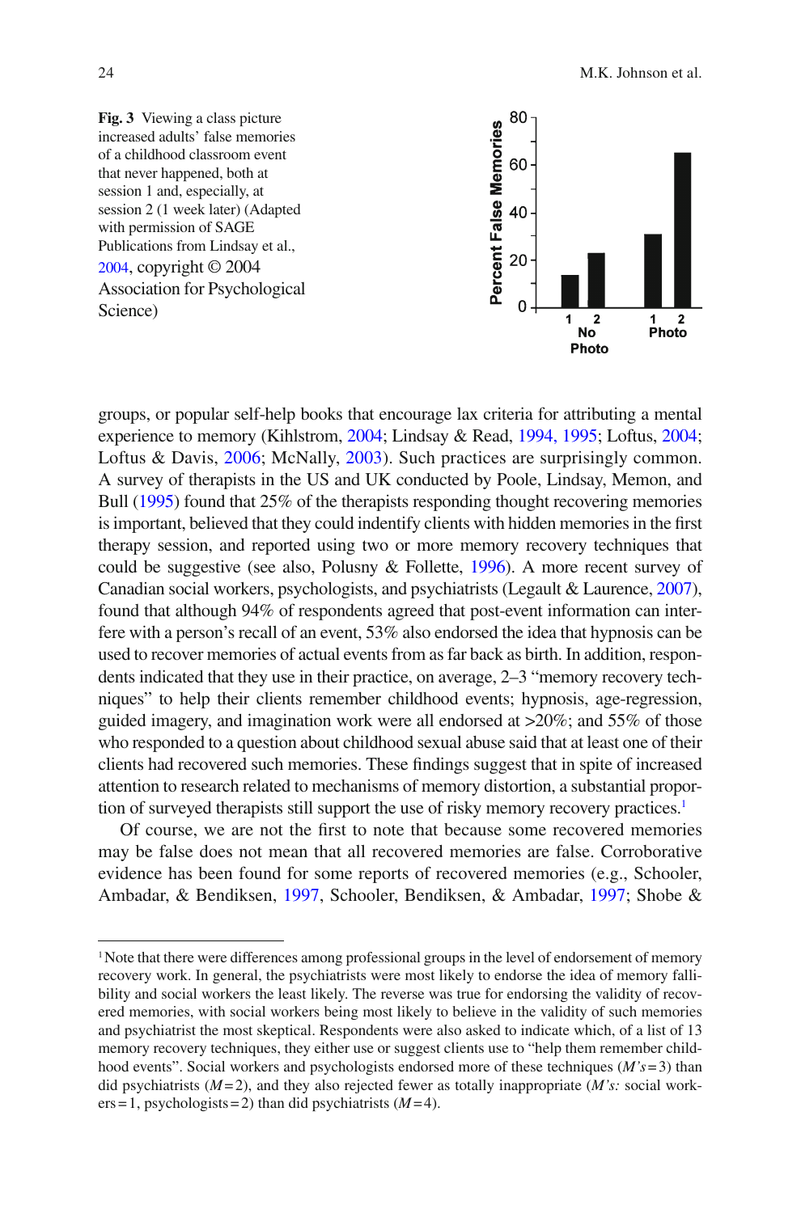**Fig. 3** Viewing a class picture increased adults' false memories of a childhood classroom event that never happened, both at session 1 and, especially, at session 2 (1 week later) (Adapted with permission of SAGE Publications from Lindsay et al., 2004, copyright © 2004 Association for Psychological Science)

groups, or popular self-help books that encourage lax criteria for attributing a mental experience to memory (Kihlstrom, 2004; Lindsay & Read, 1994, 1995; Loftus, 2004; Loftus & Davis, 2006; McNally, 2003). Such practices are surprisingly common. A survey of therapists in the US and UK conducted by Poole, Lindsay, Memon, and Bull (1995) found that 25% of the therapists responding thought recovering memories is important, believed that they could indentify clients with hidden memories in the first therapy session, and reported using two or more memory recovery techniques that could be suggestive (see also, Polusny & Follette, 1996). A more recent survey of Canadian social workers, psychologists, and psychiatrists (Legault & Laurence, 2007), found that although 94% of respondents agreed that post-event information can interfere with a person's recall of an event, 53% also endorsed the idea that hypnosis can be used to recover memories of actual events from as far back as birth. In addition, respondents indicated that they use in their practice, on average, 2–3 "memory recovery techniques" to help their clients remember childhood events; hypnosis, age-regression, guided imagery, and imagination work were all endorsed at >20%; and 55% of those who responded to a question about childhood sexual abuse said that at least one of their clients had recovered such memories. These findings suggest that in spite of increased attention to research related to mechanisms of memory distortion, a substantial proportion of surveyed therapists still support the use of risky memory recovery practices.[1]

Of course, we are not the first to note that because some recovered memories may be false does not mean that all recovered memories are false. Corroborative evidence has been found for some reports of recovered memories (e.g., Schooler, Ambadar, & Bendiksen, 1997, Schooler, Bendiksen, & Ambadar, 1997; Shobe &

[1] Note that there were differences among professional groups in the level of endorsement of memory recovery work. In general, the psychiatrists were most likely to endorse the idea of memory fallibility and social workers the least likely. The reverse was true for endorsing the validity of recovered memories, with social workers being most likely to believe in the validity of such memories and psychiatrist the most skeptical. Respondents were also asked to indicate which, of a list of 13 memory recovery techniques, they either use or suggest clients use to "help them remember childhood events". Social workers and psychologists endorsed more of these techniques (*M's* = 3) than did psychiatrists (*M* = 2), and they also rejected fewer as totally inappropriate (*M's:* social workers = 1, psychologists = 2) than did psychiatrists (*M* = 4).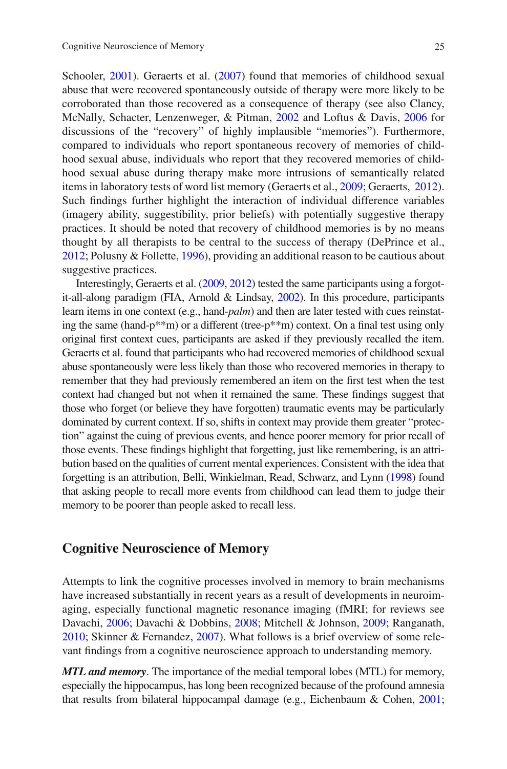Schooler, 2001). Geraerts et al. (2007) found that memories of childhood sexual abuse that were recovered spontaneously outside of therapy were more likely to be corroborated than those recovered as a consequence of therapy (see also Clancy, McNally, Schacter, Lenzenweger, & Pitman, 2002 and Loftus & Davis, 2006 for discussions of the "recovery" of highly implausible "memories"). Furthermore, compared to individuals who report spontaneous recovery of memories of childhood sexual abuse, individuals who report that they recovered memories of childhood sexual abuse during therapy make more intrusions of semantically related items in laboratory tests of word list memory (Geraerts et al., 2009; Geraerts, 2012). Such findings further highlight the interaction of individual difference variables (imagery ability, suggestibility, prior beliefs) with potentially suggestive therapy practices. It should be noted that recovery of childhood memories is by no means thought by all therapists to be central to the success of therapy (DePrince et al., 2012; Polusny & Follette, 1996), providing an additional reason to be cautious about suggestive practices.

Interestingly, Geraerts et al. (2009, 2012) tested the same participants using a forgot-it-all-along paradigm (FIA, Arnold & Lindsay, 2002). In this procedure, participants learn items in one context (e.g., hand-*palm*) and then are later tested with cues reinstating the same (hand-p**m) or a different (tree-p**m) context. On a final test using only original first context cues, participants are asked if they previously recalled the item. Geraerts et al. found that participants who had recovered memories of childhood sexual abuse spontaneously were less likely than those who recovered memories in therapy to remember that they had previously remembered an item on the first test when the test context had changed but not when it remained the same. These findings suggest that those who forget (or believe they have forgotten) traumatic events may be particularly dominated by current context. If so, shifts in context may provide them greater "protection" against the cuing of previous events, and hence poorer memory for prior recall of those events. These findings highlight that forgetting, just like remembering, is an attribution based on the qualities of current mental experiences. Consistent with the idea that forgetting is an attribution, Belli, Winkielman, Read, Schwarz, and Lynn (1998) found that asking people to recall more events from childhood can lead them to judge their memory to be poorer than people asked to recall less.

## Cognitive Neuroscience of Memory

Attempts to link the cognitive processes involved in memory to brain mechanisms have increased substantially in recent years as a result of developments in neuroimaging, especially functional magnetic resonance imaging (fMRI; for reviews see Davachi, 2006; Davachi & Dobbins, 2008; Mitchell & Johnson, 2009; Ranganath, 2010; Skinner & Fernandez, 2007). What follows is a brief overview of some relevant findings from a cognitive neuroscience approach to understanding memory.

***MTL and memory***. The importance of the medial temporal lobes (MTL) for memory, especially the hippocampus, has long been recognized because of the profound amnesia that results from bilateral hippocampal damage (e.g., Eichenbaum & Cohen, 2001;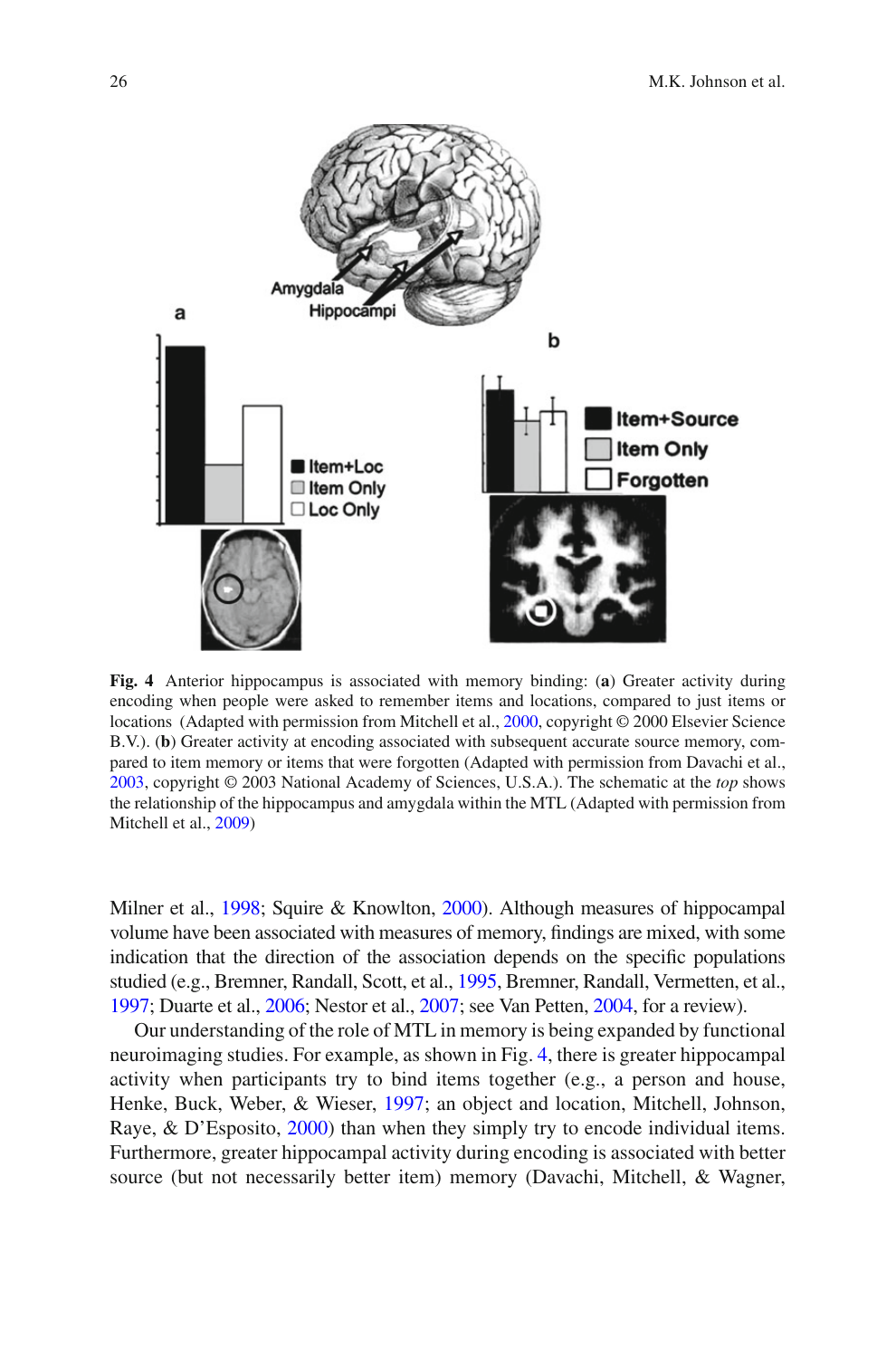**Fig. 4** Anterior hippocampus is associated with memory binding: (**a**) Greater activity during encoding when people were asked to remember items and locations, compared to just items or locations (Adapted with permission from Mitchell et al., 2000, copyright © 2000 Elsevier Science B.V.). (**b**) Greater activity at encoding associated with subsequent accurate source memory, compared to item memory or items that were forgotten (Adapted with permission from Davachi et al., 2003, copyright © 2003 National Academy of Sciences, U.S.A.). The schematic at the *top* shows the relationship of the hippocampus and amygdala within the MTL (Adapted with permission from Mitchell et al., 2009)

Milner et al., 1998; Squire & Knowlton, 2000). Although measures of hippocampal volume have been associated with measures of memory, findings are mixed, with some indication that the direction of the association depends on the specific populations studied (e.g., Bremner, Randall, Scott, et al., 1995, Bremner, Randall, Vermetten, et al., 1997; Duarte et al., 2006; Nestor et al., 2007; see Van Petten, 2004, for a review).

Our understanding of the role of MTL in memory is being expanded by functional neuroimaging studies. For example, as shown in Fig. 4, there is greater hippocampal activity when participants try to bind items together (e.g., a person and house, Henke, Buck, Weber, & Wieser, 1997; an object and location, Mitchell, Johnson, Raye, & D'Esposito, 2000) than when they simply try to encode individual items. Furthermore, greater hippocampal activity during encoding is associated with better source (but not necessarily better item) memory (Davachi, Mitchell, & Wagner,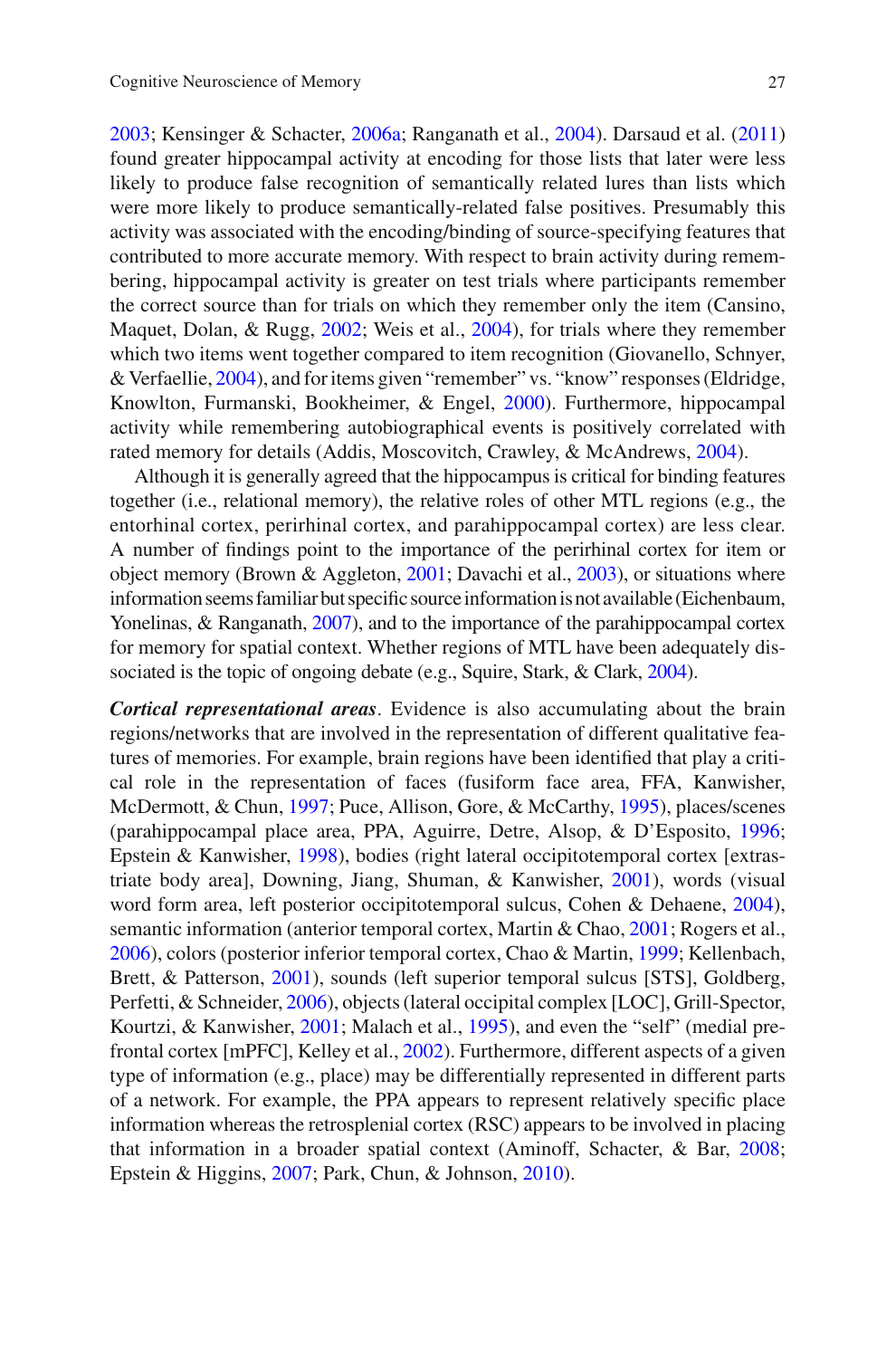2003; Kensinger & Schacter, 2006a; Ranganath et al., 2004). Darsaud et al. (2011) found greater hippocampal activity at encoding for those lists that later were less likely to produce false recognition of semantically related lures than lists which were more likely to produce semantically-related false positives. Presumably this activity was associated with the encoding/binding of source-specifying features that contributed to more accurate memory. With respect to brain activity during remembering, hippocampal activity is greater on test trials where participants remember the correct source than for trials on which they remember only the item (Cansino, Maquet, Dolan, & Rugg, 2002; Weis et al., 2004), for trials where they remember which two items went together compared to item recognition (Giovanello, Schnyer, & Verfaellie, 2004), and for items given "remember" vs. "know" responses (Eldridge, Knowlton, Furmanski, Bookheimer, & Engel, 2000). Furthermore, hippocampal activity while remembering autobiographical events is positively correlated with rated memory for details (Addis, Moscovitch, Crawley, & McAndrews, 2004).

Although it is generally agreed that the hippocampus is critical for binding features together (i.e., relational memory), the relative roles of other MTL regions (e.g., the entorhinal cortex, perirhinal cortex, and parahippocampal cortex) are less clear. A number of findings point to the importance of the perirhinal cortex for item or object memory (Brown & Aggleton, 2001; Davachi et al., 2003), or situations where information seems familiar but specific source information is not available (Eichenbaum, Yonelinas, & Ranganath, 2007), and to the importance of the parahippocampal cortex for memory for spatial context. Whether regions of MTL have been adequately dissociated is the topic of ongoing debate (e.g., Squire, Stark, & Clark, 2004).

***Cortical representational areas***. Evidence is also accumulating about the brain regions/networks that are involved in the representation of different qualitative features of memories. For example, brain regions have been identified that play a critical role in the representation of faces (fusiform face area, FFA, Kanwisher, McDermott, & Chun, 1997; Puce, Allison, Gore, & McCarthy, 1995), places/scenes (parahippocampal place area, PPA, Aguirre, Detre, Alsop, & D'Esposito, 1996; Epstein & Kanwisher, 1998), bodies (right lateral occipitotemporal cortex [extrastriate body area], Downing, Jiang, Shuman, & Kanwisher, 2001), words (visual word form area, left posterior occipitotemporal sulcus, Cohen & Dehaene, 2004), semantic information (anterior temporal cortex, Martin & Chao, 2001; Rogers et al., 2006), colors (posterior inferior temporal cortex, Chao & Martin, 1999; Kellenbach, Brett, & Patterson, 2001), sounds (left superior temporal sulcus [STS], Goldberg, Perfetti, & Schneider, 2006), objects (lateral occipital complex [LOC], Grill-Spector, Kourtzi, & Kanwisher, 2001; Malach et al., 1995), and even the "self" (medial prefrontal cortex [mPFC], Kelley et al., 2002). Furthermore, different aspects of a given type of information (e.g., place) may be differentially represented in different parts of a network. For example, the PPA appears to represent relatively specific place information whereas the retrosplenial cortex (RSC) appears to be involved in placing that information in a broader spatial context (Aminoff, Schacter, & Bar, 2008; Epstein & Higgins, 2007; Park, Chun, & Johnson, 2010).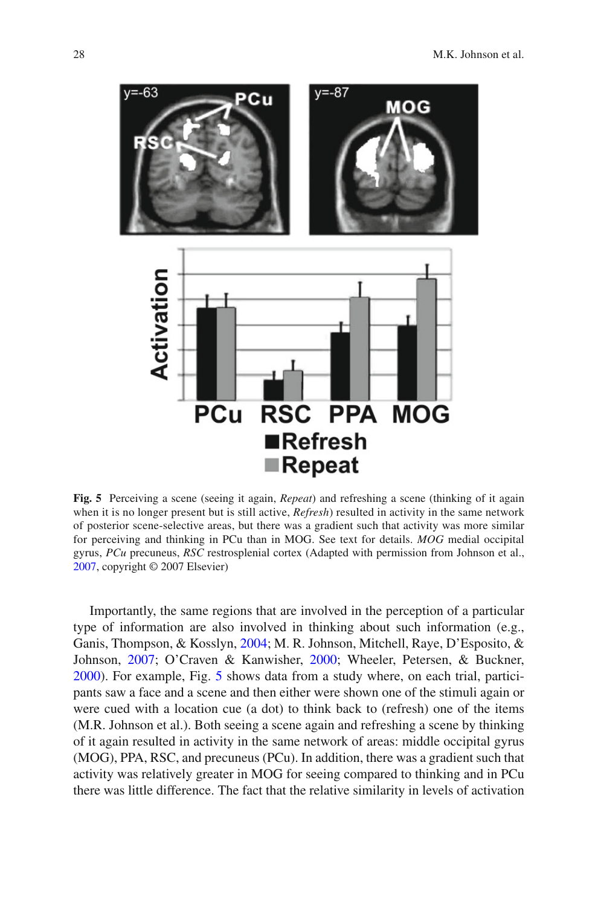**Fig. 5** Perceiving a scene (seeing it again, *Repeat*) and refreshing a scene (thinking of it again when it is no longer present but is still active, *Refresh*) resulted in activity in the same network of posterior scene-selective areas, but there was a gradient such that activity was more similar for perceiving and thinking in PCu than in MOG. See text for details. *MOG* medial occipital gyrus, *PCu* precuneus, *RSC* restrosplenial cortex (Adapted with permission from Johnson et al., 2007, copyright © 2007 Elsevier)

Importantly, the same regions that are involved in the perception of a particular type of information are also involved in thinking about such information (e.g., Ganis, Thompson, & Kosslyn, 2004; M. R. Johnson, Mitchell, Raye, D'Esposito, & Johnson, 2007; O'Craven & Kanwisher, 2000; Wheeler, Petersen, & Buckner, 2000). For example, Fig. 5 shows data from a study where, on each trial, participants saw a face and a scene and then either were shown one of the stimuli again or were cued with a location cue (a dot) to think back to (refresh) one of the items (M.R. Johnson et al.). Both seeing a scene again and refreshing a scene by thinking of it again resulted in activity in the same network of areas: middle occipital gyrus (MOG), PPA, RSC, and precuneus (PCu). In addition, there was a gradient such that activity was relatively greater in MOG for seeing compared to thinking and in PCu there was little difference. The fact that the relative similarity in levels of activation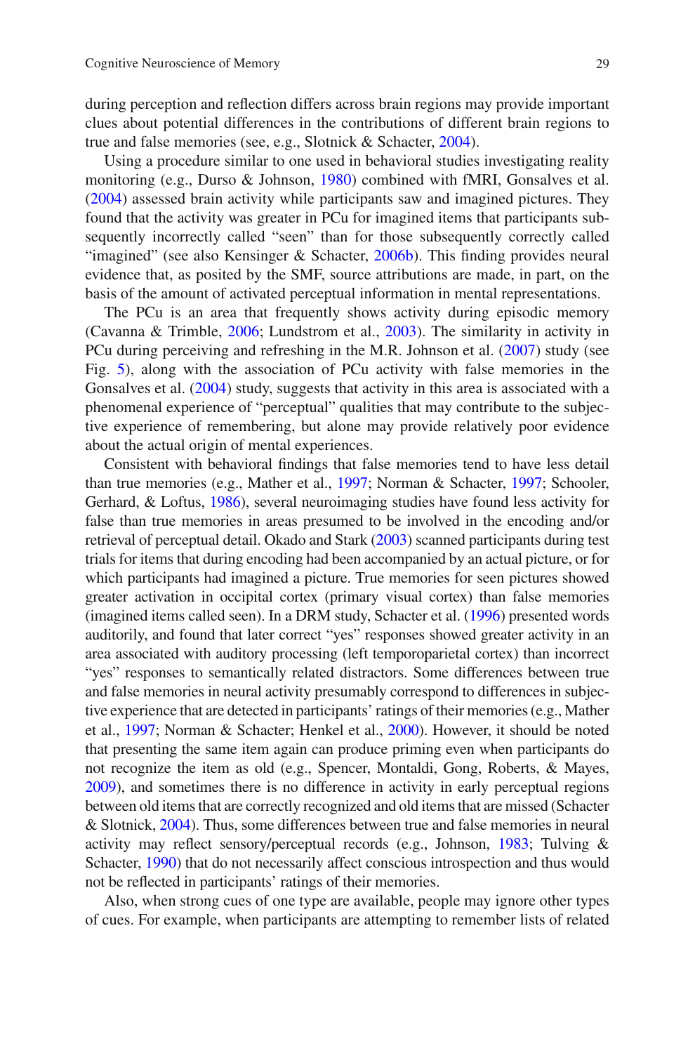during perception and reflection differs across brain regions may provide important clues about potential differences in the contributions of different brain regions to true and false memories (see, e.g., Slotnick & Schacter, 2004).

Using a procedure similar to one used in behavioral studies investigating reality monitoring (e.g., Durso & Johnson, 1980) combined with fMRI, Gonsalves et al. (2004) assessed brain activity while participants saw and imagined pictures. They found that the activity was greater in PCu for imagined items that participants subsequently incorrectly called "seen" than for those subsequently correctly called "imagined" (see also Kensinger & Schacter, 2006b). This finding provides neural evidence that, as posited by the SMF, source attributions are made, in part, on the basis of the amount of activated perceptual information in mental representations.

The PCu is an area that frequently shows activity during episodic memory (Cavanna & Trimble, 2006; Lundstrom et al., 2003). The similarity in activity in PCu during perceiving and refreshing in the M.R. Johnson et al. (2007) study (see Fig. 5), along with the association of PCu activity with false memories in the Gonsalves et al. (2004) study, suggests that activity in this area is associated with a phenomenal experience of "perceptual" qualities that may contribute to the subjective experience of remembering, but alone may provide relatively poor evidence about the actual origin of mental experiences.

Consistent with behavioral findings that false memories tend to have less detail than true memories (e.g., Mather et al., 1997; Norman & Schacter, 1997; Schooler, Gerhard, & Loftus, 1986), several neuroimaging studies have found less activity for false than true memories in areas presumed to be involved in the encoding and/or retrieval of perceptual detail. Okado and Stark (2003) scanned participants during test trials for items that during encoding had been accompanied by an actual picture, or for which participants had imagined a picture. True memories for seen pictures showed greater activation in occipital cortex (primary visual cortex) than false memories (imagined items called seen). In a DRM study, Schacter et al. (1996) presented words auditorily, and found that later correct "yes" responses showed greater activity in an area associated with auditory processing (left temporoparietal cortex) than incorrect "yes" responses to semantically related distractors. Some differences between true and false memories in neural activity presumably correspond to differences in subjective experience that are detected in participants' ratings of their memories (e.g., Mather et al., 1997; Norman & Schacter; Henkel et al., 2000). However, it should be noted that presenting the same item again can produce priming even when participants do not recognize the item as old (e.g., Spencer, Montaldi, Gong, Roberts, & Mayes, 2009), and sometimes there is no difference in activity in early perceptual regions between old items that are correctly recognized and old items that are missed (Schacter & Slotnick, 2004). Thus, some differences between true and false memories in neural activity may reflect sensory/perceptual records (e.g., Johnson, 1983; Tulving & Schacter, 1990) that do not necessarily affect conscious introspection and thus would not be reflected in participants' ratings of their memories.

Also, when strong cues of one type are available, people may ignore other types of cues. For example, when participants are attempting to remember lists of related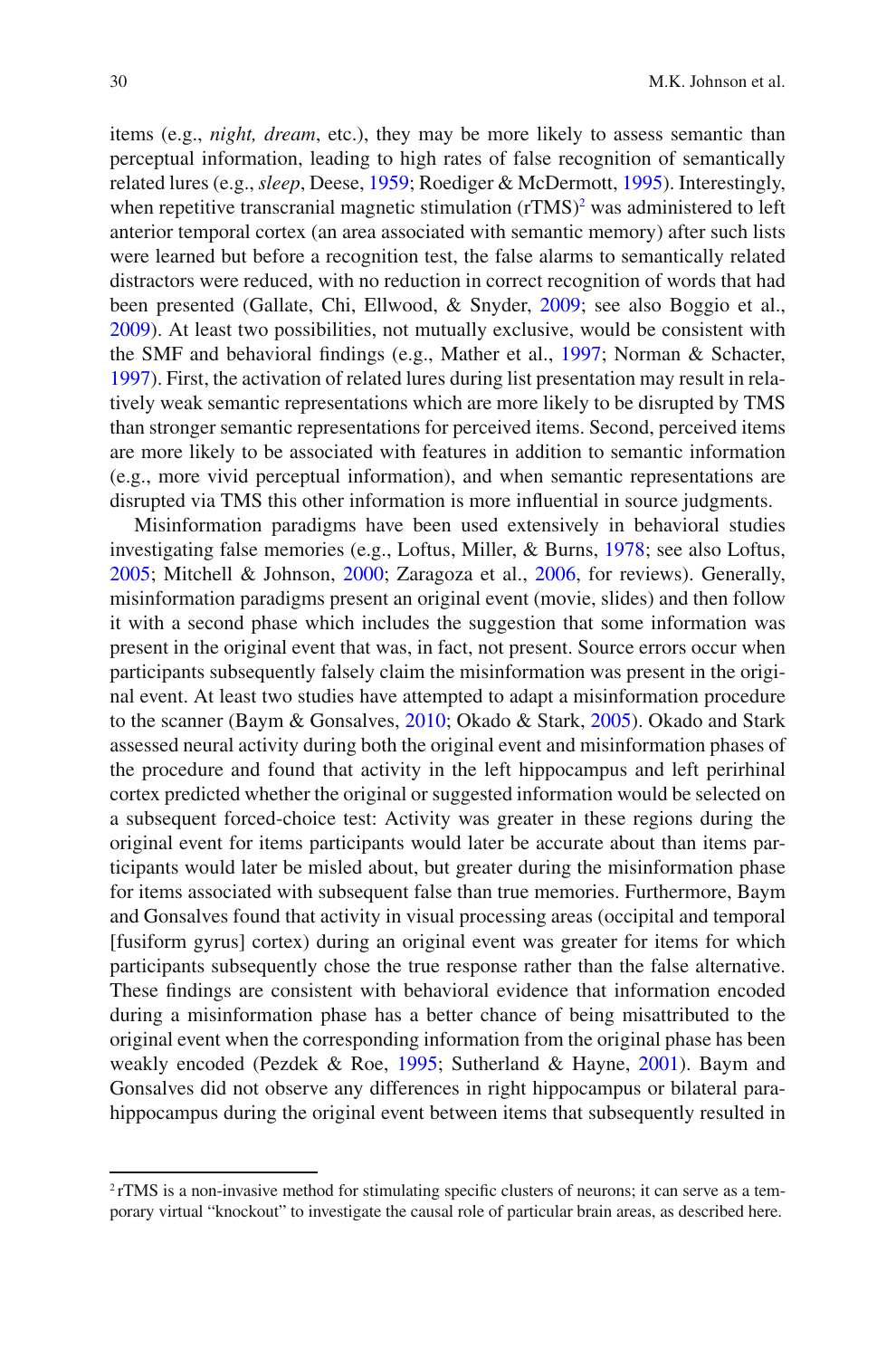items (e.g., *night, dream*, etc.), they may be more likely to assess semantic than perceptual information, leading to high rates of false recognition of semantically related lures (e.g., *sleep*, Deese, 1959; Roediger & McDermott, 1995). Interestingly, when repetitive transcranial magnetic stimulation (rTMS)[2] was administered to left anterior temporal cortex (an area associated with semantic memory) after such lists were learned but before a recognition test, the false alarms to semantically related distractors were reduced, with no reduction in correct recognition of words that had been presented (Gallate, Chi, Ellwood, & Snyder, 2009; see also Boggio et al., 2009). At least two possibilities, not mutually exclusive, would be consistent with the SMF and behavioral findings (e.g., Mather et al., 1997; Norman & Schacter, 1997). First, the activation of related lures during list presentation may result in relatively weak semantic representations which are more likely to be disrupted by TMS than stronger semantic representations for perceived items. Second, perceived items are more likely to be associated with features in addition to semantic information (e.g., more vivid perceptual information), and when semantic representations are disrupted via TMS this other information is more influential in source judgments.

Misinformation paradigms have been used extensively in behavioral studies investigating false memories (e.g., Loftus, Miller, & Burns, 1978; see also Loftus, 2005; Mitchell & Johnson, 2000; Zaragoza et al., 2006, for reviews). Generally, misinformation paradigms present an original event (movie, slides) and then follow it with a second phase which includes the suggestion that some information was present in the original event that was, in fact, not present. Source errors occur when participants subsequently falsely claim the misinformation was present in the original event. At least two studies have attempted to adapt a misinformation procedure to the scanner (Baym & Gonsalves, 2010; Okado & Stark, 2005). Okado and Stark assessed neural activity during both the original event and misinformation phases of the procedure and found that activity in the left hippocampus and left perirhinal cortex predicted whether the original or suggested information would be selected on a subsequent forced-choice test: Activity was greater in these regions during the original event for items participants would later be accurate about than items participants would later be misled about, but greater during the misinformation phase for items associated with subsequent false than true memories. Furthermore, Baym and Gonsalves found that activity in visual processing areas (occipital and temporal [fusiform gyrus] cortex) during an original event was greater for items for which participants subsequently chose the true response rather than the false alternative. These findings are consistent with behavioral evidence that information encoded during a misinformation phase has a better chance of being misattributed to the original event when the corresponding information from the original phase has been weakly encoded (Pezdek & Roe, 1995; Sutherland & Hayne, 2001). Baym and Gonsalves did not observe any differences in right hippocampus or bilateral parahippocampus during the original event between items that subsequently resulted in

[2] rTMS is a non-invasive method for stimulating specific clusters of neurons; it can serve as a temporary virtual "knockout" to investigate the causal role of particular brain areas, as described here.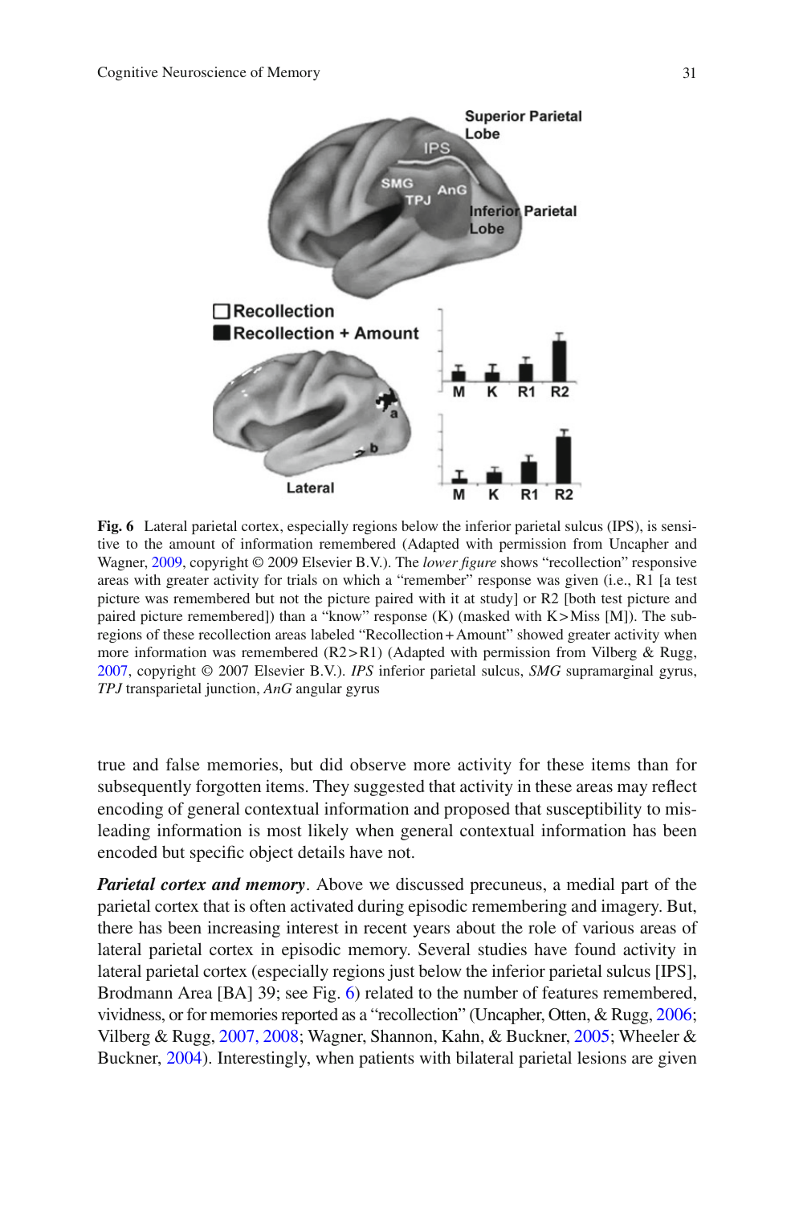**Fig. 6** Lateral parietal cortex, especially regions below the inferior parietal sulcus (IPS), is sensitive to the amount of information remembered (Adapted with permission from Uncapher and Wagner, 2009, copyright © 2009 Elsevier B.V.). The *lower figure* shows "recollection" responsive areas with greater activity for trials on which a "remember" response was given (i.e., R1 [a test picture was remembered but not the picture paired with it at study] or R2 [both test picture and paired picture remembered]) than a "know" response (K) (masked with K > Miss [M]). The subregions of these recollection areas labeled "Recollection + Amount" showed greater activity when more information was remembered (R2 > R1) (Adapted with permission from Vilberg & Rugg, 2007, copyright © 2007 Elsevier B.V.). *IPS* inferior parietal sulcus, *SMG* supramarginal gyrus, *TPJ* transparietal junction, *AnG* angular gyrus

true and false memories, but did observe more activity for these items than for subsequently forgotten items. They suggested that activity in these areas may reflect encoding of general contextual information and proposed that susceptibility to misleading information is most likely when general contextual information has been encoded but specific object details have not.

***Parietal cortex and memory***. Above we discussed precuneus, a medial part of the parietal cortex that is often activated during episodic remembering and imagery. But, there has been increasing interest in recent years about the role of various areas of lateral parietal cortex in episodic memory. Several studies have found activity in lateral parietal cortex (especially regions just below the inferior parietal sulcus [IPS], Brodmann Area [BA] 39; see Fig. 6) related to the number of features remembered, vividness, or for memories reported as a "recollection" (Uncapher, Otten, & Rugg, 2006; Vilberg & Rugg, 2007, 2008; Wagner, Shannon, Kahn, & Buckner, 2005; Wheeler & Buckner, 2004). Interestingly, when patients with bilateral parietal lesions are given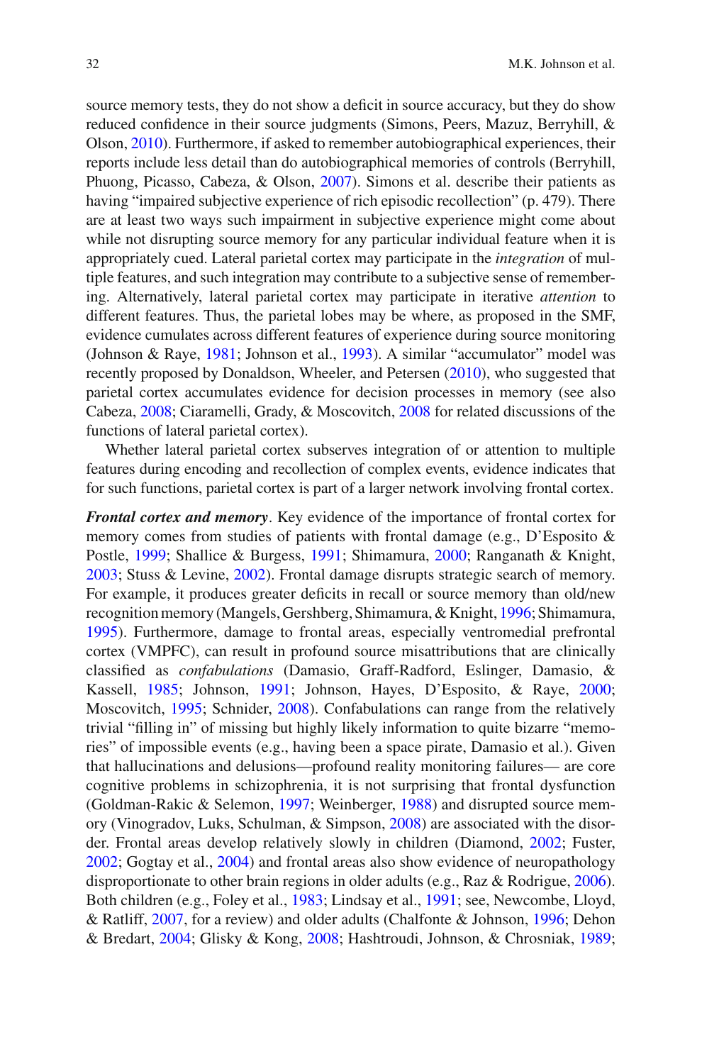source memory tests, they do not show a deficit in source accuracy, but they do show reduced confidence in their source judgments (Simons, Peers, Mazuz, Berryhill, & Olson, 2010). Furthermore, if asked to remember autobiographical experiences, their reports include less detail than do autobiographical memories of controls (Berryhill, Phuong, Picasso, Cabeza, & Olson, 2007). Simons et al. describe their patients as having "impaired subjective experience of rich episodic recollection" (p. 479). There are at least two ways such impairment in subjective experience might come about while not disrupting source memory for any particular individual feature when it is appropriately cued. Lateral parietal cortex may participate in the *integration* of multiple features, and such integration may contribute to a subjective sense of remembering. Alternatively, lateral parietal cortex may participate in iterative *attention* to different features. Thus, the parietal lobes may be where, as proposed in the SMF, evidence cumulates across different features of experience during source monitoring (Johnson & Raye, 1981; Johnson et al., 1993). A similar "accumulator" model was recently proposed by Donaldson, Wheeler, and Petersen (2010), who suggested that parietal cortex accumulates evidence for decision processes in memory (see also Cabeza, 2008; Ciaramelli, Grady, & Moscovitch, 2008 for related discussions of the functions of lateral parietal cortex).

Whether lateral parietal cortex subserves integration of or attention to multiple features during encoding and recollection of complex events, evidence indicates that for such functions, parietal cortex is part of a larger network involving frontal cortex.

***Frontal cortex and memory***. Key evidence of the importance of frontal cortex for memory comes from studies of patients with frontal damage (e.g., D'Esposito & Postle, 1999; Shallice & Burgess, 1991; Shimamura, 2000; Ranganath & Knight, 2003; Stuss & Levine, 2002). Frontal damage disrupts strategic search of memory. For example, it produces greater deficits in recall or source memory than old/new recognition memory (Mangels, Gershberg, Shimamura, & Knight, 1996; Shimamura, 1995). Furthermore, damage to frontal areas, especially ventromedial prefrontal cortex (VMPFC), can result in profound source misattributions that are clinically classified as *confabulations* (Damasio, Graff-Radford, Eslinger, Damasio, & Kassell, 1985; Johnson, 1991; Johnson, Hayes, D'Esposito, & Raye, 2000; Moscovitch, 1995; Schnider, 2008). Confabulations can range from the relatively trivial "filling in" of missing but highly likely information to quite bizarre "memories" of impossible events (e.g., having been a space pirate, Damasio et al.). Given that hallucinations and delusions—profound reality monitoring failures— are core cognitive problems in schizophrenia, it is not surprising that frontal dysfunction (Goldman-Rakic & Selemon, 1997; Weinberger, 1988) and disrupted source memory (Vinogradov, Luks, Schulman, & Simpson, 2008) are associated with the disorder. Frontal areas develop relatively slowly in children (Diamond, 2002; Fuster, 2002; Gogtay et al., 2004) and frontal areas also show evidence of neuropathology disproportionate to other brain regions in older adults (e.g., Raz & Rodrigue, 2006). Both children (e.g., Foley et al., 1983; Lindsay et al., 1991; see, Newcombe, Lloyd, & Ratliff, 2007, for a review) and older adults (Chalfonte & Johnson, 1996; Dehon & Bredart, 2004; Glisky & Kong, 2008; Hashtroudi, Johnson, & Chrosniak, 1989;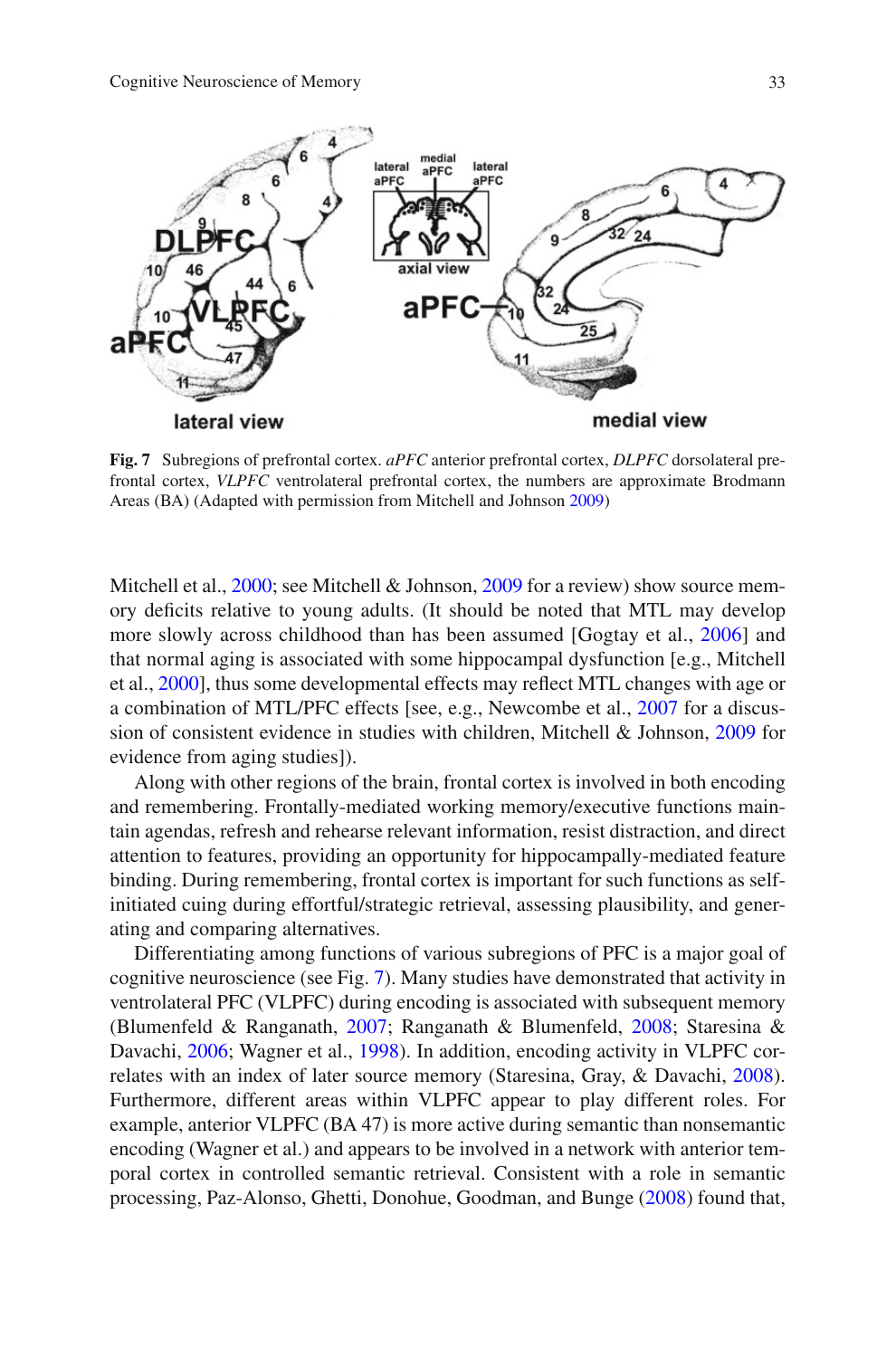**Fig. 7** Subregions of prefrontal cortex. *aPFC* anterior prefrontal cortex, *DLPFC* dorsolateral prefrontal cortex, *VLPFC* ventrolateral prefrontal cortex, the numbers are approximate Brodmann Areas (BA) (Adapted with permission from Mitchell and Johnson 2009)

Mitchell et al., 2000; see Mitchell & Johnson, 2009 for a review) show source memory deficits relative to young adults. (It should be noted that MTL may develop more slowly across childhood than has been assumed [Gogtay et al., 2006] and that normal aging is associated with some hippocampal dysfunction [e.g., Mitchell et al., 2000], thus some developmental effects may reflect MTL changes with age or a combination of MTL/PFC effects [see, e.g., Newcombe et al., 2007 for a discussion of consistent evidence in studies with children, Mitchell & Johnson, 2009 for evidence from aging studies]).

Along with other regions of the brain, frontal cortex is involved in both encoding and remembering. Frontally-mediated working memory/executive functions maintain agendas, refresh and rehearse relevant information, resist distraction, and direct attention to features, providing an opportunity for hippocampally-mediated feature binding. During remembering, frontal cortex is important for such functions as self-initiated cuing during effortful/strategic retrieval, assessing plausibility, and generating and comparing alternatives.

Differentiating among functions of various subregions of PFC is a major goal of cognitive neuroscience (see Fig. 7). Many studies have demonstrated that activity in ventrolateral PFC (VLPFC) during encoding is associated with subsequent memory (Blumenfeld & Ranganath, 2007; Ranganath & Blumenfeld, 2008; Staresina & Davachi, 2006; Wagner et al., 1998). In addition, encoding activity in VLPFC correlates with an index of later source memory (Staresina, Gray, & Davachi, 2008). Furthermore, different areas within VLPFC appear to play different roles. For example, anterior VLPFC (BA 47) is more active during semantic than nonsemantic encoding (Wagner et al.) and appears to be involved in a network with anterior temporal cortex in controlled semantic retrieval. Consistent with a role in semantic processing, Paz-Alonso, Ghetti, Donohue, Goodman, and Bunge (2008) found that,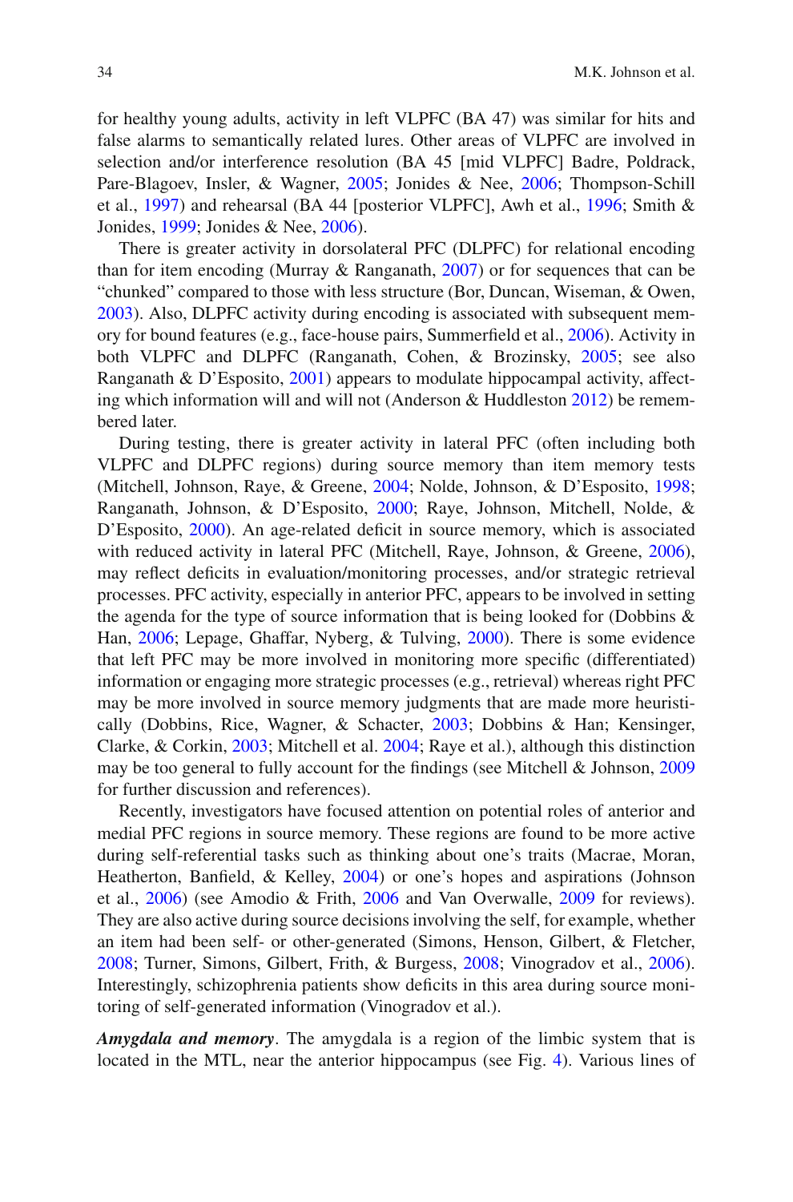for healthy young adults, activity in left VLPFC (BA 47) was similar for hits and false alarms to semantically related lures. Other areas of VLPFC are involved in selection and/or interference resolution (BA 45 [mid VLPFC] Badre, Poldrack, Pare-Blagoev, Insler, & Wagner, 2005; Jonides & Nee, 2006; Thompson-Schill et al., 1997) and rehearsal (BA 44 [posterior VLPFC], Awh et al., 1996; Smith & Jonides, 1999; Jonides & Nee, 2006).

There is greater activity in dorsolateral PFC (DLPFC) for relational encoding than for item encoding (Murray & Ranganath, 2007) or for sequences that can be "chunked" compared to those with less structure (Bor, Duncan, Wiseman, & Owen, 2003). Also, DLPFC activity during encoding is associated with subsequent memory for bound features (e.g., face-house pairs, Summerfield et al., 2006). Activity in both VLPFC and DLPFC (Ranganath, Cohen, & Brozinsky, 2005; see also Ranganath & D'Esposito, 2001) appears to modulate hippocampal activity, affecting which information will and will not (Anderson & Huddleston 2012) be remembered later.

During testing, there is greater activity in lateral PFC (often including both VLPFC and DLPFC regions) during source memory than item memory tests (Mitchell, Johnson, Raye, & Greene, 2004; Nolde, Johnson, & D'Esposito, 1998; Ranganath, Johnson, & D'Esposito, 2000; Raye, Johnson, Mitchell, Nolde, & D'Esposito, 2000). An age-related deficit in source memory, which is associated with reduced activity in lateral PFC (Mitchell, Raye, Johnson, & Greene, 2006), may reflect deficits in evaluation/monitoring processes, and/or strategic retrieval processes. PFC activity, especially in anterior PFC, appears to be involved in setting the agenda for the type of source information that is being looked for (Dobbins & Han, 2006; Lepage, Ghaffar, Nyberg, & Tulving, 2000). There is some evidence that left PFC may be more involved in monitoring more specific (differentiated) information or engaging more strategic processes (e.g., retrieval) whereas right PFC may be more involved in source memory judgments that are made more heuristically (Dobbins, Rice, Wagner, & Schacter, 2003; Dobbins & Han; Kensinger, Clarke, & Corkin, 2003; Mitchell et al. 2004; Raye et al.), although this distinction may be too general to fully account for the findings (see Mitchell & Johnson, 2009 for further discussion and references).

Recently, investigators have focused attention on potential roles of anterior and medial PFC regions in source memory. These regions are found to be more active during self-referential tasks such as thinking about one's traits (Macrae, Moran, Heatherton, Banfield, & Kelley, 2004) or one's hopes and aspirations (Johnson et al., 2006) (see Amodio & Frith, 2006 and Van Overwalle, 2009 for reviews). They are also active during source decisions involving the self, for example, whether an item had been self- or other-generated (Simons, Henson, Gilbert, & Fletcher, 2008; Turner, Simons, Gilbert, Frith, & Burgess, 2008; Vinogradov et al., 2006). Interestingly, schizophrenia patients show deficits in this area during source monitoring of self-generated information (Vinogradov et al.).

***Amygdala and memory***. The amygdala is a region of the limbic system that is located in the MTL, near the anterior hippocampus (see Fig. 4). Various lines of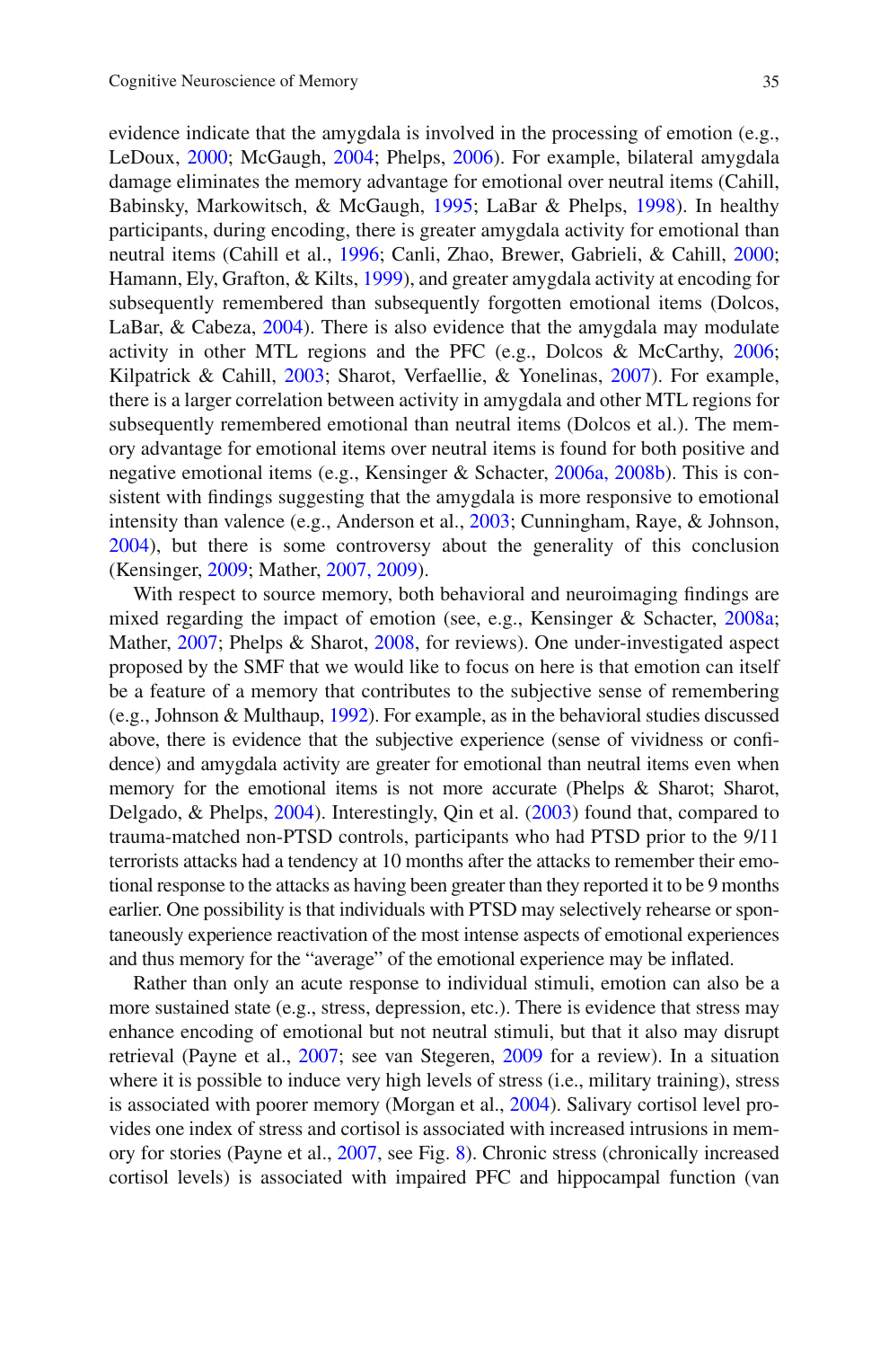evidence indicate that the amygdala is involved in the processing of emotion (e.g., LeDoux, 2000; McGaugh, 2004; Phelps, 2006). For example, bilateral amygdala damage eliminates the memory advantage for emotional over neutral items (Cahill, Babinsky, Markowitsch, & McGaugh, 1995; LaBar & Phelps, 1998). In healthy participants, during encoding, there is greater amygdala activity for emotional than neutral items (Cahill et al., 1996; Canli, Zhao, Brewer, Gabrieli, & Cahill, 2000; Hamann, Ely, Grafton, & Kilts, 1999), and greater amygdala activity at encoding for subsequently remembered than subsequently forgotten emotional items (Dolcos, LaBar, & Cabeza, 2004). There is also evidence that the amygdala may modulate activity in other MTL regions and the PFC (e.g., Dolcos & McCarthy, 2006; Kilpatrick & Cahill, 2003; Sharot, Verfaellie, & Yonelinas, 2007). For example, there is a larger correlation between activity in amygdala and other MTL regions for subsequently remembered emotional than neutral items (Dolcos et al.). The memory advantage for emotional items over neutral items is found for both positive and negative emotional items (e.g., Kensinger & Schacter, 2006a, 2008b). This is consistent with findings suggesting that the amygdala is more responsive to emotional intensity than valence (e.g., Anderson et al., 2003; Cunningham, Raye, & Johnson, 2004), but there is some controversy about the generality of this conclusion (Kensinger, 2009; Mather, 2007, 2009).

With respect to source memory, both behavioral and neuroimaging findings are mixed regarding the impact of emotion (see, e.g., Kensinger & Schacter, 2008a; Mather, 2007; Phelps & Sharot, 2008, for reviews). One under-investigated aspect proposed by the SMF that we would like to focus on here is that emotion can itself be a feature of a memory that contributes to the subjective sense of remembering (e.g., Johnson & Multhaup, 1992). For example, as in the behavioral studies discussed above, there is evidence that the subjective experience (sense of vividness or confidence) and amygdala activity are greater for emotional than neutral items even when memory for the emotional items is not more accurate (Phelps & Sharot; Sharot, Delgado, & Phelps, 2004). Interestingly, Qin et al. (2003) found that, compared to trauma-matched non-PTSD controls, participants who had PTSD prior to the 9/11 terrorists attacks had a tendency at 10 months after the attacks to remember their emotional response to the attacks as having been greater than they reported it to be 9 months earlier. One possibility is that individuals with PTSD may selectively rehearse or spontaneously experience reactivation of the most intense aspects of emotional experiences and thus memory for the "average" of the emotional experience may be inflated.

Rather than only an acute response to individual stimuli, emotion can also be a more sustained state (e.g., stress, depression, etc.). There is evidence that stress may enhance encoding of emotional but not neutral stimuli, but that it also may disrupt retrieval (Payne et al., 2007; see van Stegeren, 2009 for a review). In a situation where it is possible to induce very high levels of stress (i.e., military training), stress is associated with poorer memory (Morgan et al., 2004). Salivary cortisol level provides one index of stress and cortisol is associated with increased intrusions in memory for stories (Payne et al., 2007, see Fig. 8). Chronic stress (chronically increased cortisol levels) is associated with impaired PFC and hippocampal function (van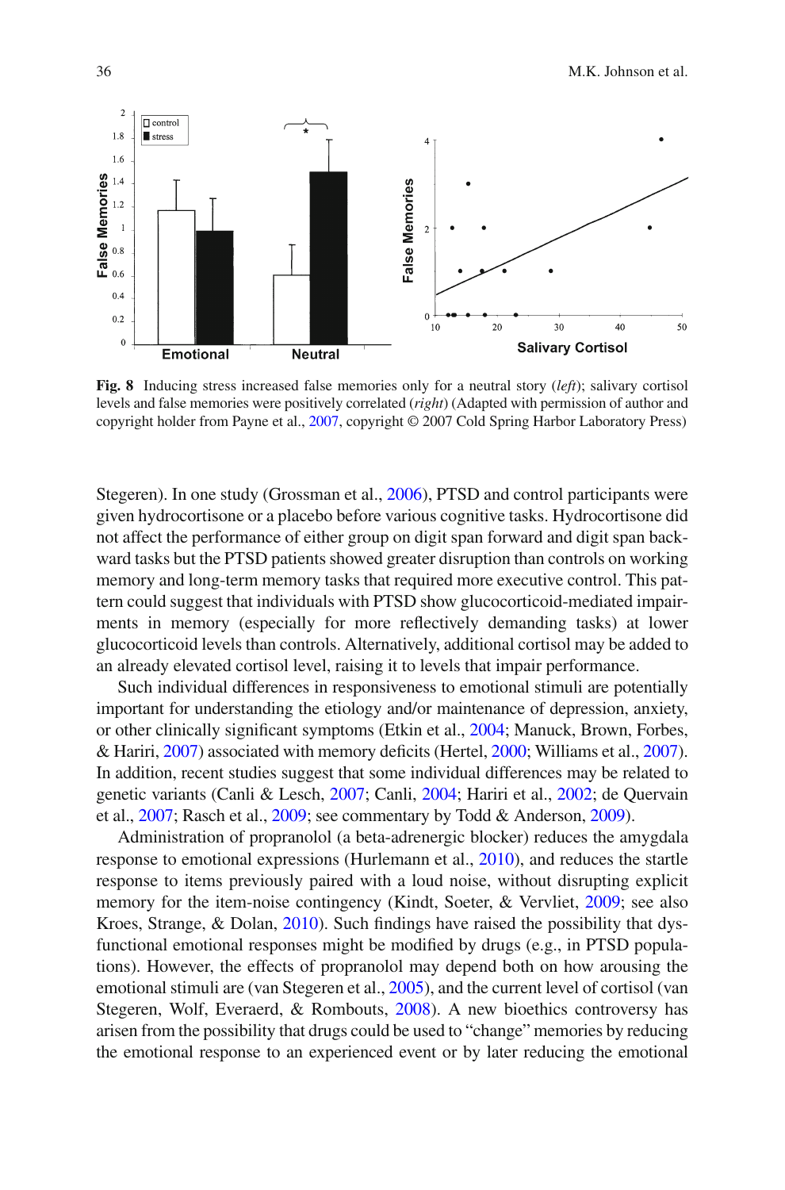Fig. 8 Inducing stress increased false memories only for a neutral story (*left*); salivary cortisol levels and false memories were positively correlated (*right*) (Adapted with permission of author and copyright holder from Payne et al., 2007, copyright © 2007 Cold Spring Harbor Laboratory Press)

Stegeren). In one study (Grossman et al., 2006), PTSD and control participants were given hydrocortisone or a placebo before various cognitive tasks. Hydrocortisone did not affect the performance of either group on digit span forward and digit span backward tasks but the PTSD patients showed greater disruption than controls on working memory and long-term memory tasks that required more executive control. This pattern could suggest that individuals with PTSD show glucocorticoid-mediated impairments in memory (especially for more reflectively demanding tasks) at lower glucocorticoid levels than controls. Alternatively, additional cortisol may be added to an already elevated cortisol level, raising it to levels that impair performance.

Such individual differences in responsiveness to emotional stimuli are potentially important for understanding the etiology and/or maintenance of depression, anxiety, or other clinically significant symptoms (Etkin et al., 2004; Manuck, Brown, Forbes, & Hariri, 2007) associated with memory deficits (Hertel, 2000; Williams et al., 2007). In addition, recent studies suggest that some individual differences may be related to genetic variants (Canli & Lesch, 2007; Canli, 2004; Hariri et al., 2002; de Quervain et al., 2007; Rasch et al., 2009; see commentary by Todd & Anderson, 2009).

Administration of propranolol (a beta-adrenergic blocker) reduces the amygdala response to emotional expressions (Hurlemann et al., 2010), and reduces the startle response to items previously paired with a loud noise, without disrupting explicit memory for the item-noise contingency (Kindt, Soeter, & Vervliet, 2009; see also Kroes, Strange, & Dolan, 2010). Such findings have raised the possibility that dysfunctional emotional responses might be modified by drugs (e.g., in PTSD populations). However, the effects of propranolol may depend both on how arousing the emotional stimuli are (van Stegeren et al., 2005), and the current level of cortisol (van Stegeren, Wolf, Everaerd, & Rombouts, 2008). A new bioethics controversy has arisen from the possibility that drugs could be used to "change" memories by reducing the emotional response to an experienced event or by later reducing the emotional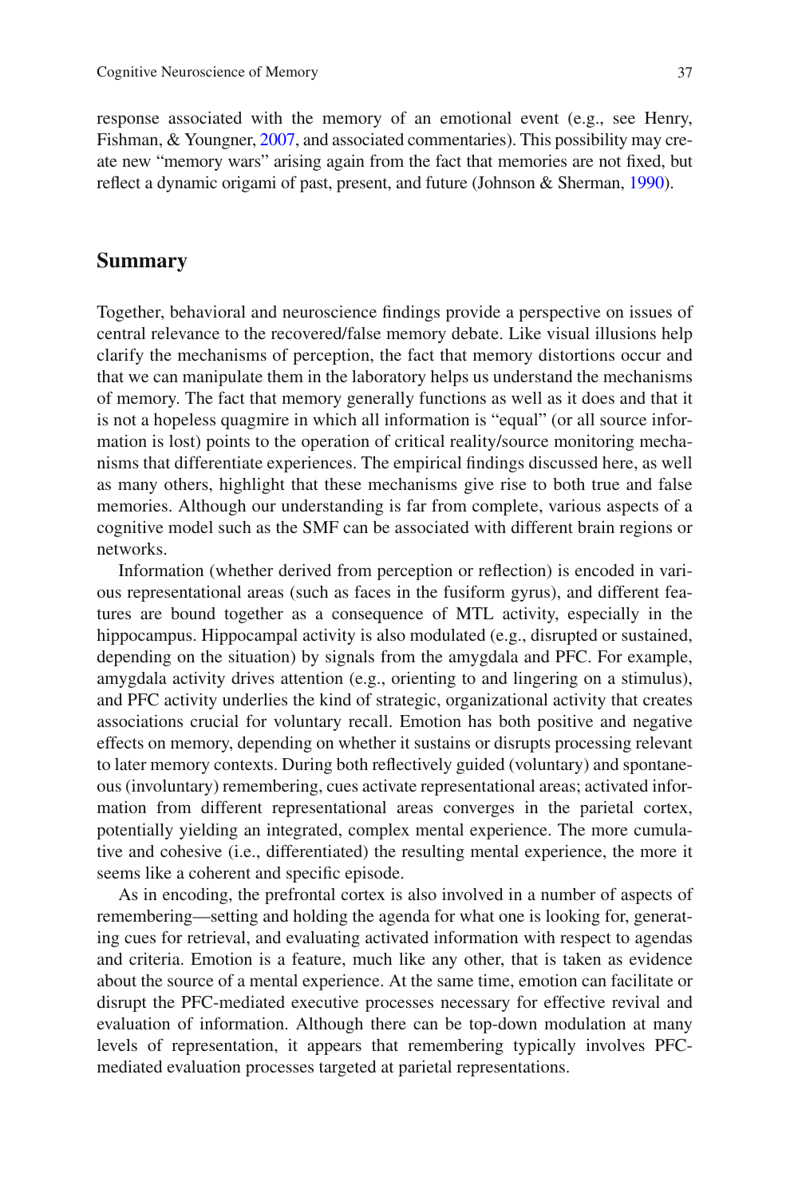response associated with the memory of an emotional event (e.g., see Henry, Fishman, & Youngner, 2007, and associated commentaries). This possibility may create new "memory wars" arising again from the fact that memories are not fixed, but reflect a dynamic origami of past, present, and future (Johnson & Sherman, 1990).

## Summary

Together, behavioral and neuroscience findings provide a perspective on issues of central relevance to the recovered/false memory debate. Like visual illusions help clarify the mechanisms of perception, the fact that memory distortions occur and that we can manipulate them in the laboratory helps us understand the mechanisms of memory. The fact that memory generally functions as well as it does and that it is not a hopeless quagmire in which all information is "equal" (or all source information is lost) points to the operation of critical reality/source monitoring mechanisms that differentiate experiences. The empirical findings discussed here, as well as many others, highlight that these mechanisms give rise to both true and false memories. Although our understanding is far from complete, various aspects of a cognitive model such as the SMF can be associated with different brain regions or networks.

Information (whether derived from perception or reflection) is encoded in various representational areas (such as faces in the fusiform gyrus), and different features are bound together as a consequence of MTL activity, especially in the hippocampus. Hippocampal activity is also modulated (e.g., disrupted or sustained, depending on the situation) by signals from the amygdala and PFC. For example, amygdala activity drives attention (e.g., orienting to and lingering on a stimulus), and PFC activity underlies the kind of strategic, organizational activity that creates associations crucial for voluntary recall. Emotion has both positive and negative effects on memory, depending on whether it sustains or disrupts processing relevant to later memory contexts. During both reflectively guided (voluntary) and spontaneous (involuntary) remembering, cues activate representational areas; activated information from different representational areas converges in the parietal cortex, potentially yielding an integrated, complex mental experience. The more cumulative and cohesive (i.e., differentiated) the resulting mental experience, the more it seems like a coherent and specific episode.

As in encoding, the prefrontal cortex is also involved in a number of aspects of remembering—setting and holding the agenda for what one is looking for, generating cues for retrieval, and evaluating activated information with respect to agendas and criteria. Emotion is a feature, much like any other, that is taken as evidence about the source of a mental experience. At the same time, emotion can facilitate or disrupt the PFC-mediated executive processes necessary for effective revival and evaluation of information. Although there can be top-down modulation at many levels of representation, it appears that remembering typically involves PFC-mediated evaluation processes targeted at parietal representations.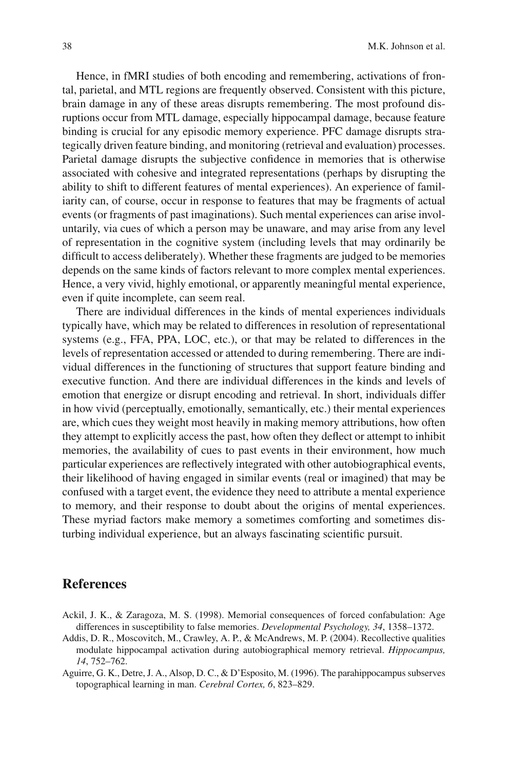Hence, in fMRI studies of both encoding and remembering, activations of frontal, parietal, and MTL regions are frequently observed. Consistent with this picture, brain damage in any of these areas disrupts remembering. The most profound disruptions occur from MTL damage, especially hippocampal damage, because feature binding is crucial for any episodic memory experience. PFC damage disrupts strategically driven feature binding, and monitoring (retrieval and evaluation) processes. Parietal damage disrupts the subjective confidence in memories that is otherwise associated with cohesive and integrated representations (perhaps by disrupting the ability to shift to different features of mental experiences). An experience of familiarity can, of course, occur in response to features that may be fragments of actual events (or fragments of past imaginations). Such mental experiences can arise involuntarily, via cues of which a person may be unaware, and may arise from any level of representation in the cognitive system (including levels that may ordinarily be difficult to access deliberately). Whether these fragments are judged to be memories depends on the same kinds of factors relevant to more complex mental experiences. Hence, a very vivid, highly emotional, or apparently meaningful mental experience, even if quite incomplete, can seem real.

There are individual differences in the kinds of mental experiences individuals typically have, which may be related to differences in resolution of representational systems (e.g., FFA, PPA, LOC, etc.), or that may be related to differences in the levels of representation accessed or attended to during remembering. There are individual differences in the functioning of structures that support feature binding and executive function. And there are individual differences in the kinds and levels of emotion that energize or disrupt encoding and retrieval. In short, individuals differ in how vivid (perceptually, emotionally, semantically, etc.) their mental experiences are, which cues they weight most heavily in making memory attributions, how often they attempt to explicitly access the past, how often they deflect or attempt to inhibit memories, the availability of cues to past events in their environment, how much particular experiences are reflectively integrated with other autobiographical events, their likelihood of having engaged in similar events (real or imagined) that may be confused with a target event, the evidence they need to attribute a mental experience to memory, and their response to doubt about the origins of mental experiences. These myriad factors make memory a sometimes comforting and sometimes disturbing individual experience, but an always fascinating scientific pursuit.

## References

Ackil, J. K., & Zaragoza, M. S. (1998). Memorial consequences of forced confabulation: Age differences in susceptibility to false memories. *Developmental Psychology, 34*, 1358–1372.

Addis, D. R., Moscovitch, M., Crawley, A. P., & McAndrews, M. P. (2004). Recollective qualities modulate hippocampal activation during autobiographical memory retrieval. *Hippocampus, 14*, 752–762.

Aguirre, G. K., Detre, J. A., Alsop, D. C., & D'Esposito, M. (1996). The parahippocampus subserves topographical learning in man. *Cerebral Cortex, 6*, 823–829.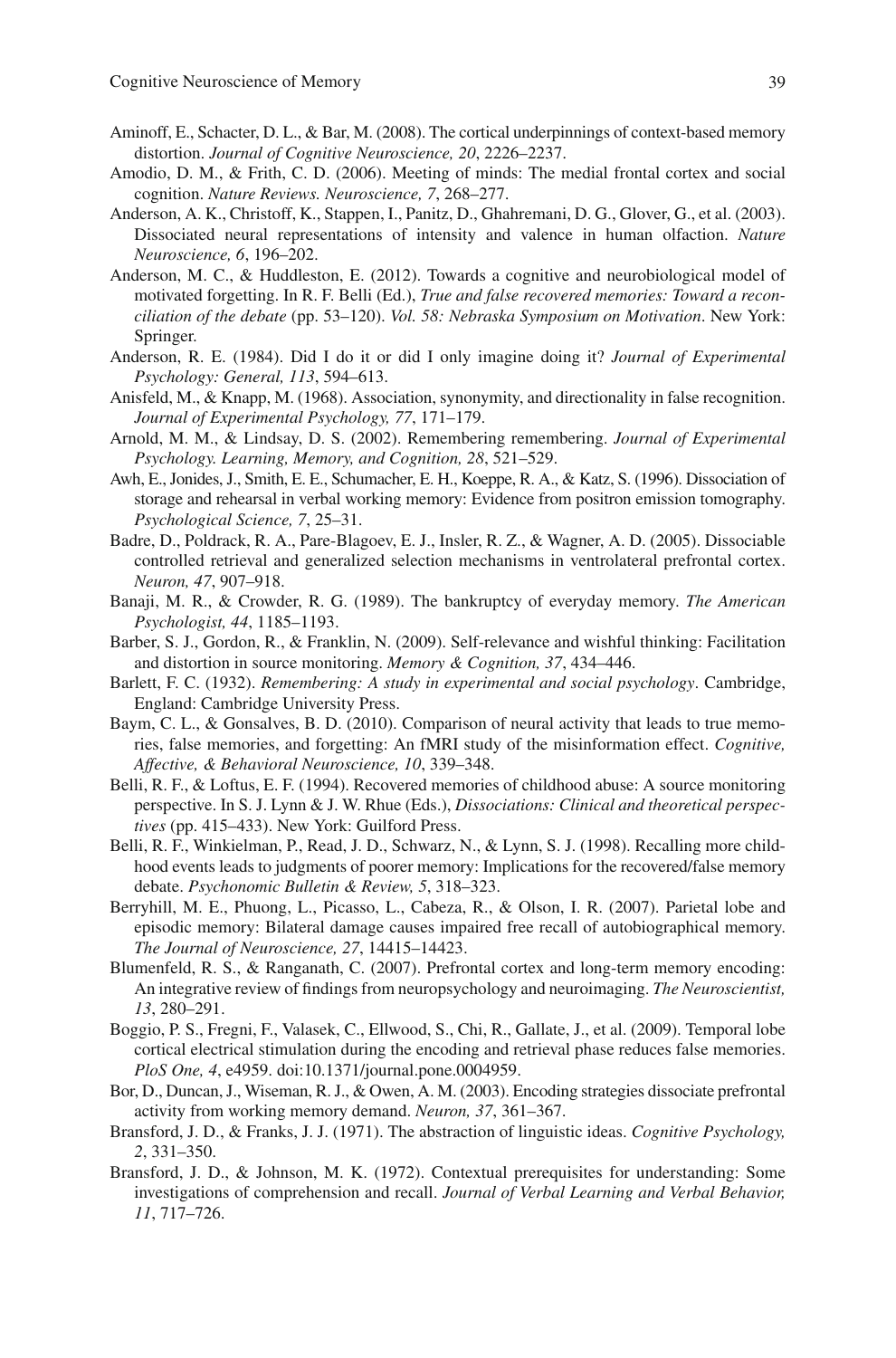Aminoff, E., Schacter, D. L., & Bar, M. (2008). The cortical underpinnings of context-based memory distortion. *Journal of Cognitive Neuroscience, 20*, 2226–2237.

Amodio, D. M., & Frith, C. D. (2006). Meeting of minds: The medial frontal cortex and social cognition. *Nature Reviews. Neuroscience, 7*, 268–277.

Anderson, A. K., Christoff, K., Stappen, I., Panitz, D., Ghahremani, D. G., Glover, G., et al. (2003). Dissociated neural representations of intensity and valence in human olfaction. *Nature Neuroscience, 6*, 196–202.

Anderson, M. C., & Huddleston, E. (2012). Towards a cognitive and neurobiological model of motivated forgetting. In R. F. Belli (Ed.), *True and false recovered memories: Toward a reconciliation of the debate* (pp. 53–120). *Vol. 58: Nebraska Symposium on Motivation*. New York: Springer.

Anderson, R. E. (1984). Did I do it or did I only imagine doing it? *Journal of Experimental Psychology: General, 113*, 594–613.

Anisfeld, M., & Knapp, M. (1968). Association, synonymity, and directionality in false recognition. *Journal of Experimental Psychology, 77*, 171–179.

Arnold, M. M., & Lindsay, D. S. (2002). Remembering remembering. *Journal of Experimental Psychology. Learning, Memory, and Cognition, 28*, 521–529.

Awh, E., Jonides, J., Smith, E. E., Schumacher, E. H., Koeppe, R. A., & Katz, S. (1996). Dissociation of storage and rehearsal in verbal working memory: Evidence from positron emission tomography. *Psychological Science, 7*, 25–31.

Badre, D., Poldrack, R. A., Pare-Blagoev, E. J., Insler, R. Z., & Wagner, A. D. (2005). Dissociable controlled retrieval and generalized selection mechanisms in ventrolateral prefrontal cortex. *Neuron, 47*, 907–918.

Banaji, M. R., & Crowder, R. G. (1989). The bankruptcy of everyday memory. *The American Psychologist, 44*, 1185–1193.

Barber, S. J., Gordon, R., & Franklin, N. (2009). Self-relevance and wishful thinking: Facilitation and distortion in source monitoring. *Memory & Cognition, 37*, 434–446.

Barlett, F. C. (1932). *Remembering: A study in experimental and social psychology*. Cambridge, England: Cambridge University Press.

Baym, C. L., & Gonsalves, B. D. (2010). Comparison of neural activity that leads to true memories, false memories, and forgetting: An fMRI study of the misinformation effect. *Cognitive, Affective, & Behavioral Neuroscience, 10*, 339–348.

Belli, R. F., & Loftus, E. F. (1994). Recovered memories of childhood abuse: A source monitoring perspective. In S. J. Lynn & J. W. Rhue (Eds.), *Dissociations: Clinical and theoretical perspectives* (pp. 415–433). New York: Guilford Press.

Belli, R. F., Winkielman, P., Read, J. D., Schwarz, N., & Lynn, S. J. (1998). Recalling more childhood events leads to judgments of poorer memory: Implications for the recovered/false memory debate. *Psychonomic Bulletin & Review, 5*, 318–323.

Berryhill, M. E., Phuong, L., Picasso, L., Cabeza, R., & Olson, I. R. (2007). Parietal lobe and episodic memory: Bilateral damage causes impaired free recall of autobiographical memory. *The Journal of Neuroscience, 27*, 14415–14423.

Blumenfeld, R. S., & Ranganath, C. (2007). Prefrontal cortex and long-term memory encoding: An integrative review of findings from neuropsychology and neuroimaging. *The Neuroscientist, 13*, 280–291.

Boggio, P. S., Fregni, F., Valasek, C., Ellwood, S., Chi, R., Gallate, J., et al. (2009). Temporal lobe cortical electrical stimulation during the encoding and retrieval phase reduces false memories. *PloS One, 4*, e4959. doi:10.1371/journal.pone.0004959.

Bor, D., Duncan, J., Wiseman, R. J., & Owen, A. M. (2003). Encoding strategies dissociate prefrontal activity from working memory demand. *Neuron, 37*, 361–367.

Bransford, J. D., & Franks, J. J. (1971). The abstraction of linguistic ideas. *Cognitive Psychology, 2*, 331–350.

Bransford, J. D., & Johnson, M. K. (1972). Contextual prerequisites for understanding: Some investigations of comprehension and recall. *Journal of Verbal Learning and Verbal Behavior, 11*, 717–726.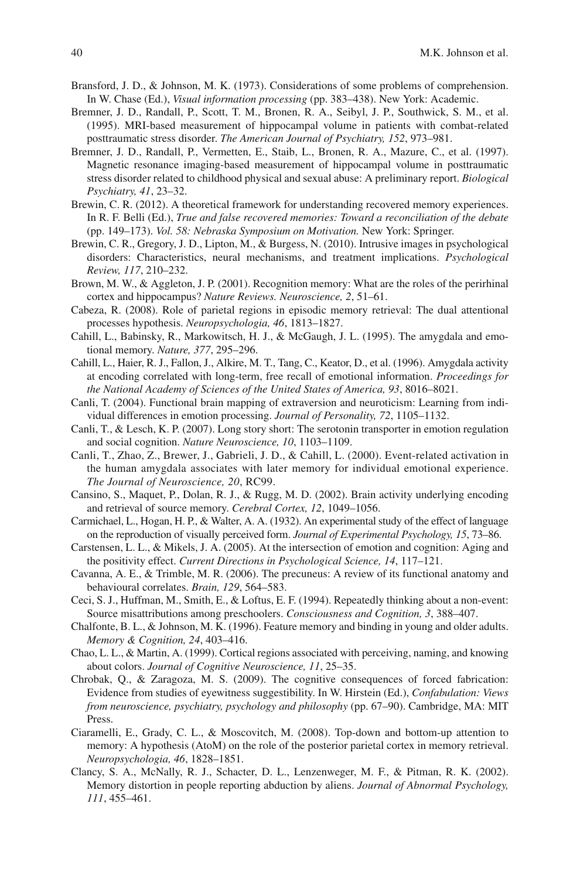Bransford, J. D., & Johnson, M. K. (1973). Considerations of some problems of comprehension. In W. Chase (Ed.), *Visual information processing* (pp. 383–438). New York: Academic.

Bremner, J. D., Randall, P., Scott, T. M., Bronen, R. A., Seibyl, J. P., Southwick, S. M., et al. (1995). MRI-based measurement of hippocampal volume in patients with combat-related posttraumatic stress disorder. *The American Journal of Psychiatry, 152*, 973–981.

Bremner, J. D., Randall, P., Vermetten, E., Staib, L., Bronen, R. A., Mazure, C., et al. (1997). Magnetic resonance imaging-based measurement of hippocampal volume in posttraumatic stress disorder related to childhood physical and sexual abuse: A preliminary report. *Biological Psychiatry, 41*, 23–32.

Brewin, C. R. (2012). A theoretical framework for understanding recovered memory experiences. In R. F. Belli (Ed.), *True and false recovered memories: Toward a reconciliation of the debate* (pp. 149–173). *Vol. 58: Nebraska Symposium on Motivation.* New York: Springer.

Brewin, C. R., Gregory, J. D., Lipton, M., & Burgess, N. (2010). Intrusive images in psychological disorders: Characteristics, neural mechanisms, and treatment implications. *Psychological Review, 117*, 210–232.

Brown, M. W., & Aggleton, J. P. (2001). Recognition memory: What are the roles of the perirhinal cortex and hippocampus? *Nature Reviews. Neuroscience, 2*, 51–61.

Cabeza, R. (2008). Role of parietal regions in episodic memory retrieval: The dual attentional processes hypothesis. *Neuropsychologia, 46*, 1813–1827.

Cahill, L., Babinsky, R., Markowitsch, H. J., & McGaugh, J. L. (1995). The amygdala and emotional memory. *Nature, 377*, 295–296.

Cahill, L., Haier, R. J., Fallon, J., Alkire, M. T., Tang, C., Keator, D., et al. (1996). Amygdala activity at encoding correlated with long-term, free recall of emotional information. *Proceedings for the National Academy of Sciences of the United States of America, 93*, 8016–8021.

Canli, T. (2004). Functional brain mapping of extraversion and neuroticism: Learning from individual differences in emotion processing. *Journal of Personality, 72*, 1105–1132.

Canli, T., & Lesch, K. P. (2007). Long story short: The serotonin transporter in emotion regulation and social cognition. *Nature Neuroscience, 10*, 1103–1109.

Canli, T., Zhao, Z., Brewer, J., Gabrieli, J. D., & Cahill, L. (2000). Event-related activation in the human amygdala associates with later memory for individual emotional experience. *The Journal of Neuroscience, 20*, RC99.

Cansino, S., Maquet, P., Dolan, R. J., & Rugg, M. D. (2002). Brain activity underlying encoding and retrieval of source memory. *Cerebral Cortex, 12*, 1049–1056.

Carmichael, L., Hogan, H. P., & Walter, A. A. (1932). An experimental study of the effect of language on the reproduction of visually perceived form. *Journal of Experimental Psychology, 15*, 73–86.

Carstensen, L. L., & Mikels, J. A. (2005). At the intersection of emotion and cognition: Aging and the positivity effect. *Current Directions in Psychological Science, 14*, 117–121.

Cavanna, A. E., & Trimble, M. R. (2006). The precuneus: A review of its functional anatomy and behavioural correlates. *Brain, 129*, 564–583.

Ceci, S. J., Huffman, M., Smith, E., & Loftus, E. F. (1994). Repeatedly thinking about a non-event: Source misattributions among preschoolers. *Consciousness and Cognition, 3*, 388–407.

Chalfonte, B. L., & Johnson, M. K. (1996). Feature memory and binding in young and older adults. *Memory & Cognition, 24*, 403–416.

Chao, L. L., & Martin, A. (1999). Cortical regions associated with perceiving, naming, and knowing about colors. *Journal of Cognitive Neuroscience, 11*, 25–35.

Chrobak, Q., & Zaragoza, M. S. (2009). The cognitive consequences of forced fabrication: Evidence from studies of eyewitness suggestibility. In W. Hirstein (Ed.), *Confabulation: Views from neuroscience, psychiatry, psychology and philosophy* (pp. 67–90). Cambridge, MA: MIT Press.

Ciaramelli, E., Grady, C. L., & Moscovitch, M. (2008). Top-down and bottom-up attention to memory: A hypothesis (AtoM) on the role of the posterior parietal cortex in memory retrieval. *Neuropsychologia, 46*, 1828–1851.

Clancy, S. A., McNally, R. J., Schacter, D. L., Lenzenweger, M. F., & Pitman, R. K. (2002). Memory distortion in people reporting abduction by aliens. *Journal of Abnormal Psychology, 111*, 455–461.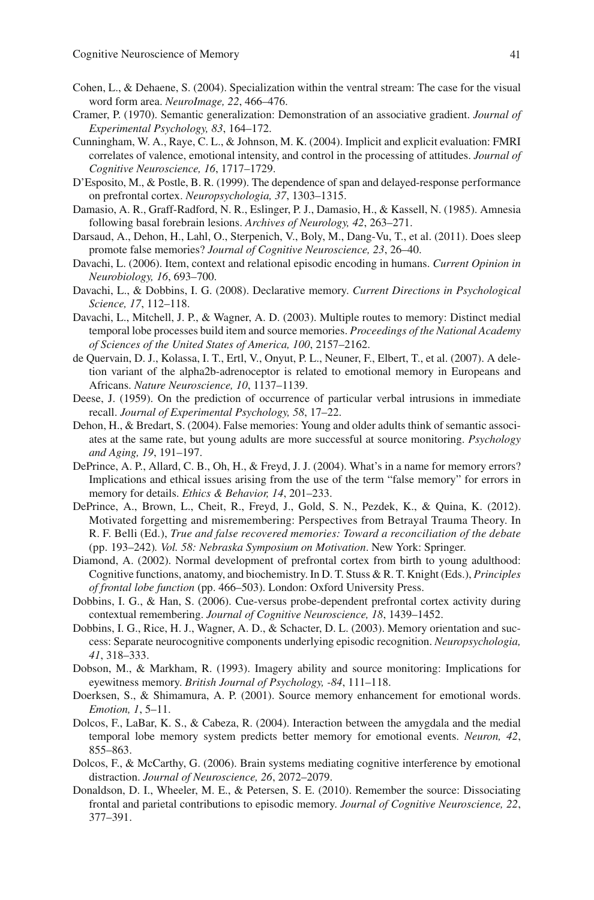Cohen, L., & Dehaene, S. (2004). Specialization within the ventral stream: The case for the visual word form area. *NeuroImage, 22*, 466–476.

Cramer, P. (1970). Semantic generalization: Demonstration of an associative gradient. *Journal of Experimental Psychology, 83*, 164–172.

Cunningham, W. A., Raye, C. L., & Johnson, M. K. (2004). Implicit and explicit evaluation: FMRI correlates of valence, emotional intensity, and control in the processing of attitudes. *Journal of Cognitive Neuroscience, 16*, 1717–1729.

D'Esposito, M., & Postle, B. R. (1999). The dependence of span and delayed-response performance on prefrontal cortex. *Neuropsychologia, 37*, 1303–1315.

Damasio, A. R., Graff-Radford, N. R., Eslinger, P. J., Damasio, H., & Kassell, N. (1985). Amnesia following basal forebrain lesions. *Archives of Neurology, 42*, 263–271.

Darsaud, A., Dehon, H., Lahl, O., Sterpenich, V., Boly, M., Dang-Vu, T., et al. (2011). Does sleep promote false memories? *Journal of Cognitive Neuroscience, 23*, 26–40.

Davachi, L. (2006). Item, context and relational episodic encoding in humans. *Current Opinion in Neurobiology, 16*, 693–700.

Davachi, L., & Dobbins, I. G. (2008). Declarative memory. *Current Directions in Psychological Science, 17*, 112–118.

Davachi, L., Mitchell, J. P., & Wagner, A. D. (2003). Multiple routes to memory: Distinct medial temporal lobe processes build item and source memories. *Proceedings of the National Academy of Sciences of the United States of America, 100*, 2157–2162.

de Quervain, D. J., Kolassa, I. T., Ertl, V., Onyut, P. L., Neuner, F., Elbert, T., et al. (2007). A deletion variant of the alpha2b-adrenoceptor is related to emotional memory in Europeans and Africans. *Nature Neuroscience, 10*, 1137–1139.

Deese, J. (1959). On the prediction of occurrence of particular verbal intrusions in immediate recall. *Journal of Experimental Psychology, 58*, 17–22.

Dehon, H., & Bredart, S. (2004). False memories: Young and older adults think of semantic associates at the same rate, but young adults are more successful at source monitoring. *Psychology and Aging, 19*, 191–197.

DePrince, A. P., Allard, C. B., Oh, H., & Freyd, J. J. (2004). What's in a name for memory errors? Implications and ethical issues arising from the use of the term "false memory" for errors in memory for details. *Ethics & Behavior, 14*, 201–233.

DePrince, A., Brown, L., Cheit, R., Freyd, J., Gold, S. N., Pezdek, K., & Quina, K. (2012). Motivated forgetting and misremembering: Perspectives from Betrayal Trauma Theory. In R. F. Belli (Ed.), *True and false recovered memories: Toward a reconciliation of the debate* (pp. 193–242)*. Vol. 58: Nebraska Symposium on Motivation*. New York: Springer.

Diamond, A. (2002). Normal development of prefrontal cortex from birth to young adulthood: Cognitive functions, anatomy, and biochemistry. In D. T. Stuss & R. T. Knight (Eds.), *Principles of frontal lobe function* (pp. 466–503). London: Oxford University Press.

Dobbins, I. G., & Han, S. (2006). Cue-versus probe-dependent prefrontal cortex activity during contextual remembering. *Journal of Cognitive Neuroscience, 18*, 1439–1452.

Dobbins, I. G., Rice, H. J., Wagner, A. D., & Schacter, D. L. (2003). Memory orientation and success: Separate neurocognitive components underlying episodic recognition. *Neuropsychologia, 41*, 318–333.

Dobson, M., & Markham, R. (1993). Imagery ability and source monitoring: Implications for eyewitness memory. *British Journal of Psychology, -84*, 111–118.

Doerksen, S., & Shimamura, A. P. (2001). Source memory enhancement for emotional words. *Emotion, 1*, 5–11.

Dolcos, F., LaBar, K. S., & Cabeza, R. (2004). Interaction between the amygdala and the medial temporal lobe memory system predicts better memory for emotional events. *Neuron, 42*, 855–863.

Dolcos, F., & McCarthy, G. (2006). Brain systems mediating cognitive interference by emotional distraction. *Journal of Neuroscience, 26*, 2072–2079.

Donaldson, D. I., Wheeler, M. E., & Petersen, S. E. (2010). Remember the source: Dissociating frontal and parietal contributions to episodic memory. *Journal of Cognitive Neuroscience, 22*, 377–391.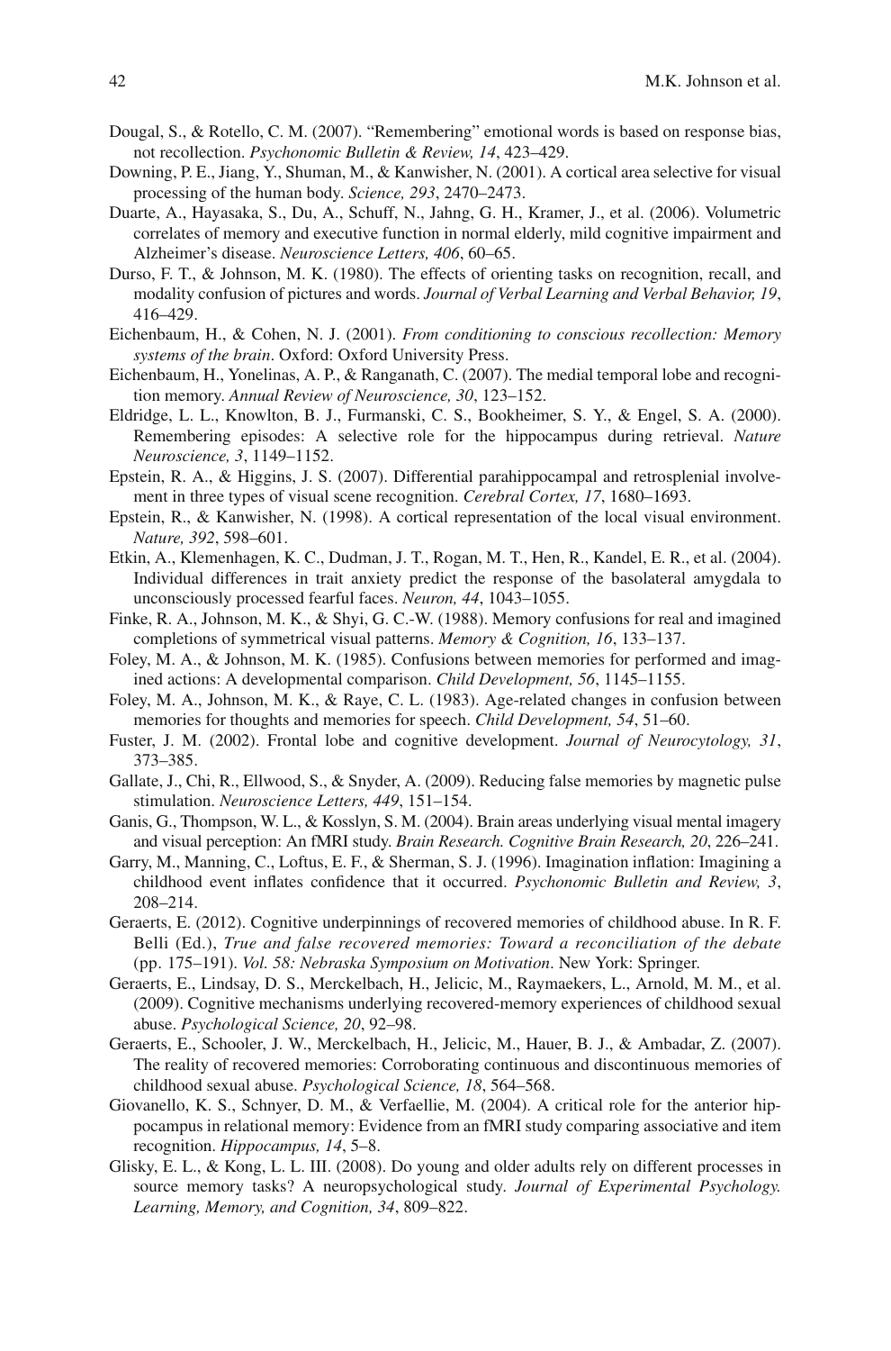Dougal, S., & Rotello, C. M. (2007). "Remembering" emotional words is based on response bias, not recollection. *Psychonomic Bulletin & Review, 14*, 423–429.

Downing, P. E., Jiang, Y., Shuman, M., & Kanwisher, N. (2001). A cortical area selective for visual processing of the human body. *Science, 293*, 2470–2473.

Duarte, A., Hayasaka, S., Du, A., Schuff, N., Jahng, G. H., Kramer, J., et al. (2006). Volumetric correlates of memory and executive function in normal elderly, mild cognitive impairment and Alzheimer's disease. *Neuroscience Letters, 406*, 60–65.

Durso, F. T., & Johnson, M. K. (1980). The effects of orienting tasks on recognition, recall, and modality confusion of pictures and words. *Journal of Verbal Learning and Verbal Behavior, 19*, 416–429.

Eichenbaum, H., & Cohen, N. J. (2001). *From conditioning to conscious recollection: Memory systems of the brain*. Oxford: Oxford University Press.

Eichenbaum, H., Yonelinas, A. P., & Ranganath, C. (2007). The medial temporal lobe and recognition memory. *Annual Review of Neuroscience, 30*, 123–152.

Eldridge, L. L., Knowlton, B. J., Furmanski, C. S., Bookheimer, S. Y., & Engel, S. A. (2000). Remembering episodes: A selective role for the hippocampus during retrieval. *Nature Neuroscience, 3*, 1149–1152.

Epstein, R. A., & Higgins, J. S. (2007). Differential parahippocampal and retrosplenial involvement in three types of visual scene recognition. *Cerebral Cortex, 17*, 1680–1693.

Epstein, R., & Kanwisher, N. (1998). A cortical representation of the local visual environment. *Nature, 392*, 598–601.

Etkin, A., Klemenhagen, K. C., Dudman, J. T., Rogan, M. T., Hen, R., Kandel, E. R., et al. (2004). Individual differences in trait anxiety predict the response of the basolateral amygdala to unconsciously processed fearful faces. *Neuron, 44*, 1043–1055.

Finke, R. A., Johnson, M. K., & Shyi, G. C.-W. (1988). Memory confusions for real and imagined completions of symmetrical visual patterns. *Memory & Cognition, 16*, 133–137.

Foley, M. A., & Johnson, M. K. (1985). Confusions between memories for performed and imagined actions: A developmental comparison. *Child Development, 56*, 1145–1155.

Foley, M. A., Johnson, M. K., & Raye, C. L. (1983). Age-related changes in confusion between memories for thoughts and memories for speech. *Child Development, 54*, 51–60.

Fuster, J. M. (2002). Frontal lobe and cognitive development. *Journal of Neurocytology, 31*, 373–385.

Gallate, J., Chi, R., Ellwood, S., & Snyder, A. (2009). Reducing false memories by magnetic pulse stimulation. *Neuroscience Letters, 449*, 151–154.

Ganis, G., Thompson, W. L., & Kosslyn, S. M. (2004). Brain areas underlying visual mental imagery and visual perception: An fMRI study. *Brain Research. Cognitive Brain Research, 20*, 226–241.

Garry, M., Manning, C., Loftus, E. F., & Sherman, S. J. (1996). Imagination inflation: Imagining a childhood event inflates confidence that it occurred. *Psychonomic Bulletin and Review, 3*, 208–214.

Geraerts, E. (2012). Cognitive underpinnings of recovered memories of childhood abuse. In R. F. Belli (Ed.), *True and false recovered memories: Toward a reconciliation of the debate* (pp. 175–191). *Vol. 58: Nebraska Symposium on Motivation*. New York: Springer.

Geraerts, E., Lindsay, D. S., Merckelbach, H., Jelicic, M., Raymaekers, L., Arnold, M. M., et al. (2009). Cognitive mechanisms underlying recovered-memory experiences of childhood sexual abuse. *Psychological Science, 20*, 92–98.

Geraerts, E., Schooler, J. W., Merckelbach, H., Jelicic, M., Hauer, B. J., & Ambadar, Z. (2007). The reality of recovered memories: Corroborating continuous and discontinuous memories of childhood sexual abuse. *Psychological Science, 18*, 564–568.

Giovanello, K. S., Schnyer, D. M., & Verfaellie, M. (2004). A critical role for the anterior hippocampus in relational memory: Evidence from an fMRI study comparing associative and item recognition. *Hippocampus, 14*, 5–8.

Glisky, E. L., & Kong, L. L. III. (2008). Do young and older adults rely on different processes in source memory tasks? A neuropsychological study. *Journal of Experimental Psychology. Learning, Memory, and Cognition, 34*, 809–822.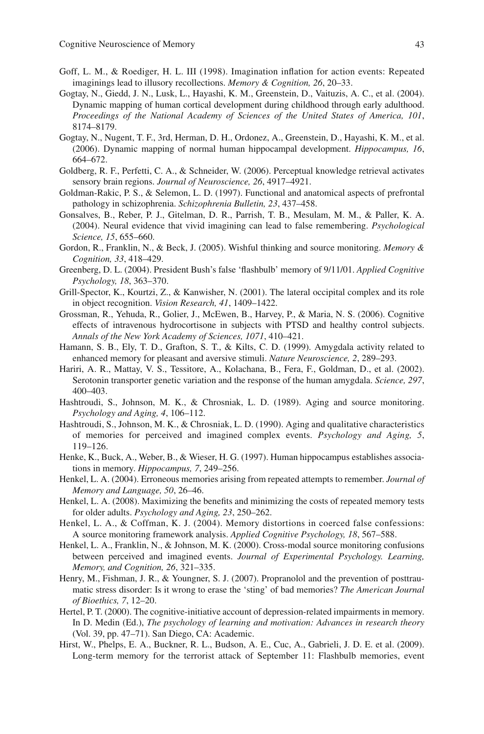Goff, L. M., & Roediger, H. L. III (1998). Imagination inflation for action events: Repeated imaginings lead to illusory recollections. *Memory & Cognition, 26*, 20–33.

Gogtay, N., Giedd, J. N., Lusk, L., Hayashi, K. M., Greenstein, D., Vaituzis, A. C., et al. (2004). Dynamic mapping of human cortical development during childhood through early adulthood. *Proceedings of the National Academy of Sciences of the United States of America, 101*, 8174–8179.

Gogtay, N., Nugent, T. F., 3rd, Herman, D. H., Ordonez, A., Greenstein, D., Hayashi, K. M., et al. (2006). Dynamic mapping of normal human hippocampal development. *Hippocampus, 16*, 664–672.

Goldberg, R. F., Perfetti, C. A., & Schneider, W. (2006). Perceptual knowledge retrieval activates sensory brain regions. *Journal of Neuroscience, 26*, 4917–4921.

Goldman-Rakic, P. S., & Selemon, L. D. (1997). Functional and anatomical aspects of prefrontal pathology in schizophrenia. *Schizophrenia Bulletin, 23*, 437–458.

Gonsalves, B., Reber, P. J., Gitelman, D. R., Parrish, T. B., Mesulam, M. M., & Paller, K. A. (2004). Neural evidence that vivid imagining can lead to false remembering. *Psychological Science, 15*, 655–660.

Gordon, R., Franklin, N., & Beck, J. (2005). Wishful thinking and source monitoring. *Memory & Cognition, 33*, 418–429.

Greenberg, D. L. (2004). President Bush's false 'flashbulb' memory of 9/11/01. *Applied Cognitive Psychology, 18*, 363–370.

Grill-Spector, K., Kourtzi, Z., & Kanwisher, N. (2001). The lateral occipital complex and its role in object recognition. *Vision Research, 41*, 1409–1422.

Grossman, R., Yehuda, R., Golier, J., McEwen, B., Harvey, P., & Maria, N. S. (2006). Cognitive effects of intravenous hydrocortisone in subjects with PTSD and healthy control subjects. *Annals of the New York Academy of Sciences, 1071*, 410–421.

Hamann, S. B., Ely, T. D., Grafton, S. T., & Kilts, C. D. (1999). Amygdala activity related to enhanced memory for pleasant and aversive stimuli. *Nature Neuroscience, 2*, 289–293.

Hariri, A. R., Mattay, V. S., Tessitore, A., Kolachana, B., Fera, F., Goldman, D., et al. (2002). Serotonin transporter genetic variation and the response of the human amygdala. *Science, 297*, 400–403.

Hashtroudi, S., Johnson, M. K., & Chrosniak, L. D. (1989). Aging and source monitoring. *Psychology and Aging, 4*, 106–112.

Hashtroudi, S., Johnson, M. K., & Chrosniak, L. D. (1990). Aging and qualitative characteristics of memories for perceived and imagined complex events. *Psychology and Aging, 5*, 119–126.

Henke, K., Buck, A., Weber, B., & Wieser, H. G. (1997). Human hippocampus establishes associations in memory. *Hippocampus, 7*, 249–256.

Henkel, L. A. (2004). Erroneous memories arising from repeated attempts to remember. *Journal of Memory and Language, 50*, 26–46.

Henkel, L. A. (2008). Maximizing the benefits and minimizing the costs of repeated memory tests for older adults. *Psychology and Aging, 23*, 250–262.

Henkel, L. A., & Coffman, K. J. (2004). Memory distortions in coerced false confessions: A source monitoring framework analysis. *Applied Cognitive Psychology, 18*, 567–588.

Henkel, L. A., Franklin, N., & Johnson, M. K. (2000). Cross-modal source monitoring confusions between perceived and imagined events. *Journal of Experimental Psychology. Learning, Memory, and Cognition, 26*, 321–335.

Henry, M., Fishman, J. R., & Youngner, S. J. (2007). Propranolol and the prevention of posttraumatic stress disorder: Is it wrong to erase the 'sting' of bad memories? *The American Journal of Bioethics, 7*, 12–20.

Hertel, P. T. (2000). The cognitive-initiative account of depression-related impairments in memory. In D. Medin (Ed.), *The psychology of learning and motivation: Advances in research theory* (Vol. 39, pp. 47–71). San Diego, CA: Academic.

Hirst, W., Phelps, E. A., Buckner, R. L., Budson, A. E., Cuc, A., Gabrieli, J. D. E. et al. (2009). Long-term memory for the terrorist attack of September 11: Flashbulb memories, event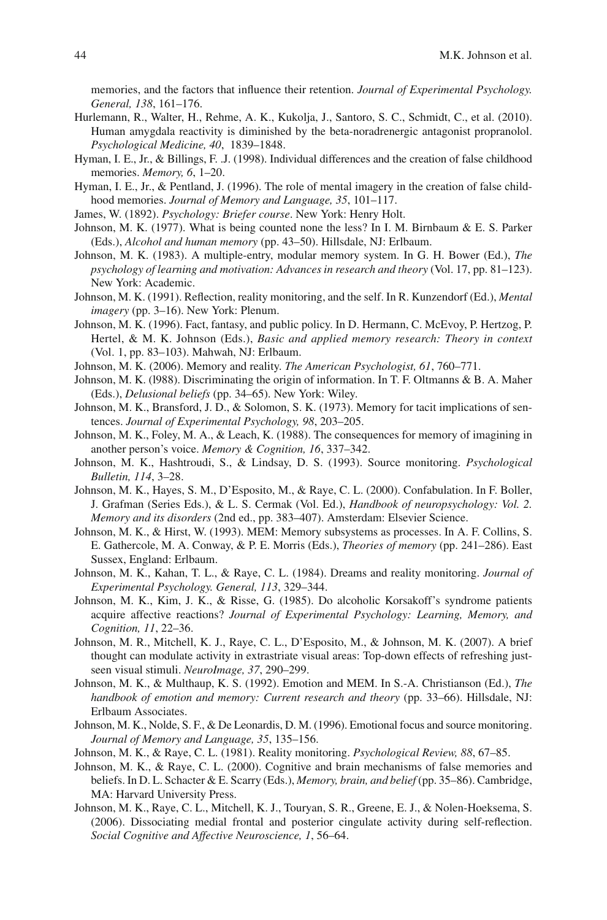memories, and the factors that influence their retention. *Journal of Experimental Psychology. General, 138*, 161–176.

Hurlemann, R., Walter, H., Rehme, A. K., Kukolja, J., Santoro, S. C., Schmidt, C., et al. (2010). Human amygdala reactivity is diminished by the beta-noradrenergic antagonist propranolol. *Psychological Medicine, 40*, 1839–1848.

Hyman, I. E., Jr., & Billings, F. .J. (1998). Individual differences and the creation of false childhood memories. *Memory, 6*, 1–20.

Hyman, I. E., Jr., & Pentland, J. (1996). The role of mental imagery in the creation of false childhood memories. *Journal of Memory and Language, 35*, 101–117.

James, W. (1892). *Psychology: Briefer course*. New York: Henry Holt.

Johnson, M. K. (1977). What is being counted none the less? In I. M. Birnbaum & E. S. Parker (Eds.), *Alcohol and human memory* (pp. 43–50). Hillsdale, NJ: Erlbaum.

Johnson, M. K. (1983). A multiple-entry, modular memory system. In G. H. Bower (Ed.), *The psychology of learning and motivation: Advances in research and theory* (Vol. 17, pp. 81–123). New York: Academic.

Johnson, M. K. (1991). Reflection, reality monitoring, and the self. In R. Kunzendorf (Ed.), *Mental imagery* (pp. 3–16). New York: Plenum.

Johnson, M. K. (1996). Fact, fantasy, and public policy. In D. Hermann, C. McEvoy, P. Hertzog, P. Hertel, & M. K. Johnson (Eds.), *Basic and applied memory research: Theory in context* (Vol. 1, pp. 83–103). Mahwah, NJ: Erlbaum.

Johnson, M. K. (2006). Memory and reality. *The American Psychologist, 61*, 760–771.

Johnson, M. K. (l988). Discriminating the origin of information. In T. F. Oltmanns & B. A. Maher (Eds.), *Delusional beliefs* (pp. 34–65). New York: Wiley.

Johnson, M. K., Bransford, J. D., & Solomon, S. K. (1973). Memory for tacit implications of sentences. *Journal of Experimental Psychology, 98*, 203–205.

Johnson, M. K., Foley, M. A., & Leach, K. (1988). The consequences for memory of imagining in another person's voice. *Memory & Cognition, 16*, 337–342.

Johnson, M. K., Hashtroudi, S., & Lindsay, D. S. (1993). Source monitoring. *Psychological Bulletin, 114*, 3–28.

Johnson, M. K., Hayes, S. M., D'Esposito, M., & Raye, C. L. (2000). Confabulation. In F. Boller, J. Grafman (Series Eds.), & L. S. Cermak (Vol. Ed.), *Handbook of neuropsychology: Vol. 2. Memory and its disorders* (2nd ed., pp. 383–407). Amsterdam: Elsevier Science.

Johnson, M. K., & Hirst, W. (1993). MEM: Memory subsystems as processes. In A. F. Collins, S. E. Gathercole, M. A. Conway, & P. E. Morris (Eds.), *Theories of memory* (pp. 241–286). East Sussex, England: Erlbaum.

Johnson, M. K., Kahan, T. L., & Raye, C. L. (1984). Dreams and reality monitoring. *Journal of Experimental Psychology. General, 113*, 329–344.

Johnson, M. K., Kim, J. K., & Risse, G. (1985). Do alcoholic Korsakoff's syndrome patients acquire affective reactions? *Journal of Experimental Psychology: Learning, Memory, and Cognition, 11*, 22–36.

Johnson, M. R., Mitchell, K. J., Raye, C. L., D'Esposito, M., & Johnson, M. K. (2007). A brief thought can modulate activity in extrastriate visual areas: Top-down effects of refreshing just-seen visual stimuli. *NeuroImage, 37*, 290–299.

Johnson, M. K., & Multhaup, K. S. (1992). Emotion and MEM. In S.-A. Christianson (Ed.), *The handbook of emotion and memory: Current research and theory* (pp. 33–66). Hillsdale, NJ: Erlbaum Associates.

Johnson, M. K., Nolde, S. F., & De Leonardis, D. M. (1996). Emotional focus and source monitoring. *Journal of Memory and Language, 35*, 135–156.

Johnson, M. K., & Raye, C. L. (1981). Reality monitoring. *Psychological Review, 88*, 67–85.

Johnson, M. K., & Raye, C. L. (2000). Cognitive and brain mechanisms of false memories and beliefs. In D. L. Schacter & E. Scarry (Eds.), *Memory, brain, and belief* (pp. 35–86). Cambridge, MA: Harvard University Press.

Johnson, M. K., Raye, C. L., Mitchell, K. J., Touryan, S. R., Greene, E. J., & Nolen-Hoeksema, S. (2006). Dissociating medial frontal and posterior cingulate activity during self-reflection. *Social Cognitive and Affective Neuroscience, 1*, 56–64.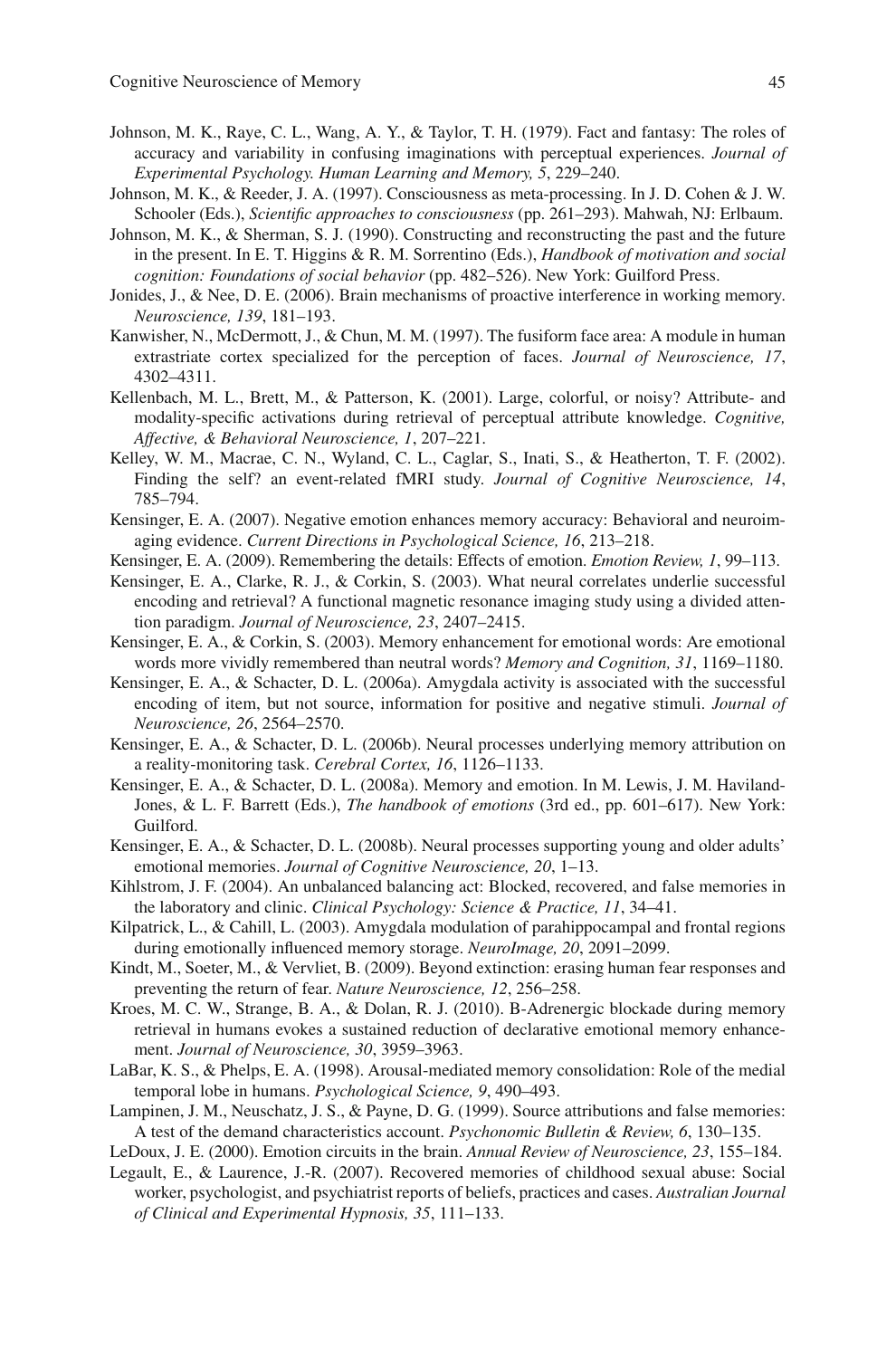Johnson, M. K., Raye, C. L., Wang, A. Y., & Taylor, T. H. (1979). Fact and fantasy: The roles of accuracy and variability in confusing imaginations with perceptual experiences. *Journal of Experimental Psychology. Human Learning and Memory, 5*, 229–240.

Johnson, M. K., & Reeder, J. A. (1997). Consciousness as meta-processing. In J. D. Cohen & J. W. Schooler (Eds.), *Scientific approaches to consciousness* (pp. 261–293). Mahwah, NJ: Erlbaum.

Johnson, M. K., & Sherman, S. J. (1990). Constructing and reconstructing the past and the future in the present. In E. T. Higgins & R. M. Sorrentino (Eds.), *Handbook of motivation and social cognition: Foundations of social behavior* (pp. 482–526). New York: Guilford Press.

Jonides, J., & Nee, D. E. (2006). Brain mechanisms of proactive interference in working memory. *Neuroscience, 139*, 181–193.

Kanwisher, N., McDermott, J., & Chun, M. M. (1997). The fusiform face area: A module in human extrastriate cortex specialized for the perception of faces. *Journal of Neuroscience, 17*, 4302–4311.

Kellenbach, M. L., Brett, M., & Patterson, K. (2001). Large, colorful, or noisy? Attribute- and modality-specific activations during retrieval of perceptual attribute knowledge. *Cognitive, Affective, & Behavioral Neuroscience, 1*, 207–221.

Kelley, W. M., Macrae, C. N., Wyland, C. L., Caglar, S., Inati, S., & Heatherton, T. F. (2002). Finding the self? an event-related fMRI study. *Journal of Cognitive Neuroscience, 14*, 785–794.

Kensinger, E. A. (2007). Negative emotion enhances memory accuracy: Behavioral and neuroimaging evidence. *Current Directions in Psychological Science, 16*, 213–218.

Kensinger, E. A. (2009). Remembering the details: Effects of emotion. *Emotion Review, 1*, 99–113.

Kensinger, E. A., Clarke, R. J., & Corkin, S. (2003). What neural correlates underlie successful encoding and retrieval? A functional magnetic resonance imaging study using a divided attention paradigm. *Journal of Neuroscience, 23*, 2407–2415.

Kensinger, E. A., & Corkin, S. (2003). Memory enhancement for emotional words: Are emotional words more vividly remembered than neutral words? *Memory and Cognition, 31*, 1169–1180.

Kensinger, E. A., & Schacter, D. L. (2006a). Amygdala activity is associated with the successful encoding of item, but not source, information for positive and negative stimuli. *Journal of Neuroscience, 26*, 2564–2570.

Kensinger, E. A., & Schacter, D. L. (2006b). Neural processes underlying memory attribution on a reality-monitoring task. *Cerebral Cortex, 16*, 1126–1133.

Kensinger, E. A., & Schacter, D. L. (2008a). Memory and emotion. In M. Lewis, J. M. Haviland-Jones, & L. F. Barrett (Eds.), *The handbook of emotions* (3rd ed., pp. 601–617). New York: Guilford.

Kensinger, E. A., & Schacter, D. L. (2008b). Neural processes supporting young and older adults' emotional memories. *Journal of Cognitive Neuroscience, 20*, 1–13.

Kihlstrom, J. F. (2004). An unbalanced balancing act: Blocked, recovered, and false memories in the laboratory and clinic. *Clinical Psychology: Science & Practice, 11*, 34–41.

Kilpatrick, L., & Cahill, L. (2003). Amygdala modulation of parahippocampal and frontal regions during emotionally influenced memory storage. *NeuroImage, 20*, 2091–2099.

Kindt, M., Soeter, M., & Vervliet, B. (2009). Beyond extinction: erasing human fear responses and preventing the return of fear. *Nature Neuroscience, 12*, 256–258.

Kroes, M. C. W., Strange, B. A., & Dolan, R. J. (2010). Β-Adrenergic blockade during memory retrieval in humans evokes a sustained reduction of declarative emotional memory enhancement. *Journal of Neuroscience, 30*, 3959–3963.

LaBar, K. S., & Phelps, E. A. (1998). Arousal-mediated memory consolidation: Role of the medial temporal lobe in humans. *Psychological Science, 9*, 490–493.

Lampinen, J. M., Neuschatz, J. S., & Payne, D. G. (1999). Source attributions and false memories: A test of the demand characteristics account. *Psychonomic Bulletin & Review, 6*, 130–135.

LeDoux, J. E. (2000). Emotion circuits in the brain. *Annual Review of Neuroscience, 23*, 155–184.

Legault, E., & Laurence, J.-R. (2007). Recovered memories of childhood sexual abuse: Social worker, psychologist, and psychiatrist reports of beliefs, practices and cases. *Australian Journal of Clinical and Experimental Hypnosis, 35*, 111–133.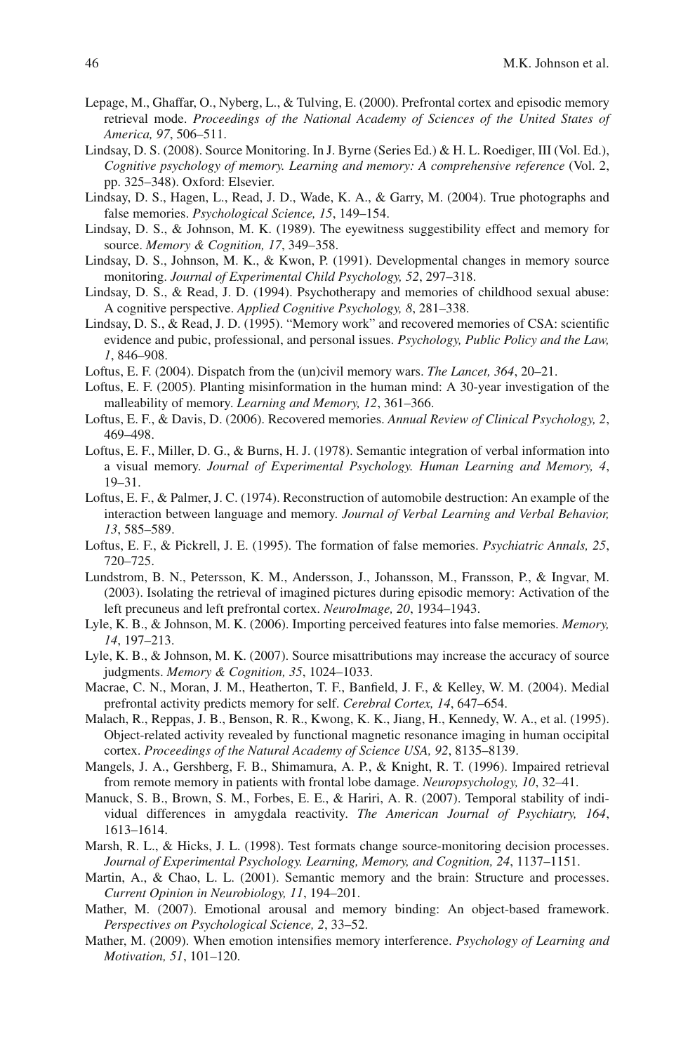Lepage, M., Ghaffar, O., Nyberg, L., & Tulving, E. (2000). Prefrontal cortex and episodic memory retrieval mode. *Proceedings of the National Academy of Sciences of the United States of America, 97*, 506–511.

Lindsay, D. S. (2008). Source Monitoring. In J. Byrne (Series Ed.) & H. L. Roediger, III (Vol. Ed.), *Cognitive psychology of memory. Learning and memory: A comprehensive reference* (Vol. 2, pp. 325–348). Oxford: Elsevier.

Lindsay, D. S., Hagen, L., Read, J. D., Wade, K. A., & Garry, M. (2004). True photographs and false memories. *Psychological Science, 15*, 149–154.

Lindsay, D. S., & Johnson, M. K. (1989). The eyewitness suggestibility effect and memory for source. *Memory & Cognition, 17*, 349–358.

Lindsay, D. S., Johnson, M. K., & Kwon, P. (1991). Developmental changes in memory source monitoring. *Journal of Experimental Child Psychology, 52*, 297–318.

Lindsay, D. S., & Read, J. D. (1994). Psychotherapy and memories of childhood sexual abuse: A cognitive perspective. *Applied Cognitive Psychology, 8*, 281–338.

Lindsay, D. S., & Read, J. D. (1995). "Memory work" and recovered memories of CSA: scientific evidence and pubic, professional, and personal issues. *Psychology, Public Policy and the Law, 1*, 846–908.

Loftus, E. F. (2004). Dispatch from the (un)civil memory wars. *The Lancet, 364*, 20–21.

Loftus, E. F. (2005). Planting misinformation in the human mind: A 30-year investigation of the malleability of memory. *Learning and Memory, 12*, 361–366.

Loftus, E. F., & Davis, D. (2006). Recovered memories. *Annual Review of Clinical Psychology, 2*, 469–498.

Loftus, E. F., Miller, D. G., & Burns, H. J. (1978). Semantic integration of verbal information into a visual memory. *Journal of Experimental Psychology. Human Learning and Memory, 4*, 19–31.

Loftus, E. F., & Palmer, J. C. (1974). Reconstruction of automobile destruction: An example of the interaction between language and memory. *Journal of Verbal Learning and Verbal Behavior, 13*, 585–589.

Loftus, E. F., & Pickrell, J. E. (1995). The formation of false memories. *Psychiatric Annals, 25*, 720–725.

Lundstrom, B. N., Petersson, K. M., Andersson, J., Johansson, M., Fransson, P., & Ingvar, M. (2003). Isolating the retrieval of imagined pictures during episodic memory: Activation of the left precuneus and left prefrontal cortex. *NeuroImage, 20*, 1934–1943.

Lyle, K. B., & Johnson, M. K. (2006). Importing perceived features into false memories. *Memory, 14*, 197–213.

Lyle, K. B., & Johnson, M. K. (2007). Source misattributions may increase the accuracy of source judgments. *Memory & Cognition, 35*, 1024–1033.

Macrae, C. N., Moran, J. M., Heatherton, T. F., Banfield, J. F., & Kelley, W. M. (2004). Medial prefrontal activity predicts memory for self. *Cerebral Cortex, 14*, 647–654.

Malach, R., Reppas, J. B., Benson, R. R., Kwong, K. K., Jiang, H., Kennedy, W. A., et al. (1995). Object-related activity revealed by functional magnetic resonance imaging in human occipital cortex. *Proceedings of the Natural Academy of Science USA, 92*, 8135–8139.

Mangels, J. A., Gershberg, F. B., Shimamura, A. P., & Knight, R. T. (1996). Impaired retrieval from remote memory in patients with frontal lobe damage. *Neuropsychology, 10*, 32–41.

Manuck, S. B., Brown, S. M., Forbes, E. E., & Hariri, A. R. (2007). Temporal stability of individual differences in amygdala reactivity. *The American Journal of Psychiatry, 164*, 1613–1614.

Marsh, R. L., & Hicks, J. L. (1998). Test formats change source-monitoring decision processes. *Journal of Experimental Psychology. Learning, Memory, and Cognition, 24*, 1137–1151.

Martin, A., & Chao, L. L. (2001). Semantic memory and the brain: Structure and processes. *Current Opinion in Neurobiology, 11*, 194–201.

Mather, M. (2007). Emotional arousal and memory binding: An object-based framework. *Perspectives on Psychological Science, 2*, 33–52.

Mather, M. (2009). When emotion intensifies memory interference. *Psychology of Learning and Motivation, 51*, 101–120.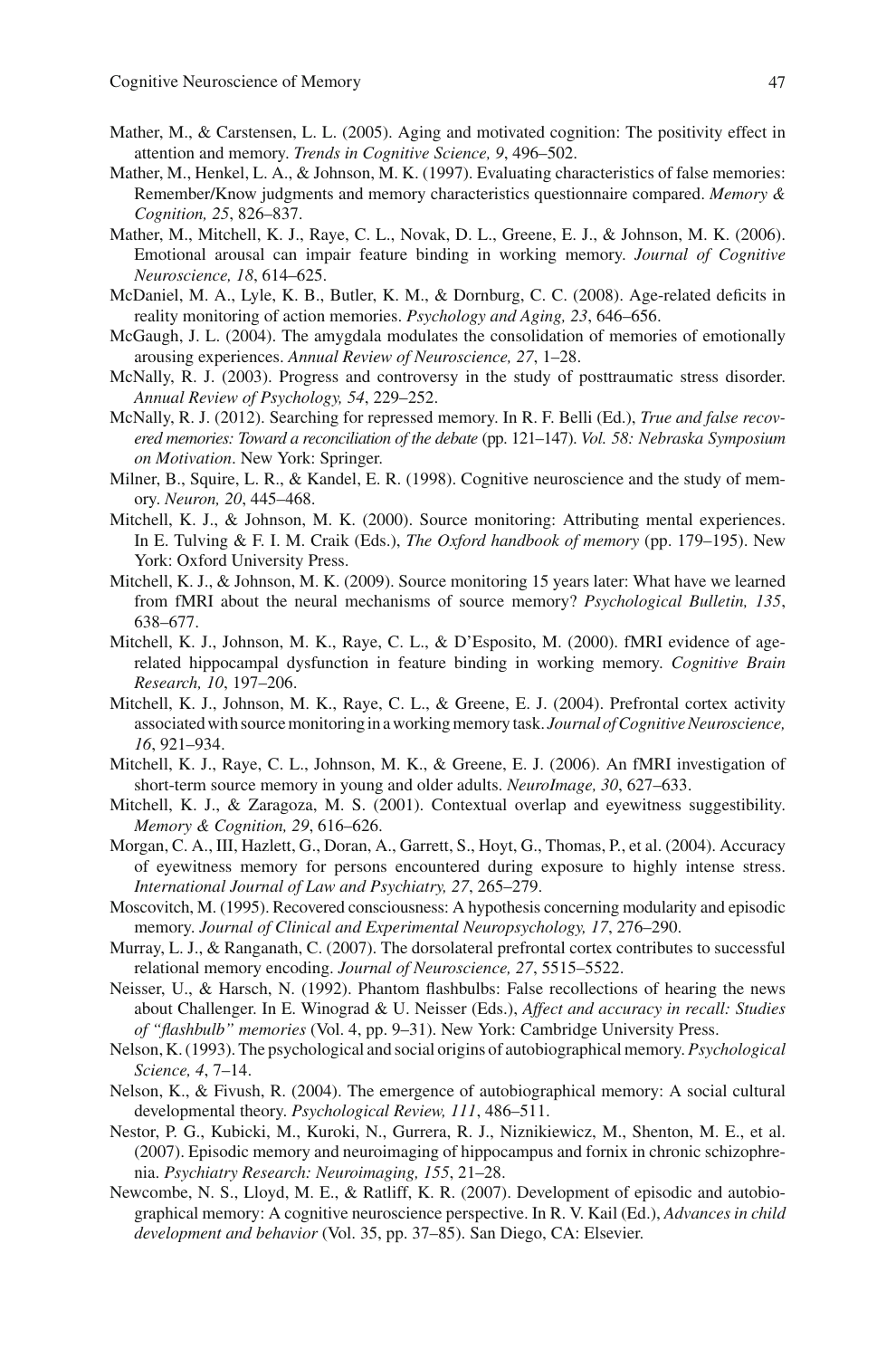Mather, M., & Carstensen, L. L. (2005). Aging and motivated cognition: The positivity effect in attention and memory. *Trends in Cognitive Science, 9*, 496–502.

Mather, M., Henkel, L. A., & Johnson, M. K. (1997). Evaluating characteristics of false memories: Remember/Know judgments and memory characteristics questionnaire compared. *Memory & Cognition, 25*, 826–837.

Mather, M., Mitchell, K. J., Raye, C. L., Novak, D. L., Greene, E. J., & Johnson, M. K. (2006). Emotional arousal can impair feature binding in working memory. *Journal of Cognitive Neuroscience, 18*, 614–625.

McDaniel, M. A., Lyle, K. B., Butler, K. M., & Dornburg, C. C. (2008). Age-related deficits in reality monitoring of action memories. *Psychology and Aging, 23*, 646–656.

McGaugh, J. L. (2004). The amygdala modulates the consolidation of memories of emotionally arousing experiences. *Annual Review of Neuroscience, 27*, 1–28.

McNally, R. J. (2003). Progress and controversy in the study of posttraumatic stress disorder. *Annual Review of Psychology, 54*, 229–252.

McNally, R. J. (2012). Searching for repressed memory. In R. F. Belli (Ed.), *True and false recovered memories: Toward a reconciliation of the debate* (pp. 121–147). *Vol. 58: Nebraska Symposium on Motivation*. New York: Springer.

Milner, B., Squire, L. R., & Kandel, E. R. (1998). Cognitive neuroscience and the study of memory. *Neuron, 20*, 445–468.

Mitchell, K. J., & Johnson, M. K. (2000). Source monitoring: Attributing mental experiences. In E. Tulving & F. I. M. Craik (Eds.), *The Oxford handbook of memory* (pp. 179–195). New York: Oxford University Press.

Mitchell, K. J., & Johnson, M. K. (2009). Source monitoring 15 years later: What have we learned from fMRI about the neural mechanisms of source memory? *Psychological Bulletin, 135*, 638–677.

Mitchell, K. J., Johnson, M. K., Raye, C. L., & D'Esposito, M. (2000). fMRI evidence of age-related hippocampal dysfunction in feature binding in working memory. *Cognitive Brain Research, 10*, 197–206.

Mitchell, K. J., Johnson, M. K., Raye, C. L., & Greene, E. J. (2004). Prefrontal cortex activity associated with source monitoring in a working memory task. *Journal of Cognitive Neuroscience, 16*, 921–934.

Mitchell, K. J., Raye, C. L., Johnson, M. K., & Greene, E. J. (2006). An fMRI investigation of short-term source memory in young and older adults. *NeuroImage, 30*, 627–633.

Mitchell, K. J., & Zaragoza, M. S. (2001). Contextual overlap and eyewitness suggestibility. *Memory & Cognition, 29*, 616–626.

Morgan, C. A., III, Hazlett, G., Doran, A., Garrett, S., Hoyt, G., Thomas, P., et al. (2004). Accuracy of eyewitness memory for persons encountered during exposure to highly intense stress. *International Journal of Law and Psychiatry, 27*, 265–279.

Moscovitch, M. (1995). Recovered consciousness: A hypothesis concerning modularity and episodic memory. *Journal of Clinical and Experimental Neuropsychology, 17*, 276–290.

Murray, L. J., & Ranganath, C. (2007). The dorsolateral prefrontal cortex contributes to successful relational memory encoding. *Journal of Neuroscience, 27*, 5515–5522.

Neisser, U., & Harsch, N. (1992). Phantom flashbulbs: False recollections of hearing the news about Challenger. In E. Winograd & U. Neisser (Eds.), *Affect and accuracy in recall: Studies of "flashbulb" memories* (Vol. 4, pp. 9–31). New York: Cambridge University Press.

Nelson, K. (1993). The psychological and social origins of autobiographical memory. *Psychological Science, 4*, 7–14.

Nelson, K., & Fivush, R. (2004). The emergence of autobiographical memory: A social cultural developmental theory. *Psychological Review, 111*, 486–511.

Nestor, P. G., Kubicki, M., Kuroki, N., Gurrera, R. J., Niznikiewicz, M., Shenton, M. E., et al. (2007). Episodic memory and neuroimaging of hippocampus and fornix in chronic schizophrenia. *Psychiatry Research: Neuroimaging, 155*, 21–28.

Newcombe, N. S., Lloyd, M. E., & Ratliff, K. R. (2007). Development of episodic and autobiographical memory: A cognitive neuroscience perspective. In R. V. Kail (Ed.), *Advances in child development and behavior* (Vol. 35, pp. 37–85). San Diego, CA: Elsevier.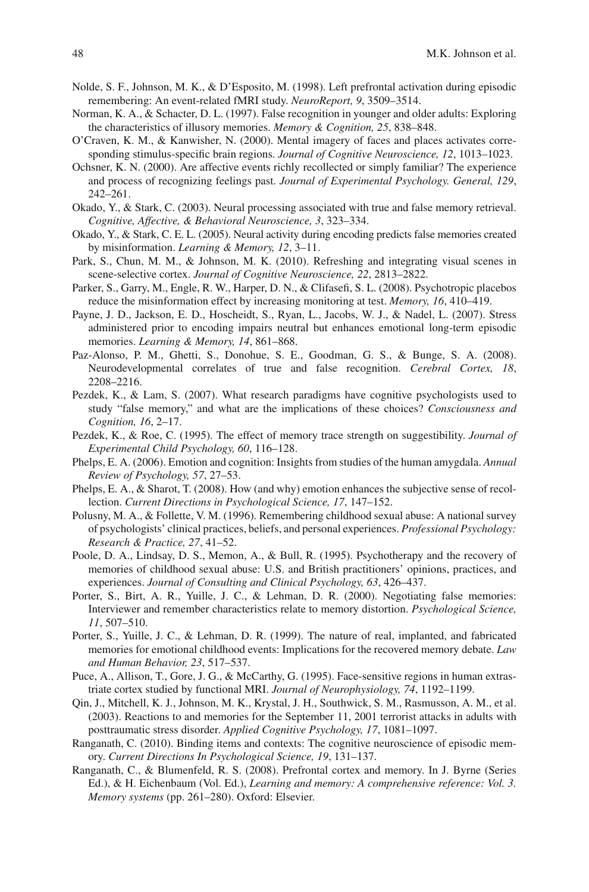Nolde, S. F., Johnson, M. K., & D'Esposito, M. (1998). Left prefrontal activation during episodic remembering: An event-related fMRI study. *NeuroReport, 9*, 3509–3514.

Norman, K. A., & Schacter, D. L. (1997). False recognition in younger and older adults: Exploring the characteristics of illusory memories. *Memory & Cognition, 25*, 838–848.

O'Craven, K. M., & Kanwisher, N. (2000). Mental imagery of faces and places activates corresponding stimulus-specific brain regions. *Journal of Cognitive Neuroscience, 12*, 1013–1023.

Ochsner, K. N. (2000). Are affective events richly recollected or simply familiar? The experience and process of recognizing feelings past. *Journal of Experimental Psychology. General, 129*, 242–261.

Okado, Y., & Stark, C. (2003). Neural processing associated with true and false memory retrieval. *Cognitive, Affective, & Behavioral Neuroscience, 3*, 323–334.

Okado, Y., & Stark, C. E. L. (2005). Neural activity during encoding predicts false memories created by misinformation. *Learning & Memory, 12*, 3–11.

Park, S., Chun, M. M., & Johnson, M. K. (2010). Refreshing and integrating visual scenes in scene-selective cortex. *Journal of Cognitive Neuroscience, 22*, 2813–2822.

Parker, S., Garry, M., Engle, R. W., Harper, D. N., & Clifasefi, S. L. (2008). Psychotropic placebos reduce the misinformation effect by increasing monitoring at test. *Memory, 16*, 410–419.

Payne, J. D., Jackson, E. D., Hoscheidt, S., Ryan, L., Jacobs, W. J., & Nadel, L. (2007). Stress administered prior to encoding impairs neutral but enhances emotional long-term episodic memories. *Learning & Memory, 14*, 861–868.

Paz-Alonso, P. M., Ghetti, S., Donohue, S. E., Goodman, G. S., & Bunge, S. A. (2008). Neurodevelopmental correlates of true and false recognition. *Cerebral Cortex, 18*, 2208–2216.

Pezdek, K., & Lam, S. (2007). What research paradigms have cognitive psychologists used to study "false memory," and what are the implications of these choices? *Consciousness and Cognition, 16*, 2–17.

Pezdek, K., & Roe, C. (1995). The effect of memory trace strength on suggestibility. *Journal of Experimental Child Psychology, 60*, 116–128.

Phelps, E. A. (2006). Emotion and cognition: Insights from studies of the human amygdala. *Annual Review of Psychology, 57*, 27–53.

Phelps, E. A., & Sharot, T. (2008). How (and why) emotion enhances the subjective sense of recollection. *Current Directions in Psychological Science, 17*, 147–152.

Polusny, M. A., & Follette, V. M. (1996). Remembering childhood sexual abuse: A national survey of psychologists' clinical practices, beliefs, and personal experiences. *Professional Psychology: Research & Practice, 27*, 41–52.

Poole, D. A., Lindsay, D. S., Memon, A., & Bull, R. (1995). Psychotherapy and the recovery of memories of childhood sexual abuse: U.S. and British practitioners' opinions, practices, and experiences. *Journal of Consulting and Clinical Psychology, 63*, 426–437.

Porter, S., Birt, A. R., Yuille, J. C., & Lehman, D. R. (2000). Negotiating false memories: Interviewer and remember characteristics relate to memory distortion. *Psychological Science, 11*, 507–510.

Porter, S., Yuille, J. C., & Lehman, D. R. (1999). The nature of real, implanted, and fabricated memories for emotional childhood events: Implications for the recovered memory debate. *Law and Human Behavior, 23*, 517–537.

Puce, A., Allison, T., Gore, J. G., & McCarthy, G. (1995). Face-sensitive regions in human extrastriate cortex studied by functional MRI. *Journal of Neurophysiology, 74*, 1192–1199.

Qin, J., Mitchell, K. J., Johnson, M. K., Krystal, J. H., Southwick, S. M., Rasmusson, A. M., et al. (2003). Reactions to and memories for the September 11, 2001 terrorist attacks in adults with posttraumatic stress disorder. *Applied Cognitive Psychology, 17*, 1081–1097.

Ranganath, C. (2010). Binding items and contexts: The cognitive neuroscience of episodic memory. *Current Directions In Psychological Science, 19*, 131–137.

Ranganath, C., & Blumenfeld, R. S. (2008). Prefrontal cortex and memory. In J. Byrne (Series Ed.), & H. Eichenbaum (Vol. Ed.), *Learning and memory: A comprehensive reference: Vol. 3. Memory systems* (pp. 261–280). Oxford: Elsevier.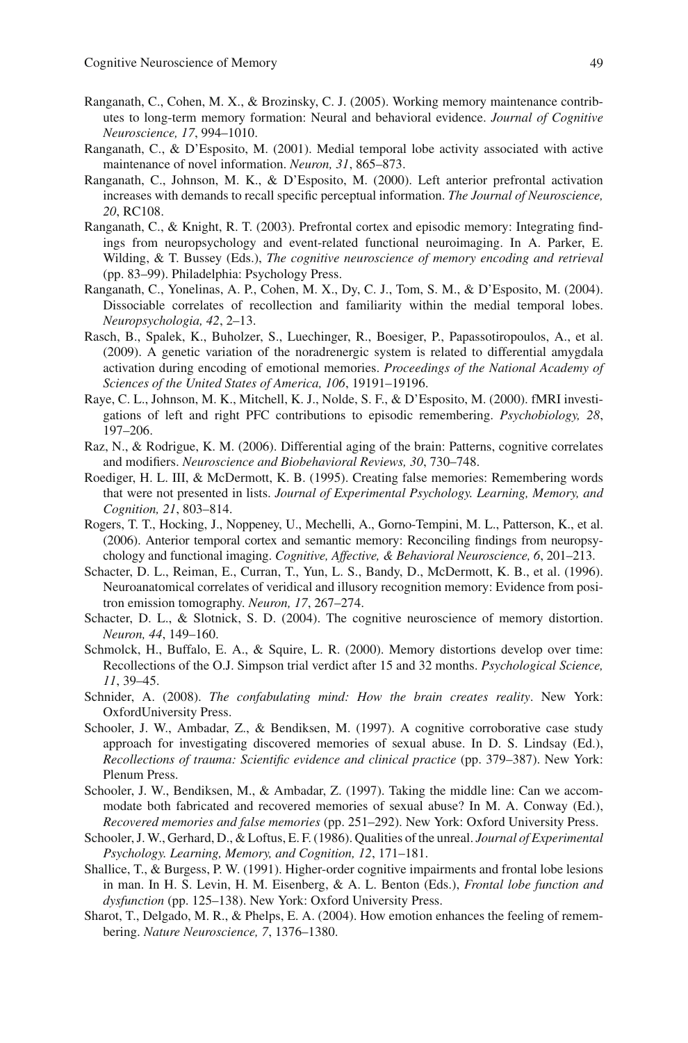Ranganath, C., Cohen, M. X., & Brozinsky, C. J. (2005). Working memory maintenance contributes to long-term memory formation: Neural and behavioral evidence. *Journal of Cognitive Neuroscience, 17*, 994–1010.

Ranganath, C., & D'Esposito, M. (2001). Medial temporal lobe activity associated with active maintenance of novel information. *Neuron, 31*, 865–873.

Ranganath, C., Johnson, M. K., & D'Esposito, M. (2000). Left anterior prefrontal activation increases with demands to recall specific perceptual information. *The Journal of Neuroscience, 20*, RC108.

Ranganath, C., & Knight, R. T. (2003). Prefrontal cortex and episodic memory: Integrating findings from neuropsychology and event-related functional neuroimaging. In A. Parker, E. Wilding, & T. Bussey (Eds.), *The cognitive neuroscience of memory encoding and retrieval* (pp. 83–99). Philadelphia: Psychology Press.

Ranganath, C., Yonelinas, A. P., Cohen, M. X., Dy, C. J., Tom, S. M., & D'Esposito, M. (2004). Dissociable correlates of recollection and familiarity within the medial temporal lobes. *Neuropsychologia, 42*, 2–13.

Rasch, B., Spalek, K., Buholzer, S., Luechinger, R., Boesiger, P., Papassotiropoulos, A., et al. (2009). A genetic variation of the noradrenergic system is related to differential amygdala activation during encoding of emotional memories. *Proceedings of the National Academy of Sciences of the United States of America, 106*, 19191–19196.

Raye, C. L., Johnson, M. K., Mitchell, K. J., Nolde, S. F., & D'Esposito, M. (2000). fMRI investigations of left and right PFC contributions to episodic remembering. *Psychobiology, 28*, 197–206.

Raz, N., & Rodrigue, K. M. (2006). Differential aging of the brain: Patterns, cognitive correlates and modifiers. *Neuroscience and Biobehavioral Reviews, 30*, 730–748.

Roediger, H. L. III, & McDermott, K. B. (1995). Creating false memories: Remembering words that were not presented in lists. *Journal of Experimental Psychology. Learning, Memory, and Cognition, 21*, 803–814.

Rogers, T. T., Hocking, J., Noppeney, U., Mechelli, A., Gorno-Tempini, M. L., Patterson, K., et al. (2006). Anterior temporal cortex and semantic memory: Reconciling findings from neuropsychology and functional imaging. *Cognitive, Affective, & Behavioral Neuroscience, 6*, 201–213.

Schacter, D. L., Reiman, E., Curran, T., Yun, L. S., Bandy, D., McDermott, K. B., et al. (1996). Neuroanatomical correlates of veridical and illusory recognition memory: Evidence from positron emission tomography. *Neuron, 17*, 267–274.

Schacter, D. L., & Slotnick, S. D. (2004). The cognitive neuroscience of memory distortion. *Neuron, 44*, 149–160.

Schmolck, H., Buffalo, E. A., & Squire, L. R. (2000). Memory distortions develop over time: Recollections of the O.J. Simpson trial verdict after 15 and 32 months. *Psychological Science, 11*, 39–45.

Schnider, A. (2008). *The confabulating mind: How the brain creates reality*. New York: OxfordUniversity Press.

Schooler, J. W., Ambadar, Z., & Bendiksen, M. (1997). A cognitive corroborative case study approach for investigating discovered memories of sexual abuse. In D. S. Lindsay (Ed.), *Recollections of trauma: Scientific evidence and clinical practice* (pp. 379–387). New York: Plenum Press.

Schooler, J. W., Bendiksen, M., & Ambadar, Z. (1997). Taking the middle line: Can we accommodate both fabricated and recovered memories of sexual abuse? In M. A. Conway (Ed.), *Recovered memories and false memories* (pp. 251–292). New York: Oxford University Press.

Schooler, J. W., Gerhard, D., & Loftus, E. F. (1986). Qualities of the unreal. *Journal of Experimental Psychology. Learning, Memory, and Cognition, 12*, 171–181.

Shallice, T., & Burgess, P. W. (1991). Higher-order cognitive impairments and frontal lobe lesions in man. In H. S. Levin, H. M. Eisenberg, & A. L. Benton (Eds.), *Frontal lobe function and dysfunction* (pp. 125–138). New York: Oxford University Press.

Sharot, T., Delgado, M. R., & Phelps, E. A. (2004). How emotion enhances the feeling of remembering. *Nature Neuroscience, 7*, 1376–1380.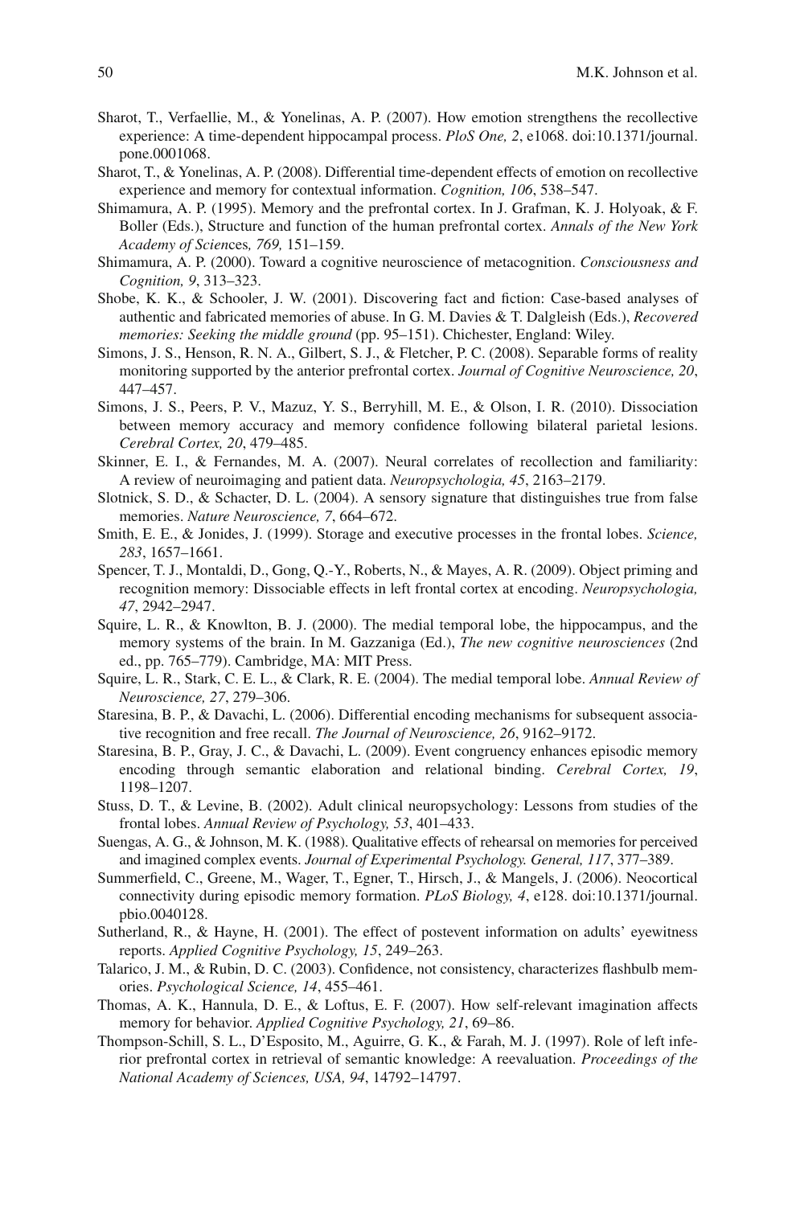Sharot, T., Verfaellie, M., & Yonelinas, A. P. (2007). How emotion strengthens the recollective experience: A time-dependent hippocampal process. *PloS One, 2*, e1068. doi:10.1371/journal.pone.0001068.

Sharot, T., & Yonelinas, A. P. (2008). Differential time-dependent effects of emotion on recollective experience and memory for contextual information. *Cognition, 106*, 538–547.

Shimamura, A. P. (1995). Memory and the prefrontal cortex. In J. Grafman, K. J. Holyoak, & F. Boller (Eds.), Structure and function of the human prefrontal cortex. *Annals of the New York Academy of Sciences, 769,* 151–159.

Shimamura, A. P. (2000). Toward a cognitive neuroscience of metacognition. *Consciousness and Cognition, 9*, 313–323.

Shobe, K. K., & Schooler, J. W. (2001). Discovering fact and fiction: Case-based analyses of authentic and fabricated memories of abuse. In G. M. Davies & T. Dalgleish (Eds.), *Recovered memories: Seeking the middle ground* (pp. 95–151). Chichester, England: Wiley.

Simons, J. S., Henson, R. N. A., Gilbert, S. J., & Fletcher, P. C. (2008). Separable forms of reality monitoring supported by the anterior prefrontal cortex. *Journal of Cognitive Neuroscience, 20*, 447–457.

Simons, J. S., Peers, P. V., Mazuz, Y. S., Berryhill, M. E., & Olson, I. R. (2010). Dissociation between memory accuracy and memory confidence following bilateral parietal lesions. *Cerebral Cortex, 20*, 479–485.

Skinner, E. I., & Fernandes, M. A. (2007). Neural correlates of recollection and familiarity: A review of neuroimaging and patient data. *Neuropsychologia, 45*, 2163–2179.

Slotnick, S. D., & Schacter, D. L. (2004). A sensory signature that distinguishes true from false memories. *Nature Neuroscience, 7*, 664–672.

Smith, E. E., & Jonides, J. (1999). Storage and executive processes in the frontal lobes. *Science, 283*, 1657–1661.

Spencer, T. J., Montaldi, D., Gong, Q.-Y., Roberts, N., & Mayes, A. R. (2009). Object priming and recognition memory: Dissociable effects in left frontal cortex at encoding. *Neuropsychologia, 47*, 2942–2947.

Squire, L. R., & Knowlton, B. J. (2000). The medial temporal lobe, the hippocampus, and the memory systems of the brain. In M. Gazzaniga (Ed.), *The new cognitive neurosciences* (2nd ed., pp. 765–779). Cambridge, MA: MIT Press.

Squire, L. R., Stark, C. E. L., & Clark, R. E. (2004). The medial temporal lobe. *Annual Review of Neuroscience, 27*, 279–306.

Staresina, B. P., & Davachi, L. (2006). Differential encoding mechanisms for subsequent associative recognition and free recall. *The Journal of Neuroscience, 26*, 9162–9172.

Staresina, B. P., Gray, J. C., & Davachi, L. (2009). Event congruency enhances episodic memory encoding through semantic elaboration and relational binding. *Cerebral Cortex, 19*, 1198–1207.

Stuss, D. T., & Levine, B. (2002). Adult clinical neuropsychology: Lessons from studies of the frontal lobes. *Annual Review of Psychology, 53*, 401–433.

Suengas, A. G., & Johnson, M. K. (1988). Qualitative effects of rehearsal on memories for perceived and imagined complex events. *Journal of Experimental Psychology. General, 117*, 377–389.

Summerfield, C., Greene, M., Wager, T., Egner, T., Hirsch, J., & Mangels, J. (2006). Neocortical connectivity during episodic memory formation. *PLoS Biology, 4*, e128. doi:10.1371/journal.pbio.0040128.

Sutherland, R., & Hayne, H. (2001). The effect of postevent information on adults' eyewitness reports. *Applied Cognitive Psychology, 15*, 249–263.

Talarico, J. M., & Rubin, D. C. (2003). Confidence, not consistency, characterizes flashbulb memories. *Psychological Science, 14*, 455–461.

Thomas, A. K., Hannula, D. E., & Loftus, E. F. (2007). How self-relevant imagination affects memory for behavior. *Applied Cognitive Psychology, 21*, 69–86.

Thompson-Schill, S. L., D'Esposito, M., Aguirre, G. K., & Farah, M. J. (1997). Role of left inferior prefrontal cortex in retrieval of semantic knowledge: A reevaluation. *Proceedings of the National Academy of Sciences, USA, 94*, 14792–14797.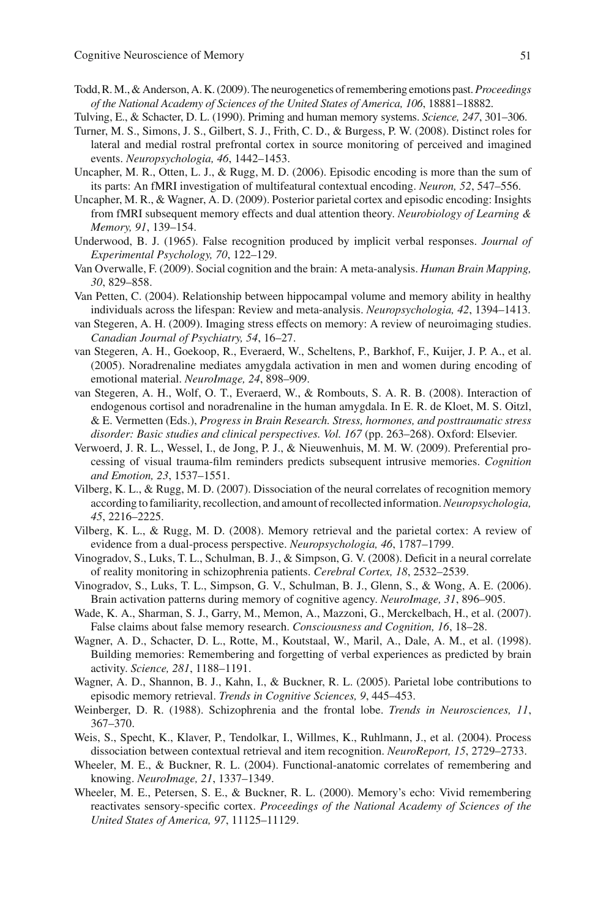Todd, R. M., & Anderson, A. K. (2009). The neurogenetics of remembering emotions past. *Proceedings of the National Academy of Sciences of the United States of America, 106*, 18881–18882.

Tulving, E., & Schacter, D. L. (1990). Priming and human memory systems. *Science, 247*, 301–306.

Turner, M. S., Simons, J. S., Gilbert, S. J., Frith, C. D., & Burgess, P. W. (2008). Distinct roles for lateral and medial rostral prefrontal cortex in source monitoring of perceived and imagined events. *Neuropsychologia, 46*, 1442–1453.

Uncapher, M. R., Otten, L. J., & Rugg, M. D. (2006). Episodic encoding is more than the sum of its parts: An fMRI investigation of multifeatural contextual encoding. *Neuron, 52*, 547–556.

Uncapher, M. R., & Wagner, A. D. (2009). Posterior parietal cortex and episodic encoding: Insights from fMRI subsequent memory effects and dual attention theory. *Neurobiology of Learning & Memory, 91*, 139–154.

Underwood, B. J. (1965). False recognition produced by implicit verbal responses. *Journal of Experimental Psychology, 70*, 122–129.

Van Overwalle, F. (2009). Social cognition and the brain: A meta-analysis. *Human Brain Mapping, 30*, 829–858.

Van Petten, C. (2004). Relationship between hippocampal volume and memory ability in healthy individuals across the lifespan: Review and meta-analysis. *Neuropsychologia, 42*, 1394–1413.

van Stegeren, A. H. (2009). Imaging stress effects on memory: A review of neuroimaging studies. *Canadian Journal of Psychiatry, 54*, 16–27.

van Stegeren, A. H., Goekoop, R., Everaerd, W., Scheltens, P., Barkhof, F., Kuijer, J. P. A., et al. (2005). Noradrenaline mediates amygdala activation in men and women during encoding of emotional material. *NeuroImage, 24*, 898–909.

van Stegeren, A. H., Wolf, O. T., Everaerd, W., & Rombouts, S. A. R. B. (2008). Interaction of endogenous cortisol and noradrenaline in the human amygdala. In E. R. de Kloet, M. S. Oitzl, & E. Vermetten (Eds.), *Progress in Brain Research. Stress, hormones, and posttraumatic stress disorder: Basic studies and clinical perspectives. Vol. 167* (pp. 263–268). Oxford: Elsevier.

Verwoerd, J. R. L., Wessel, I., de Jong, P. J., & Nieuwenhuis, M. M. W. (2009). Preferential processing of visual trauma-film reminders predicts subsequent intrusive memories. *Cognition and Emotion, 23*, 1537–1551.

Vilberg, K. L., & Rugg, M. D. (2007). Dissociation of the neural correlates of recognition memory according to familiarity, recollection, and amount of recollected information. *Neuropsychologia, 45*, 2216–2225.

Vilberg, K. L., & Rugg, M. D. (2008). Memory retrieval and the parietal cortex: A review of evidence from a dual-process perspective. *Neuropsychologia, 46*, 1787–1799.

Vinogradov, S., Luks, T. L., Schulman, B. J., & Simpson, G. V. (2008). Deficit in a neural correlate of reality monitoring in schizophrenia patients. *Cerebral Cortex, 18*, 2532–2539.

Vinogradov, S., Luks, T. L., Simpson, G. V., Schulman, B. J., Glenn, S., & Wong, A. E. (2006). Brain activation patterns during memory of cognitive agency. *NeuroImage, 31*, 896–905.

Wade, K. A., Sharman, S. J., Garry, M., Memon, A., Mazzoni, G., Merckelbach, H., et al. (2007). False claims about false memory research. *Consciousness and Cognition, 16*, 18–28.

Wagner, A. D., Schacter, D. L., Rotte, M., Koutstaal, W., Maril, A., Dale, A. M., et al. (1998). Building memories: Remembering and forgetting of verbal experiences as predicted by brain activity. *Science, 281*, 1188–1191.

Wagner, A. D., Shannon, B. J., Kahn, I., & Buckner, R. L. (2005). Parietal lobe contributions to episodic memory retrieval. *Trends in Cognitive Sciences, 9*, 445–453.

Weinberger, D. R. (1988). Schizophrenia and the frontal lobe. *Trends in Neurosciences, 11*, 367–370.

Weis, S., Specht, K., Klaver, P., Tendolkar, I., Willmes, K., Ruhlmann, J., et al. (2004). Process dissociation between contextual retrieval and item recognition. *NeuroReport, 15*, 2729–2733.

Wheeler, M. E., & Buckner, R. L. (2004). Functional-anatomic correlates of remembering and knowing. *NeuroImage, 21*, 1337–1349.

Wheeler, M. E., Petersen, S. E., & Buckner, R. L. (2000). Memory's echo: Vivid remembering reactivates sensory-specific cortex. *Proceedings of the National Academy of Sciences of the United States of America, 97*, 11125–11129.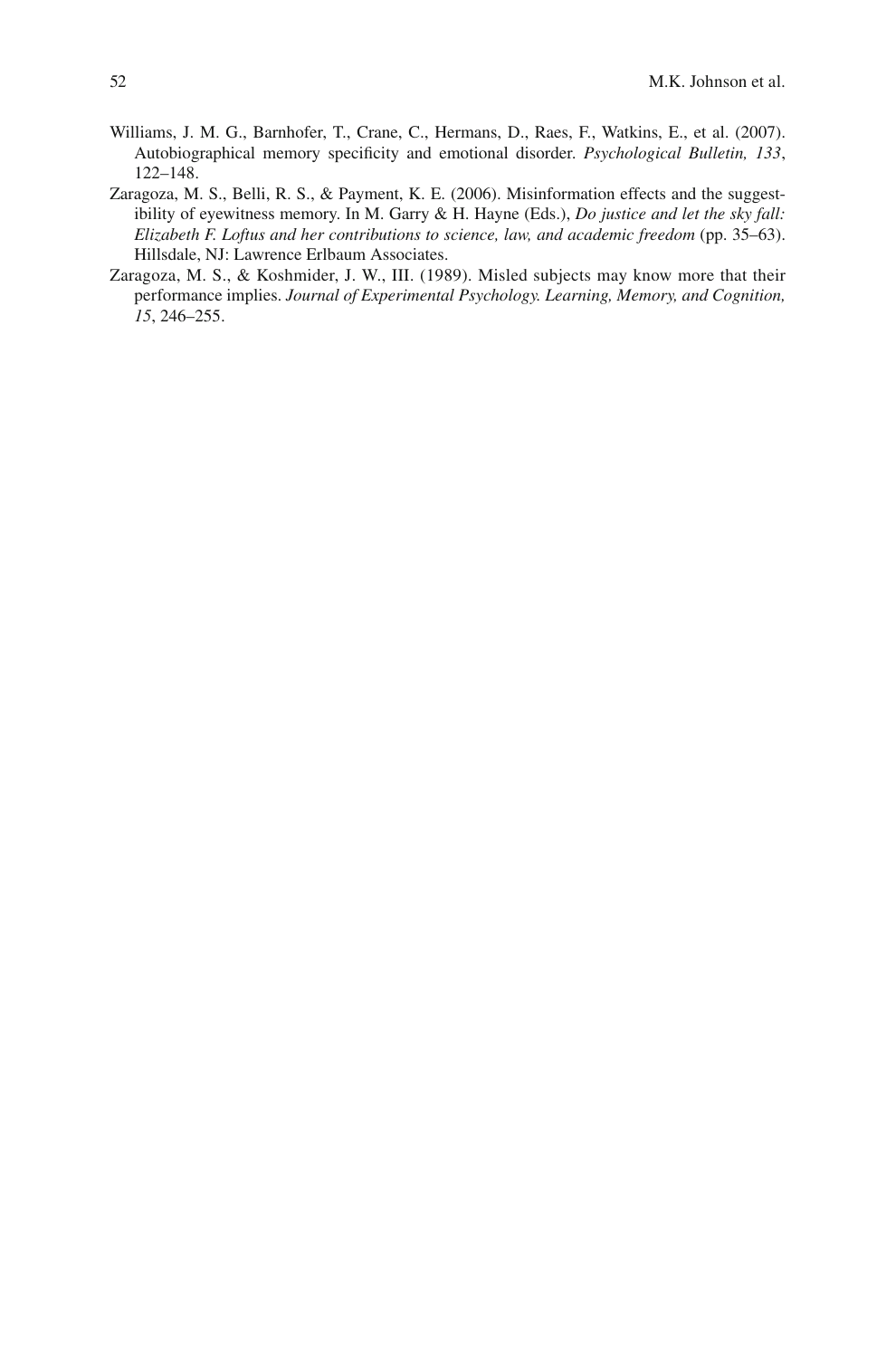Williams, J. M. G., Barnhofer, T., Crane, C., Hermans, D., Raes, F., Watkins, E., et al. (2007). Autobiographical memory specificity and emotional disorder. *Psychological Bulletin, 133*, 122–148.

Zaragoza, M. S., Belli, R. S., & Payment, K. E. (2006). Misinformation effects and the suggestibility of eyewitness memory. In M. Garry & H. Hayne (Eds.), *Do justice and let the sky fall: Elizabeth F. Loftus and her contributions to science, law, and academic freedom* (pp. 35–63). Hillsdale, NJ: Lawrence Erlbaum Associates.

Zaragoza, M. S., & Koshmider, J. W., III. (1989). Misled subjects may know more that their performance implies. *Journal of Experimental Psychology. Learning, Memory, and Cognition, 15*, 246–255.